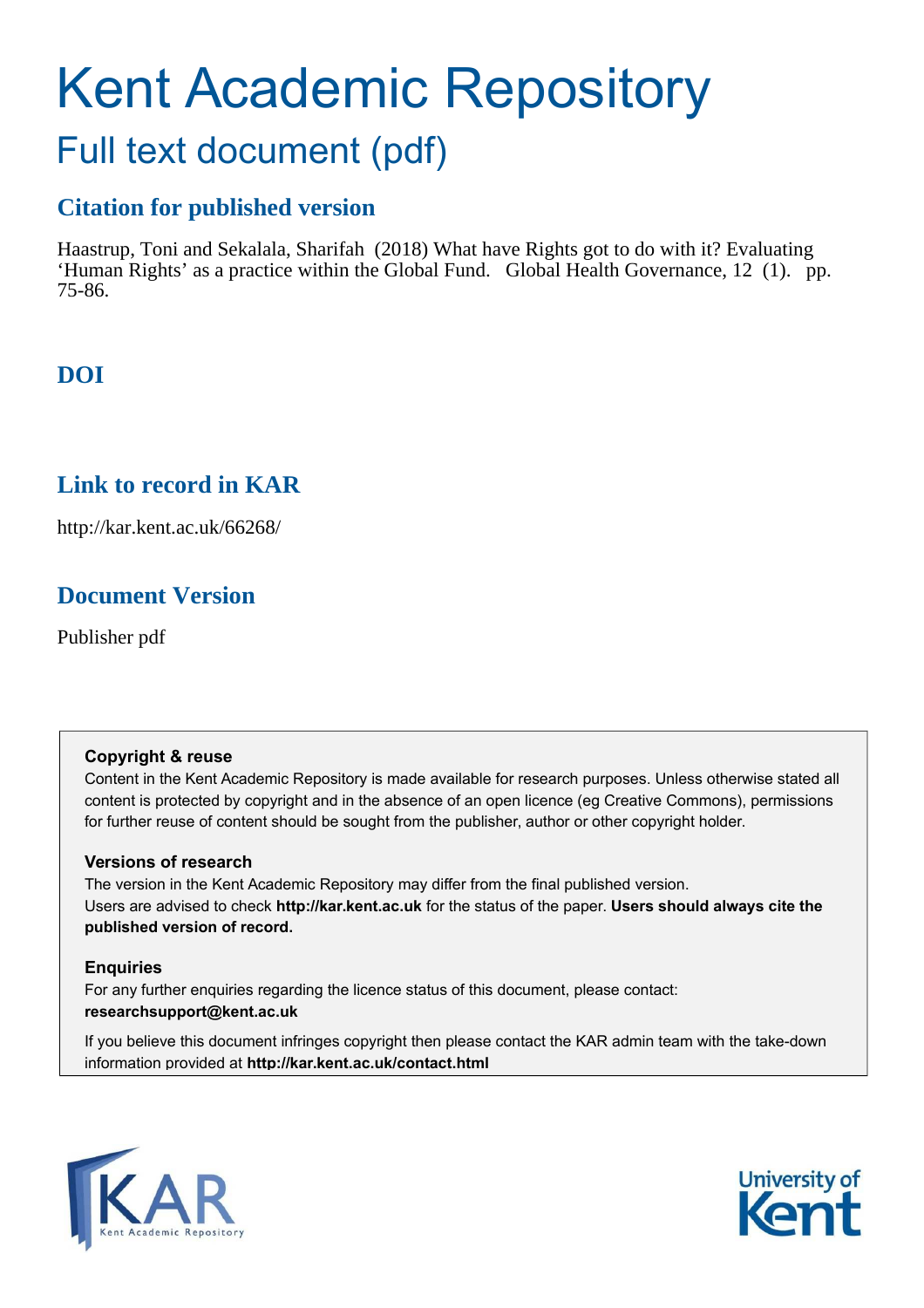# Kent Academic Repository

## Full text document (pdf)

### Citation for published version

Haastrup, Toni and Sekalala, Sharifah (2018) What have Rights got to do with it? Evaluating 'Human Rights' as a practice within the Global Fund. Global Health Governance, 12 (1). pp. 75-86.

### DOI

### Link to record in KAR

http://kar.kent.ac.uk/66268/

### Document Version

Publisher pdf

**Copyright & reuse**
Content in the Kent Academic Repository is made available for research purposes. Unless otherwise stated all content is protected by copyright and in the absence of an open licence (eg Creative Commons), permissions for further reuse of content should be sought from the publisher, author or other copyright holder.

**Versions of research**
The version in the Kent Academic Repository may differ from the final published version.
Users are advised to check **http://kar.kent.ac.uk** for the status of the paper. **Users should always cite the published version of record.**

**Enquiries**
For any further enquiries regarding the licence status of this document, please contact:
**researchsupport@kent.ac.uk**

If you believe this document infringes copyright then please contact the KAR admin team with the take-down information provided at **http://kar.kent.ac.uk/contact.html**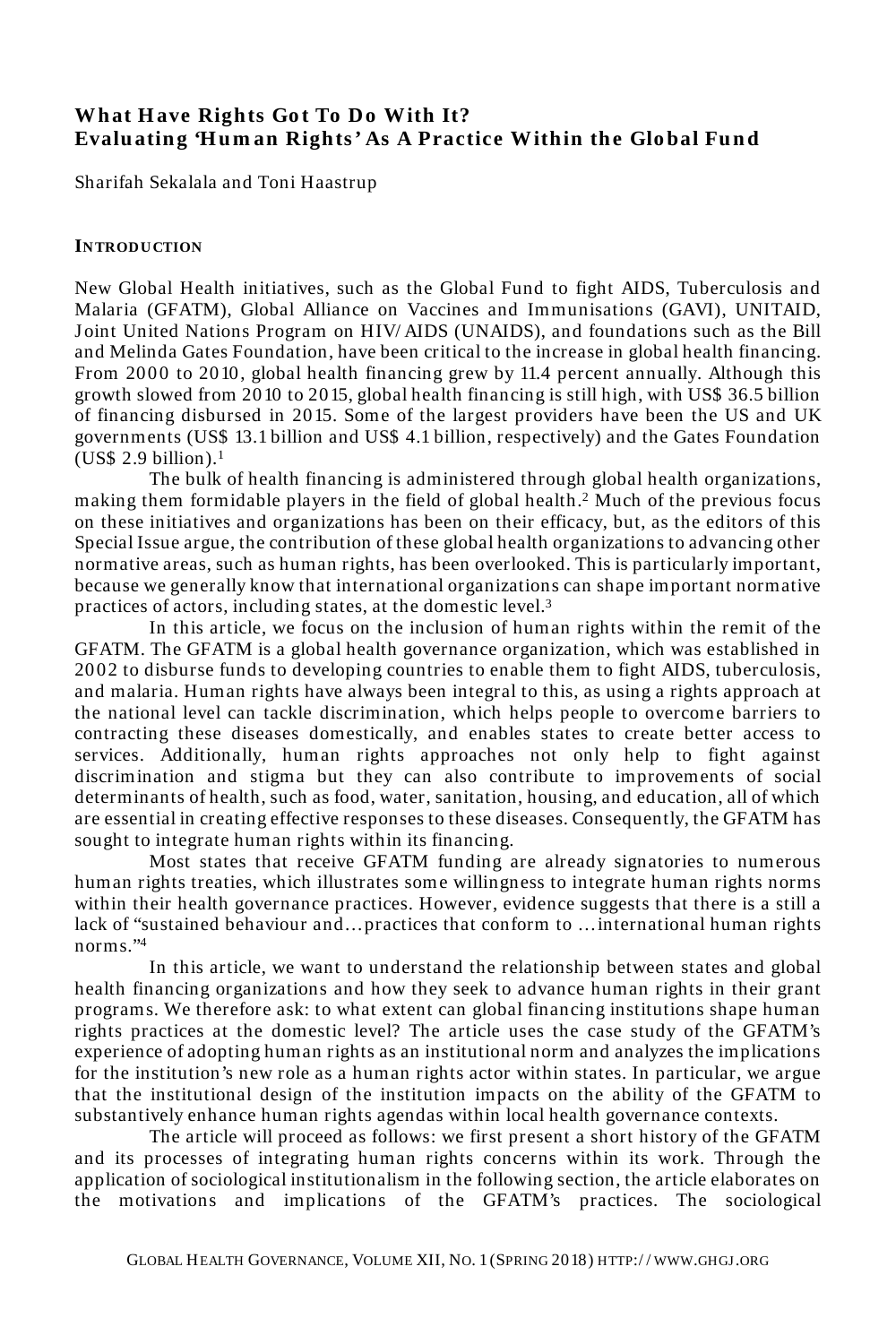## What Have Rights Got To Do With It? Evaluating 'Human Rights' As A Practice Within the Global Fund

Sharifah Sekalala and Toni Haastrup

### INTRODUCTION

New Global Health initiatives, such as the Global Fund to fight AIDS, Tuberculosis and Malaria (GFATM), Global Alliance on Vaccines and Immunisations (GAVI), UNITAID, Joint United Nations Program on HIV/AIDS (UNAIDS), and foundations such as the Bill and Melinda Gates Foundation, have been critical to the increase in global health financing. From 2000 to 2010, global health financing grew by 11.4 percent annually. Although this growth slowed from 2010 to 2015, global health financing is still high, with US$ 36.5 billion of financing disbursed in 2015. Some of the largest providers have been the US and UK governments (US$ 13.1 billion and US$ 4.1 billion, respectively) and the Gates Foundation (US$ 2.9 billion).[1]

The bulk of health financing is administered through global health organizations, making them formidable players in the field of global health.[2] Much of the previous focus on these initiatives and organizations has been on their efficacy, but, as the editors of this Special Issue argue, the contribution of these global health organizations to advancing other normative areas, such as human rights, has been overlooked. This is particularly important, because we generally know that international organizations can shape important normative practices of actors, including states, at the domestic level.[3]

In this article, we focus on the inclusion of human rights within the remit of the GFATM. The GFATM is a global health governance organization, which was established in 2002 to disburse funds to developing countries to enable them to fight AIDS, tuberculosis, and malaria. Human rights have always been integral to this, as using a rights approach at the national level can tackle discrimination, which helps people to overcome barriers to contracting these diseases domestically, and enables states to create better access to services. Additionally, human rights approaches not only help to fight against discrimination and stigma but they can also contribute to improvements of social determinants of health, such as food, water, sanitation, housing, and education, all of which are essential in creating effective responses to these diseases. Consequently, the GFATM has sought to integrate human rights within its financing.

Most states that receive GFATM funding are already signatories to numerous human rights treaties, which illustrates some willingness to integrate human rights norms within their health governance practices. However, evidence suggests that there is a still a lack of "sustained behaviour and…practices that conform to …international human rights norms."[4]

In this article, we want to understand the relationship between states and global health financing organizations and how they seek to advance human rights in their grant programs. We therefore ask: to what extent can global financing institutions shape human rights practices at the domestic level? The article uses the case study of the GFATM's experience of adopting human rights as an institutional norm and analyzes the implications for the institution's new role as a human rights actor within states. In particular, we argue that the institutional design of the institution impacts on the ability of the GFATM to substantively enhance human rights agendas within local health governance contexts.

The article will proceed as follows: we first present a short history of the GFATM and its processes of integrating human rights concerns within its work. Through the application of sociological institutionalism in the following section, the article elaborates on the motivations and implications of the GFATM's practices. The sociological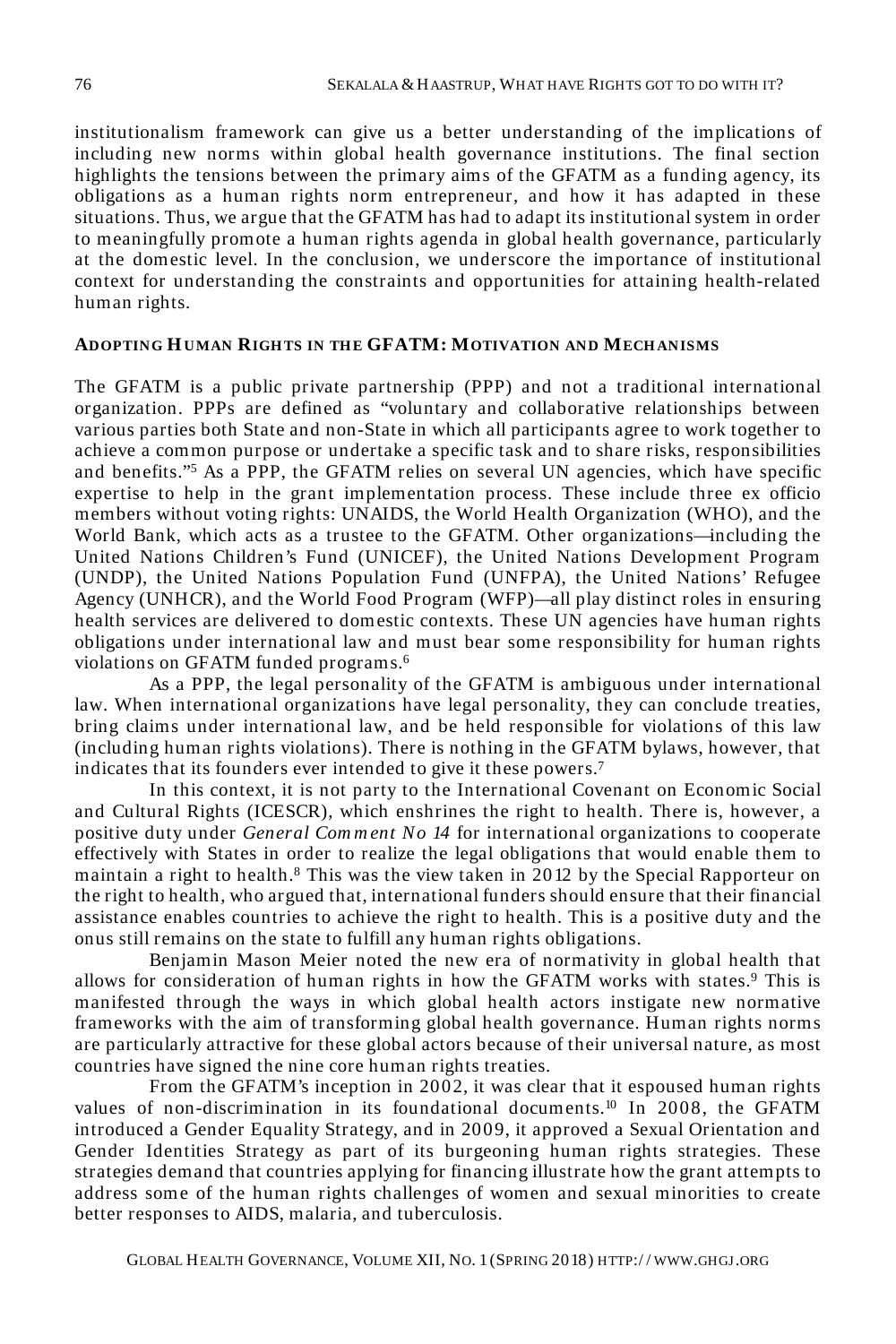institutionalism framework can give us a better understanding of the implications of including new norms within global health governance institutions. The final section highlights the tensions between the primary aims of the GFATM as a funding agency, its obligations as a human rights norm entrepreneur, and how it has adapted in these situations. Thus, we argue that the GFATM has had to adapt its institutional system in order to meaningfully promote a human rights agenda in global health governance, particularly at the domestic level. In the conclusion, we underscore the importance of institutional context for understanding the constraints and opportunities for attaining health-related human rights.

## ADOPTING HUMAN RIGHTS IN THE GFATM: MOTIVATION AND MECHANISMS

The GFATM is a public private partnership (PPP) and not a traditional international organization. PPPs are defined as "voluntary and collaborative relationships between various parties both State and non-State in which all participants agree to work together to achieve a common purpose or undertake a specific task and to share risks, responsibilities and benefits."[5] As a PPP, the GFATM relies on several UN agencies, which have specific expertise to help in the grant implementation process. These include three ex officio members without voting rights: UNAIDS, the World Health Organization (WHO), and the World Bank, which acts as a trustee to the GFATM. Other organizations—including the United Nations Children's Fund (UNICEF), the United Nations Development Program (UNDP), the United Nations Population Fund (UNFPA), the United Nations' Refugee Agency (UNHCR), and the World Food Program (WFP)—all play distinct roles in ensuring health services are delivered to domestic contexts. These UN agencies have human rights obligations under international law and must bear some responsibility for human rights violations on GFATM funded programs.[6]

As a PPP, the legal personality of the GFATM is ambiguous under international law. When international organizations have legal personality, they can conclude treaties, bring claims under international law, and be held responsible for violations of this law (including human rights violations). There is nothing in the GFATM bylaws, however, that indicates that its founders ever intended to give it these powers.[7]

In this context, it is not party to the International Covenant on Economic Social and Cultural Rights (ICESCR), which enshrines the right to health. There is, however, a positive duty under *General Comment No 14* for international organizations to cooperate effectively with States in order to realize the legal obligations that would enable them to maintain a right to health.[8] This was the view taken in 2012 by the Special Rapporteur on the right to health, who argued that, international funders should ensure that their financial assistance enables countries to achieve the right to health. This is a positive duty and the onus still remains on the state to fulfill any human rights obligations.

Benjamin Mason Meier noted the new era of normativity in global health that allows for consideration of human rights in how the GFATM works with states.[9] This is manifested through the ways in which global health actors instigate new normative frameworks with the aim of transforming global health governance. Human rights norms are particularly attractive for these global actors because of their universal nature, as most countries have signed the nine core human rights treaties.

From the GFATM's inception in 2002, it was clear that it espoused human rights values of non-discrimination in its foundational documents.[10] In 2008, the GFATM introduced a Gender Equality Strategy, and in 2009, it approved a Sexual Orientation and Gender Identities Strategy as part of its burgeoning human rights strategies. These strategies demand that countries applying for financing illustrate how the grant attempts to address some of the human rights challenges of women and sexual minorities to create better responses to AIDS, malaria, and tuberculosis.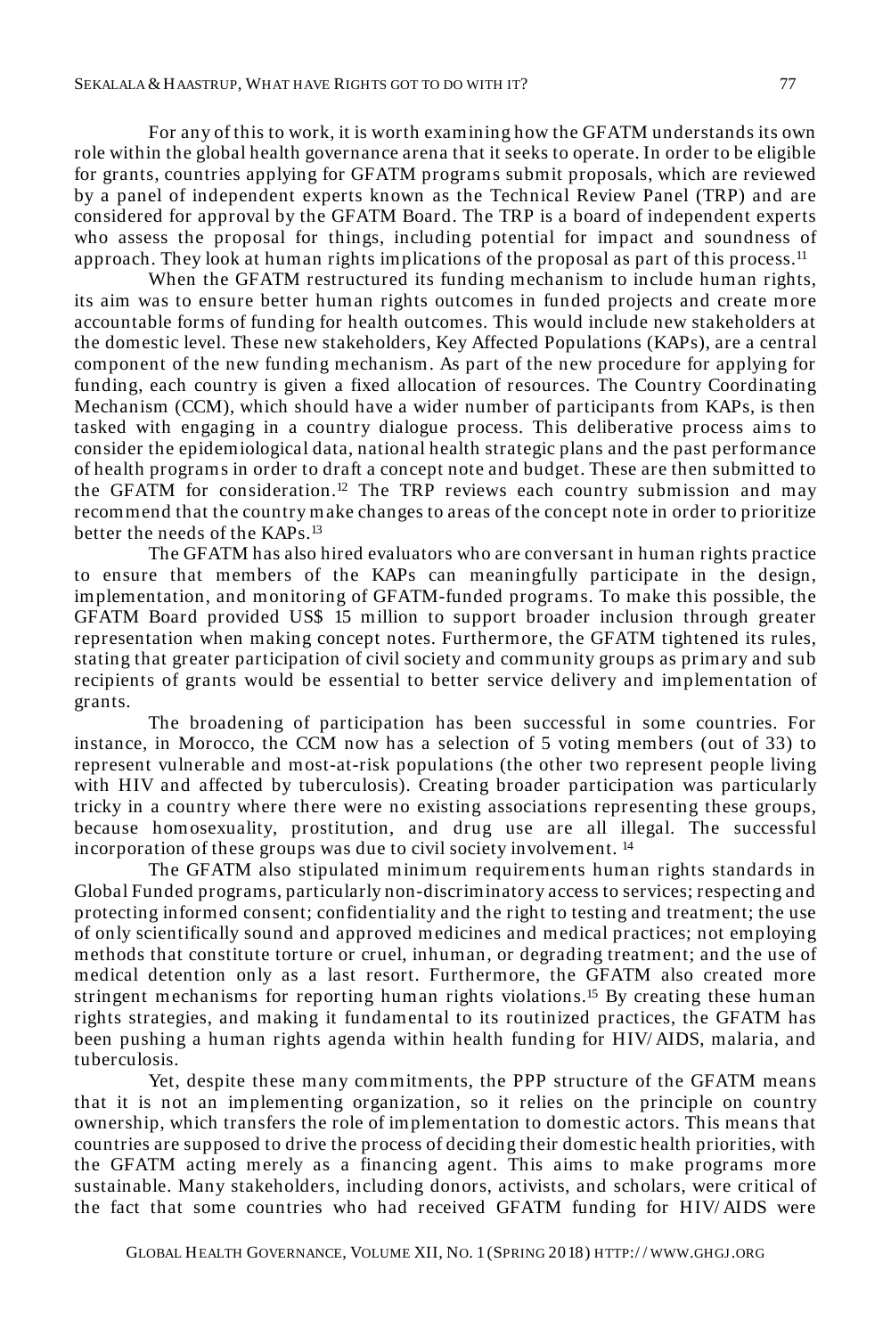For any of this to work, it is worth examining how the GFATM understands its own role within the global health governance arena that it seeks to operate. In order to be eligible for grants, countries applying for GFATM programs submit proposals, which are reviewed by a panel of independent experts known as the Technical Review Panel (TRP) and are considered for approval by the GFATM Board. The TRP is a board of independent experts who assess the proposal for things, including potential for impact and soundness of approach. They look at human rights implications of the proposal as part of this process.[11]

When the GFATM restructured its funding mechanism to include human rights, its aim was to ensure better human rights outcomes in funded projects and create more accountable forms of funding for health outcomes. This would include new stakeholders at the domestic level. These new stakeholders, Key Affected Populations (KAPs), are a central component of the new funding mechanism. As part of the new procedure for applying for funding, each country is given a fixed allocation of resources. The Country Coordinating Mechanism (CCM), which should have a wider number of participants from KAPs, is then tasked with engaging in a country dialogue process. This deliberative process aims to consider the epidemiological data, national health strategic plans and the past performance of health programs in order to draft a concept note and budget. These are then submitted to the GFATM for consideration.[12] The TRP reviews each country submission and may recommend that the country make changes to areas of the concept note in order to prioritize better the needs of the KAPs.[13]

The GFATM has also hired evaluators who are conversant in human rights practice to ensure that members of the KAPs can meaningfully participate in the design, implementation, and monitoring of GFATM-funded programs. To make this possible, the GFATM Board provided US$ 15 million to support broader inclusion through greater representation when making concept notes. Furthermore, the GFATM tightened its rules, stating that greater participation of civil society and community groups as primary and sub recipients of grants would be essential to better service delivery and implementation of grants.

The broadening of participation has been successful in some countries. For instance, in Morocco, the CCM now has a selection of 5 voting members (out of 33) to represent vulnerable and most-at-risk populations (the other two represent people living with HIV and affected by tuberculosis). Creating broader participation was particularly tricky in a country where there were no existing associations representing these groups, because homosexuality, prostitution, and drug use are all illegal. The successful incorporation of these groups was due to civil society involvement. [14]

The GFATM also stipulated minimum requirements human rights standards in Global Funded programs, particularly non-discriminatory access to services; respecting and protecting informed consent; confidentiality and the right to testing and treatment; the use of only scientifically sound and approved medicines and medical practices; not employing methods that constitute torture or cruel, inhuman, or degrading treatment; and the use of medical detention only as a last resort. Furthermore, the GFATM also created more stringent mechanisms for reporting human rights violations.[15] By creating these human rights strategies, and making it fundamental to its routinized practices, the GFATM has been pushing a human rights agenda within health funding for HIV/AIDS, malaria, and tuberculosis.

Yet, despite these many commitments, the PPP structure of the GFATM means that it is not an implementing organization, so it relies on the principle on country ownership, which transfers the role of implementation to domestic actors. This means that countries are supposed to drive the process of deciding their domestic health priorities, with the GFATM acting merely as a financing agent. This aims to make programs more sustainable. Many stakeholders, including donors, activists, and scholars, were critical of the fact that some countries who had received GFATM funding for HIV/AIDS were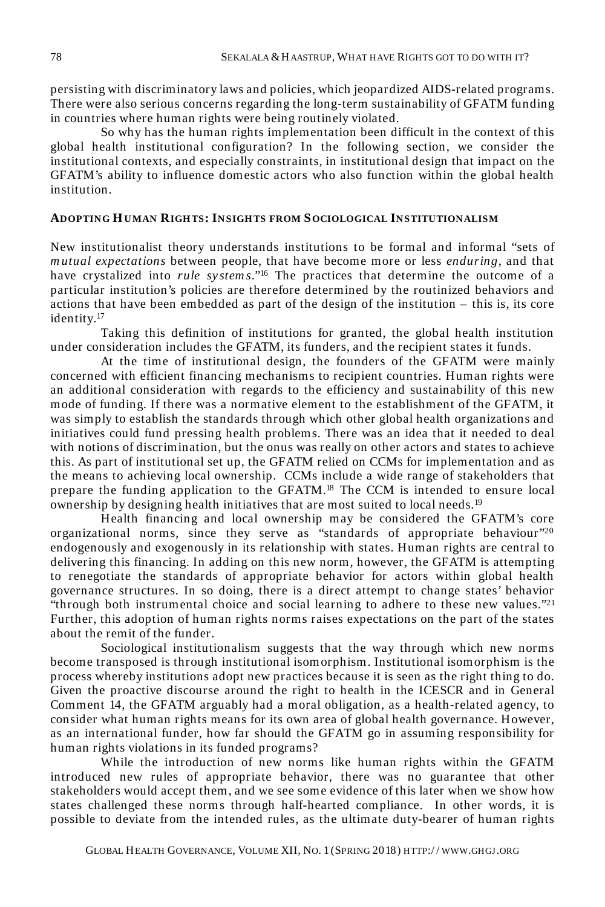persisting with discriminatory laws and policies, which jeopardized AIDS-related programs. There were also serious concerns regarding the long-term sustainability of GFATM funding in countries where human rights were being routinely violated.

So why has the human rights implementation been difficult in the context of this global health institutional configuration? In the following section, we consider the institutional contexts, and especially constraints, in institutional design that impact on the GFATM's ability to influence domestic actors who also function within the global health institution.

## ADOPTING HUMAN RIGHTS: INSIGHTS FROM SOCIOLOGICAL INSTITUTIONALISM

New institutionalist theory understands institutions to be formal and informal "sets of *mutual expectations* between people, that have become more or less *enduring*, and that have crystalized into *rule systems*."[16] The practices that determine the outcome of a particular institution's policies are therefore determined by the routinized behaviors and actions that have been embedded as part of the design of the institution – this is, its core identity.[17]

Taking this definition of institutions for granted, the global health institution under consideration includes the GFATM, its funders, and the recipient states it funds.

At the time of institutional design, the founders of the GFATM were mainly concerned with efficient financing mechanisms to recipient countries. Human rights were an additional consideration with regards to the efficiency and sustainability of this new mode of funding. If there was a normative element to the establishment of the GFATM, it was simply to establish the standards through which other global health organizations and initiatives could fund pressing health problems. There was an idea that it needed to deal with notions of discrimination, but the onus was really on other actors and states to achieve this. As part of institutional set up, the GFATM relied on CCMs for implementation and as the means to achieving local ownership. CCMs include a wide range of stakeholders that prepare the funding application to the GFATM.[18] The CCM is intended to ensure local ownership by designing health initiatives that are most suited to local needs.[19]

Health financing and local ownership may be considered the GFATM's core organizational norms, since they serve as "standards of appropriate behaviour"[20] endogenously and exogenously in its relationship with states. Human rights are central to delivering this financing. In adding on this new norm, however, the GFATM is attempting to renegotiate the standards of appropriate behavior for actors within global health governance structures. In so doing, there is a direct attempt to change states' behavior "through both instrumental choice and social learning to adhere to these new values."[21] Further, this adoption of human rights norms raises expectations on the part of the states about the remit of the funder.

Sociological institutionalism suggests that the way through which new norms become transposed is through institutional isomorphism. Institutional isomorphism is the process whereby institutions adopt new practices because it is seen as the right thing to do. Given the proactive discourse around the right to health in the ICESCR and in General Comment 14, the GFATM arguably had a moral obligation, as a health-related agency, to consider what human rights means for its own area of global health governance. However, as an international funder, how far should the GFATM go in assuming responsibility for human rights violations in its funded programs?

While the introduction of new norms like human rights within the GFATM introduced new rules of appropriate behavior, there was no guarantee that other stakeholders would accept them, and we see some evidence of this later when we show how states challenged these norms through half-hearted compliance. In other words, it is possible to deviate from the intended rules, as the ultimate duty-bearer of human rights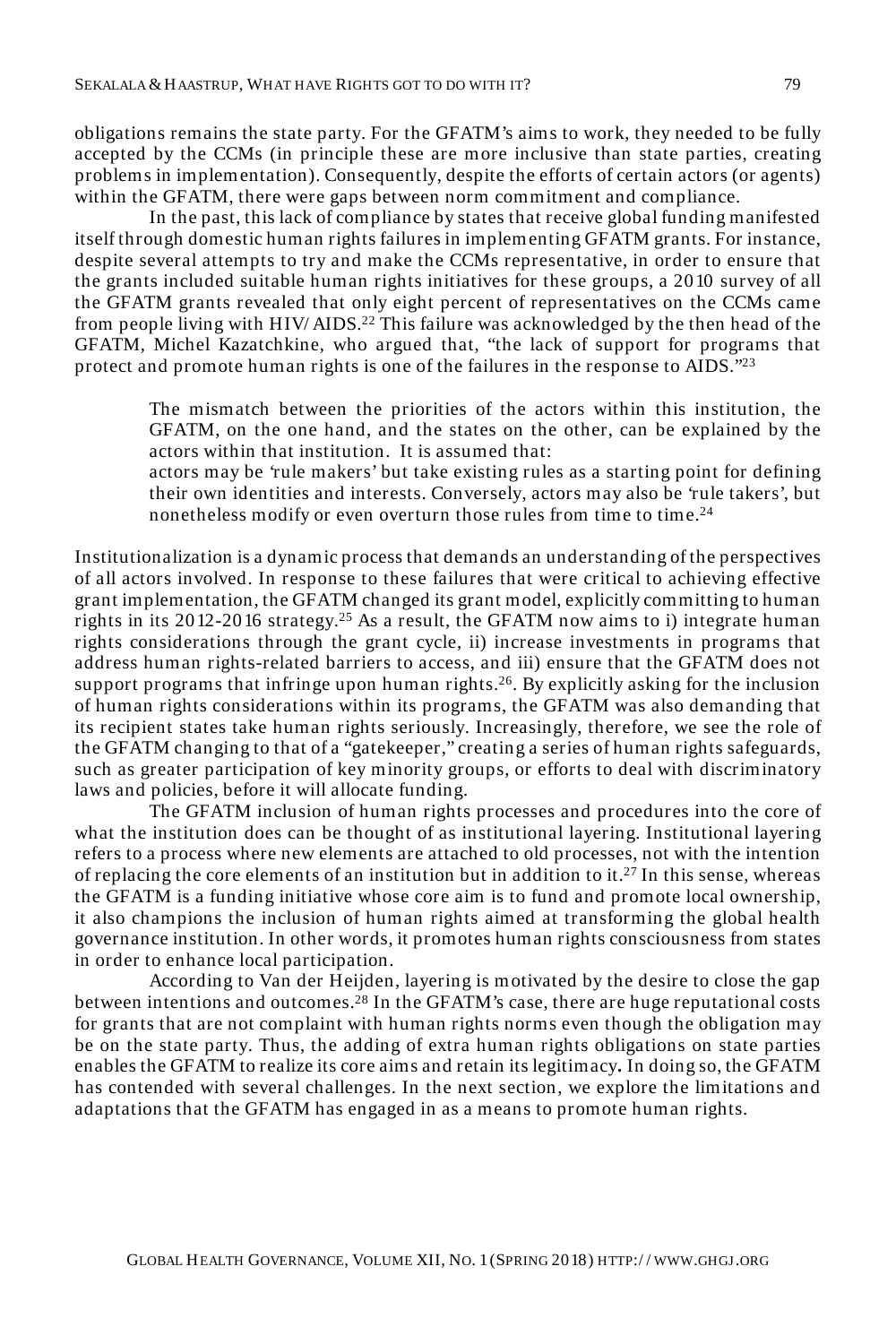obligations remains the state party. For the GFATM's aims to work, they needed to be fully accepted by the CCMs (in principle these are more inclusive than state parties, creating problems in implementation). Consequently, despite the efforts of certain actors (or agents) within the GFATM, there were gaps between norm commitment and compliance.

In the past, this lack of compliance by states that receive global funding manifested itself through domestic human rights failures in implementing GFATM grants. For instance, despite several attempts to try and make the CCMs representative, in order to ensure that the grants included suitable human rights initiatives for these groups, a 2010 survey of all the GFATM grants revealed that only eight percent of representatives on the CCMs came from people living with HIV/AIDS.[22] This failure was acknowledged by the then head of the GFATM, Michel Kazatchkine, who argued that, "the lack of support for programs that protect and promote human rights is one of the failures in the response to AIDS."[23]

> The mismatch between the priorities of the actors within this institution, the GFATM, on the one hand, and the states on the other, can be explained by the actors within that institution. It is assumed that:
> actors may be 'rule makers' but take existing rules as a starting point for defining their own identities and interests. Conversely, actors may also be 'rule takers', but nonetheless modify or even overturn those rules from time to time.[24]

Institutionalization is a dynamic process that demands an understanding of the perspectives of all actors involved. In response to these failures that were critical to achieving effective grant implementation, the GFATM changed its grant model, explicitly committing to human rights in its 2012-2016 strategy.[25] As a result, the GFATM now aims to i) integrate human rights considerations through the grant cycle, ii) increase investments in programs that address human rights-related barriers to access, and iii) ensure that the GFATM does not support programs that infringe upon human rights.[26]. By explicitly asking for the inclusion of human rights considerations within its programs, the GFATM was also demanding that its recipient states take human rights seriously. Increasingly, therefore, we see the role of the GFATM changing to that of a "gatekeeper," creating a series of human rights safeguards, such as greater participation of key minority groups, or efforts to deal with discriminatory laws and policies, before it will allocate funding.

The GFATM inclusion of human rights processes and procedures into the core of what the institution does can be thought of as institutional layering. Institutional layering refers to a process where new elements are attached to old processes, not with the intention of replacing the core elements of an institution but in addition to it.[27] In this sense, whereas the GFATM is a funding initiative whose core aim is to fund and promote local ownership, it also champions the inclusion of human rights aimed at transforming the global health governance institution. In other words, it promotes human rights consciousness from states in order to enhance local participation.

According to Van der Heijden, layering is motivated by the desire to close the gap between intentions and outcomes.[28] In the GFATM's case, there are huge reputational costs for grants that are not complaint with human rights norms even though the obligation may be on the state party. Thus, the adding of extra human rights obligations on state parties enables the GFATM to realize its core aims and retain its legitimacy**.** In doing so, the GFATM has contended with several challenges. In the next section, we explore the limitations and adaptations that the GFATM has engaged in as a means to promote human rights.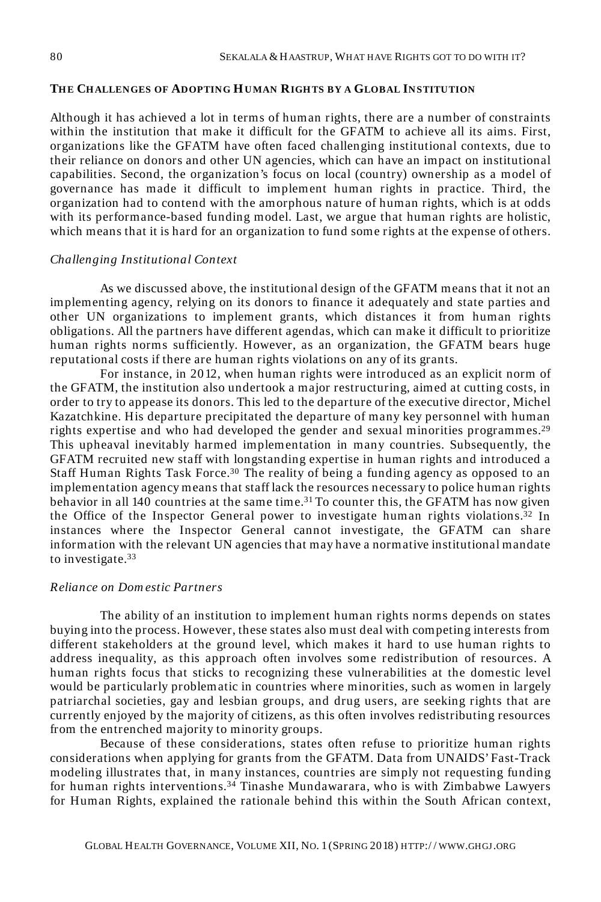## The Challenges of Adopting Human Rights by a Global Institution

Although it has achieved a lot in terms of human rights, there are a number of constraints within the institution that make it difficult for the GFATM to achieve all its aims. First, organizations like the GFATM have often faced challenging institutional contexts, due to their reliance on donors and other UN agencies, which can have an impact on institutional capabilities. Second, the organization's focus on local (country) ownership as a model of governance has made it difficult to implement human rights in practice. Third, the organization had to contend with the amorphous nature of human rights, which is at odds with its performance-based funding model. Last, we argue that human rights are holistic, which means that it is hard for an organization to fund some rights at the expense of others.

### *Challenging Institutional Context*

As we discussed above, the institutional design of the GFATM means that it not an implementing agency, relying on its donors to finance it adequately and state parties and other UN organizations to implement grants, which distances it from human rights obligations. All the partners have different agendas, which can make it difficult to prioritize human rights norms sufficiently. However, as an organization, the GFATM bears huge reputational costs if there are human rights violations on any of its grants.

For instance, in 2012, when human rights were introduced as an explicit norm of the GFATM, the institution also undertook a major restructuring, aimed at cutting costs, in order to try to appease its donors. This led to the departure of the executive director, Michel Kazatchkine. His departure precipitated the departure of many key personnel with human rights expertise and who had developed the gender and sexual minorities programmes.[29] This upheaval inevitably harmed implementation in many countries. Subsequently, the GFATM recruited new staff with longstanding expertise in human rights and introduced a Staff Human Rights Task Force.[30] The reality of being a funding agency as opposed to an implementation agency means that staff lack the resources necessary to police human rights behavior in all 140 countries at the same time.[31] To counter this, the GFATM has now given the Office of the Inspector General power to investigate human rights violations.[32] In instances where the Inspector General cannot investigate, the GFATM can share information with the relevant UN agencies that may have a normative institutional mandate to investigate.[33]

### *Reliance on Domestic Partners*

The ability of an institution to implement human rights norms depends on states buying into the process. However, these states also must deal with competing interests from different stakeholders at the ground level, which makes it hard to use human rights to address inequality, as this approach often involves some redistribution of resources. A human rights focus that sticks to recognizing these vulnerabilities at the domestic level would be particularly problematic in countries where minorities, such as women in largely patriarchal societies, gay and lesbian groups, and drug users, are seeking rights that are currently enjoyed by the majority of citizens, as this often involves redistributing resources from the entrenched majority to minority groups.

Because of these considerations, states often refuse to prioritize human rights considerations when applying for grants from the GFATM. Data from UNAIDS' Fast-Track modeling illustrates that, in many instances, countries are simply not requesting funding for human rights interventions.[34] Tinashe Mundawarara, who is with Zimbabwe Lawyers for Human Rights, explained the rationale behind this within the South African context,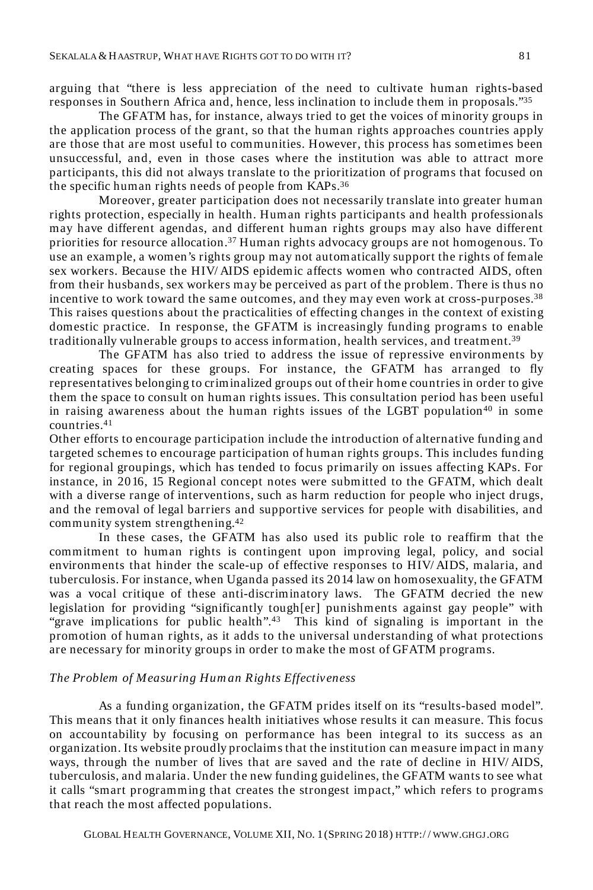arguing that "there is less appreciation of the need to cultivate human rights-based responses in Southern Africa and, hence, less inclination to include them in proposals."[35]

The GFATM has, for instance, always tried to get the voices of minority groups in the application process of the grant, so that the human rights approaches countries apply are those that are most useful to communities. However, this process has sometimes been unsuccessful, and, even in those cases where the institution was able to attract more participants, this did not always translate to the prioritization of programs that focused on the specific human rights needs of people from KAPs.[36]

Moreover, greater participation does not necessarily translate into greater human rights protection, especially in health. Human rights participants and health professionals may have different agendas, and different human rights groups may also have different priorities for resource allocation.[37] Human rights advocacy groups are not homogenous. To use an example, a women's rights group may not automatically support the rights of female sex workers. Because the HIV/AIDS epidemic affects women who contracted AIDS, often from their husbands, sex workers may be perceived as part of the problem. There is thus no incentive to work toward the same outcomes, and they may even work at cross-purposes.[38] This raises questions about the practicalities of effecting changes in the context of existing domestic practice. In response, the GFATM is increasingly funding programs to enable traditionally vulnerable groups to access information, health services, and treatment.[39]

The GFATM has also tried to address the issue of repressive environments by creating spaces for these groups. For instance, the GFATM has arranged to fly representatives belonging to criminalized groups out of their home countries in order to give them the space to consult on human rights issues. This consultation period has been useful in raising awareness about the human rights issues of the LGBT population[40] in some countries.[41]

Other efforts to encourage participation include the introduction of alternative funding and targeted schemes to encourage participation of human rights groups. This includes funding for regional groupings, which has tended to focus primarily on issues affecting KAPs. For instance, in 2016, 15 Regional concept notes were submitted to the GFATM, which dealt with a diverse range of interventions, such as harm reduction for people who inject drugs, and the removal of legal barriers and supportive services for people with disabilities, and community system strengthening.[42]

In these cases, the GFATM has also used its public role to reaffirm that the commitment to human rights is contingent upon improving legal, policy, and social environments that hinder the scale-up of effective responses to HIV/AIDS, malaria, and tuberculosis. For instance, when Uganda passed its 2014 law on homosexuality, the GFATM was a vocal critique of these anti-discriminatory laws. The GFATM decried the new legislation for providing "significantly tough[er] punishments against gay people" with "grave implications for public health".[43] This kind of signaling is important in the promotion of human rights, as it adds to the universal understanding of what protections are necessary for minority groups in order to make the most of GFATM programs.

### *The Problem of Measuring Human Rights Effectiveness*

As a funding organization, the GFATM prides itself on its "results-based model". This means that it only finances health initiatives whose results it can measure. This focus on accountability by focusing on performance has been integral to its success as an organization. Its website proudly proclaims that the institution can measure impact in many ways, through the number of lives that are saved and the rate of decline in HIV/AIDS, tuberculosis, and malaria. Under the new funding guidelines, the GFATM wants to see what it calls "smart programming that creates the strongest impact," which refers to programs that reach the most affected populations.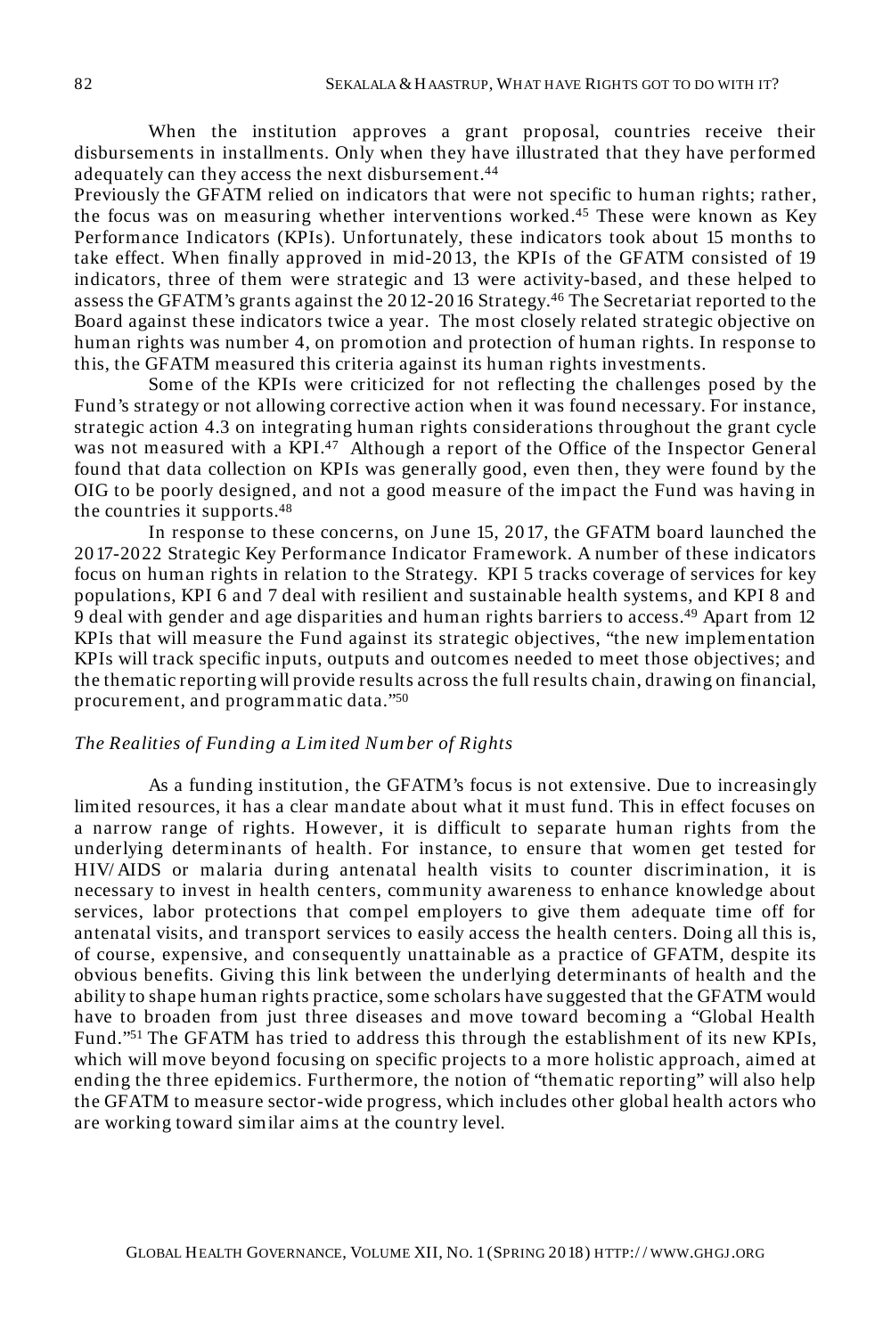When the institution approves a grant proposal, countries receive their disbursements in installments. Only when they have illustrated that they have performed adequately can they access the next disbursement.[44]

Previously the GFATM relied on indicators that were not specific to human rights; rather, the focus was on measuring whether interventions worked.[45] These were known as Key Performance Indicators (KPIs). Unfortunately, these indicators took about 15 months to take effect. When finally approved in mid-2013, the KPIs of the GFATM consisted of 19 indicators, three of them were strategic and 13 were activity-based, and these helped to assess the GFATM's grants against the 2012-2016 Strategy.[46] The Secretariat reported to the Board against these indicators twice a year. The most closely related strategic objective on human rights was number 4, on promotion and protection of human rights. In response to this, the GFATM measured this criteria against its human rights investments.

Some of the KPIs were criticized for not reflecting the challenges posed by the Fund's strategy or not allowing corrective action when it was found necessary. For instance, strategic action 4.3 on integrating human rights considerations throughout the grant cycle was not measured with a KPI.[47] Although a report of the Office of the Inspector General found that data collection on KPIs was generally good, even then, they were found by the OIG to be poorly designed, and not a good measure of the impact the Fund was having in the countries it supports.[48]

In response to these concerns, on June 15, 2017, the GFATM board launched the 2017-2022 Strategic Key Performance Indicator Framework. A number of these indicators focus on human rights in relation to the Strategy. KPI 5 tracks coverage of services for key populations, KPI 6 and 7 deal with resilient and sustainable health systems, and KPI 8 and 9 deal with gender and age disparities and human rights barriers to access.[49] Apart from 12 KPIs that will measure the Fund against its strategic objectives, "the new implementation KPIs will track specific inputs, outputs and outcomes needed to meet those objectives; and the thematic reporting will provide results across the full results chain, drawing on financial, procurement, and programmatic data."[50]

### *The Realities of Funding a Limited Number of Rights*

As a funding institution, the GFATM's focus is not extensive. Due to increasingly limited resources, it has a clear mandate about what it must fund. This in effect focuses on a narrow range of rights. However, it is difficult to separate human rights from the underlying determinants of health. For instance, to ensure that women get tested for HIV/AIDS or malaria during antenatal health visits to counter discrimination, it is necessary to invest in health centers, community awareness to enhance knowledge about services, labor protections that compel employers to give them adequate time off for antenatal visits, and transport services to easily access the health centers. Doing all this is, of course, expensive, and consequently unattainable as a practice of GFATM, despite its obvious benefits. Giving this link between the underlying determinants of health and the ability to shape human rights practice, some scholars have suggested that the GFATM would have to broaden from just three diseases and move toward becoming a "Global Health Fund."[51] The GFATM has tried to address this through the establishment of its new KPIs, which will move beyond focusing on specific projects to a more holistic approach, aimed at ending the three epidemics. Furthermore, the notion of "thematic reporting" will also help the GFATM to measure sector-wide progress, which includes other global health actors who are working toward similar aims at the country level.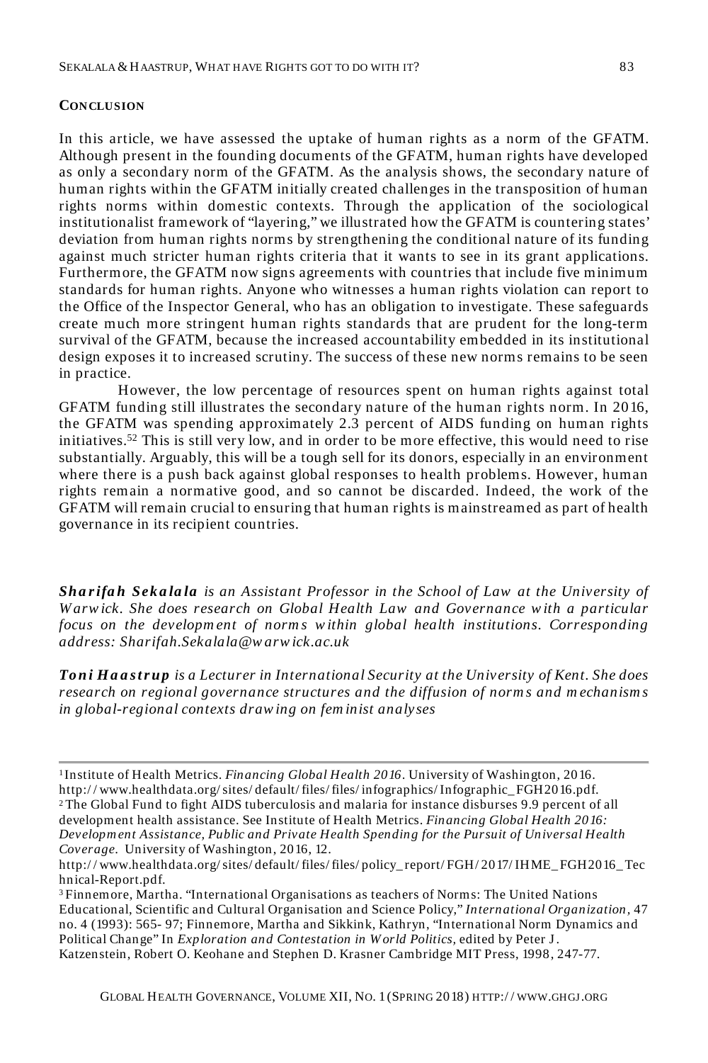## CONCLUSION

In this article, we have assessed the uptake of human rights as a norm of the GFATM. Although present in the founding documents of the GFATM, human rights have developed as only a secondary norm of the GFATM. As the analysis shows, the secondary nature of human rights within the GFATM initially created challenges in the transposition of human rights norms within domestic contexts. Through the application of the sociological institutionalist framework of "layering," we illustrated how the GFATM is countering states' deviation from human rights norms by strengthening the conditional nature of its funding against much stricter human rights criteria that it wants to see in its grant applications. Furthermore, the GFATM now signs agreements with countries that include five minimum standards for human rights. Anyone who witnesses a human rights violation can report to the Office of the Inspector General, who has an obligation to investigate. These safeguards create much more stringent human rights standards that are prudent for the long-term survival of the GFATM, because the increased accountability embedded in its institutional design exposes it to increased scrutiny. The success of these new norms remains to be seen in practice.

However, the low percentage of resources spent on human rights against total GFATM funding still illustrates the secondary nature of the human rights norm. In 2016, the GFATM was spending approximately 2.3 percent of AIDS funding on human rights initiatives.[52] This is still very low, and in order to be more effective, this would need to rise substantially. Arguably, this will be a tough sell for its donors, especially in an environment where there is a push back against global responses to health problems. However, human rights remain a normative good, and so cannot be discarded. Indeed, the work of the GFATM will remain crucial to ensuring that human rights is mainstreamed as part of health governance in its recipient countries.

***Sharifah Sekalala*** *is an Assistant Professor in the School of Law at the University of Warwick. She does research on Global Health Law and Governance with a particular focus on the development of norms within global health institutions. Corresponding address: Sharifah.Sekalala@warwick.ac.uk*

***Toni Haastrup*** *is a Lecturer in International Security at the University of Kent. She does research on regional governance structures and the diffusion of norms and mechanisms in global-regional contexts drawing on feminist analyses*

---

[1] Institute of Health Metrics. *Financing Global Health 2016*. University of Washington, 2016. http://www.healthdata.org/sites/default/files/files/infographics/Infographic_FGH2016.pdf.

[2] The Global Fund to fight AIDS tuberculosis and malaria for instance disburses 9.9 percent of all development health assistance. See Institute of Health Metrics. *Financing Global Health 2016: Development Assistance, Public and Private Health Spending for the Pursuit of Universal Health Coverage.* University of Washington, 2016, 12. http://www.healthdata.org/sites/default/files/files/policy_report/FGH/2017/IHME_FGH2016_Technical-Report.pdf.

[3] Finnemore, Martha. "International Organisations as teachers of Norms: The United Nations Educational, Scientific and Cultural Organisation and Science Policy," *International Organization,* 47 no. 4 (1993): 565- 97; Finnemore, Martha and Sikkink, Kathryn, "International Norm Dynamics and Political Change" In *Exploration and Contestation in World Politics,* edited by Peter J. Katzenstein, Robert O. Keohane and Stephen D. Krasner Cambridge MIT Press, 1998, 247-77.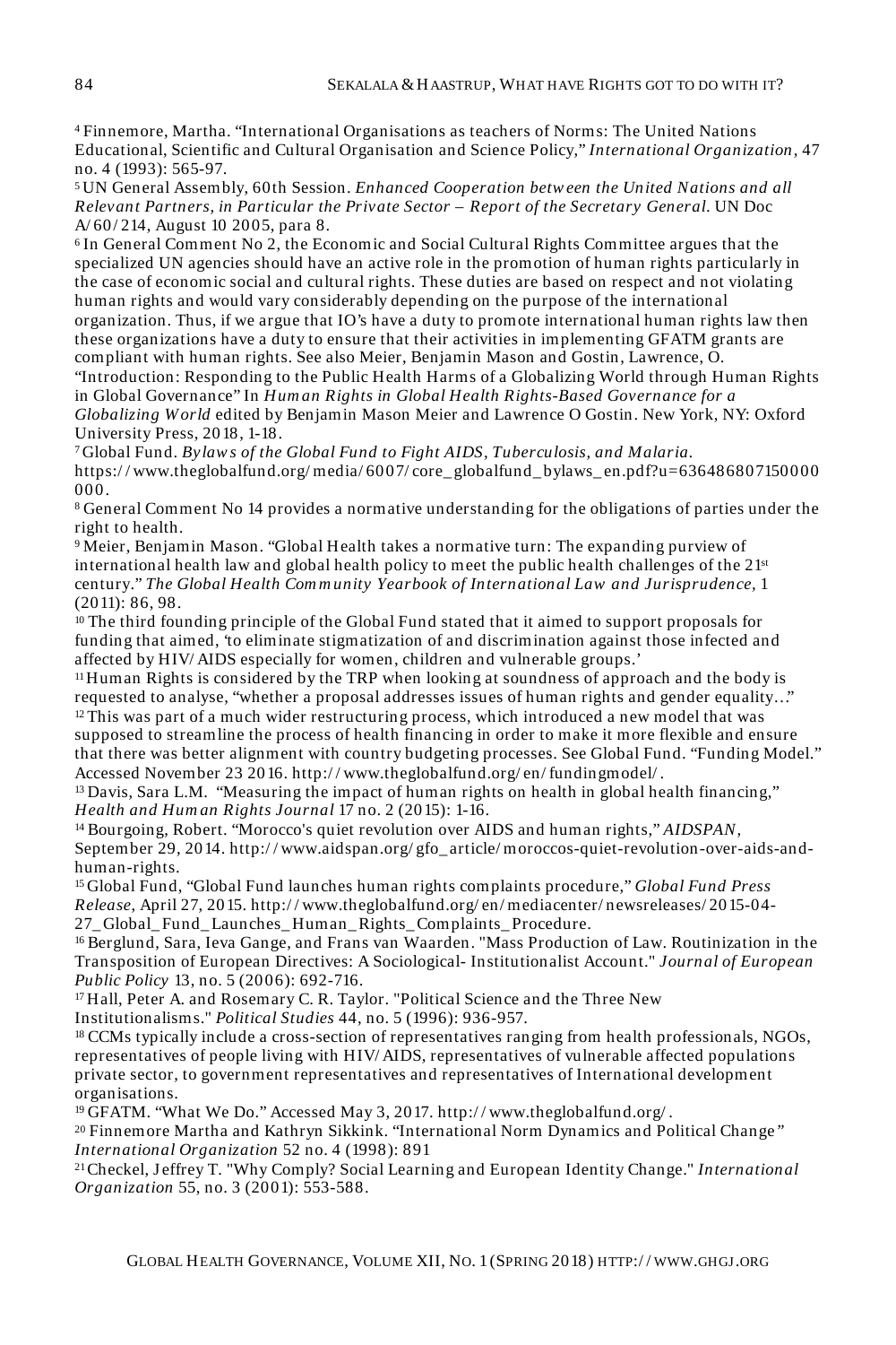[4] Finnemore, Martha. "International Organisations as teachers of Norms: The United Nations Educational, Scientific and Cultural Organisation and Science Policy," *International Organization,* 47 no. 4 (1993): 565-97.

[5] UN General Assembly, 60th Session. *Enhanced Cooperation between the United Nations and all Relevant Partners, in Particular the Private Sector – Report of the Secretary General.* UN Doc A/60/214, August 10 2005, para 8.

[6] In General Comment No 2, the Economic and Social Cultural Rights Committee argues that the specialized UN agencies should have an active role in the promotion of human rights particularly in the case of economic social and cultural rights. These duties are based on respect and not violating human rights and would vary considerably depending on the purpose of the international organization. Thus, if we argue that IO's have a duty to promote international human rights law then these organizations have a duty to ensure that their activities in implementing GFATM grants are compliant with human rights. See also Meier, Benjamin Mason and Gostin, Lawrence, O. "Introduction: Responding to the Public Health Harms of a Globalizing World through Human Rights in Global Governance" In *Human Rights in Global Health Rights-Based Governance for a Globalizing World* edited by Benjamin Mason Meier and Lawrence O Gostin. New York, NY: Oxford University Press, 2018, 1-18.

[7] Global Fund. *Bylaws of the Global Fund to Fight AIDS, Tuberculosis, and Malaria.* https://www.theglobalfund.org/media/6007/core_globalfund_bylaws_en.pdf?u=636486807150000000.

[8] General Comment No 14 provides a normative understanding for the obligations of parties under the right to health.

[9] Meier, Benjamin Mason. "Global Health takes a normative turn: The expanding purview of international health law and global health policy to meet the public health challenges of the 21st century." *The Global Health Community Yearbook of International Law and Jurisprudence,* 1 (2011): 86, 98.

[10] The third founding principle of the Global Fund stated that it aimed to support proposals for funding that aimed, 'to eliminate stigmatization of and discrimination against those infected and affected by HIV/AIDS especially for women, children and vulnerable groups.'

[11] Human Rights is considered by the TRP when looking at soundness of approach and the body is requested to analyse, "whether a proposal addresses issues of human rights and gender equality…"

[12] This was part of a much wider restructuring process, which introduced a new model that was supposed to streamline the process of health financing in order to make it more flexible and ensure that there was better alignment with country budgeting processes. See Global Fund. "Funding Model." Accessed November 23 2016. http://www.theglobalfund.org/en/fundingmodel/.

[13] Davis, Sara L.M. "Measuring the impact of human rights on health in global health financing," *Health and Human Rights Journal* 17 no. 2 (2015): 1-16.

[14] Bourgoing, Robert. "Morocco's quiet revolution over AIDS and human rights," *AIDSPAN,* September 29, 2014. http://www.aidspan.org/gfo_article/moroccos-quiet-revolution-over-aids-and-human-rights.

[15] Global Fund, "Global Fund launches human rights complaints procedure," *Global Fund Press Release,* April 27, 2015. http://www.theglobalfund.org/en/mediacenter/newsreleases/2015-04-27_Global_Fund_Launches_Human_Rights_Complaints_Procedure.

[16] Berglund, Sara, Ieva Gange, and Frans van Waarden. "Mass Production of Law. Routinization in the Transposition of European Directives: A Sociological- Institutionalist Account." *Journal of European Public Policy* 13, no. 5 (2006): 692-716.

[17] Hall, Peter A. and Rosemary C. R. Taylor. "Political Science and the Three New Institutionalisms." *Political Studies* 44, no. 5 (1996): 936-957.

[18] CCMs typically include a cross-section of representatives ranging from health professionals, NGOs, representatives of people living with HIV/AIDS, representatives of vulnerable affected populations private sector, to government representatives and representatives of International development organisations.

[19] GFATM. "What We Do." Accessed May 3, 2017. http://www.theglobalfund.org/.

[20] Finnemore Martha and Kathryn Sikkink. "International Norm Dynamics and Political Change" *International Organization* 52 no. 4 (1998): 891

[21] Checkel, Jeffrey T. "Why Comply? Social Learning and European Identity Change." *International Organization* 55, no. 3 (2001): 553-588.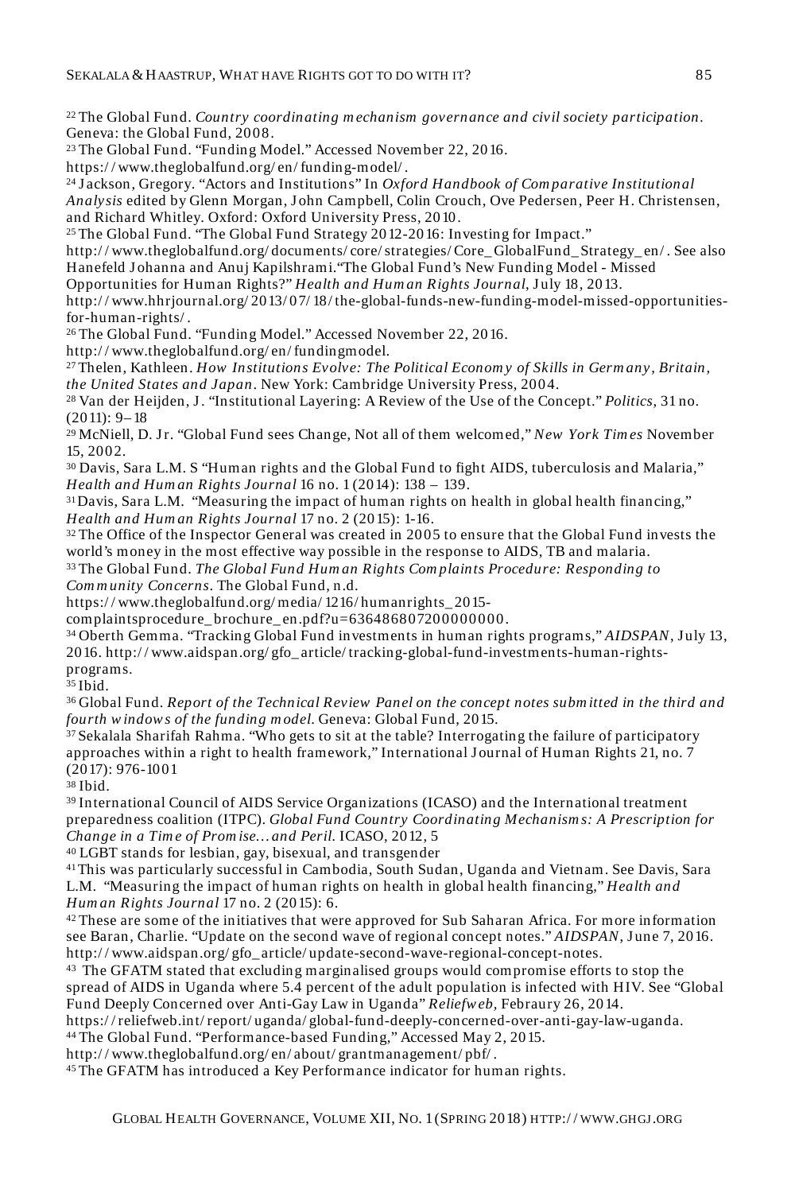[22] The Global Fund. *Country coordinating mechanism governance and civil society participation*. Geneva: the Global Fund, 2008.

[23] The Global Fund. "Funding Model." Accessed November 22, 2016. https://www.theglobalfund.org/en/funding-model/.

[24] Jackson, Gregory. "Actors and Institutions" In *Oxford Handbook of Comparative Institutional Analysis* edited by Glenn Morgan, John Campbell, Colin Crouch, Ove Pedersen, Peer H. Christensen, and Richard Whitley. Oxford: Oxford University Press, 2010.

[25] The Global Fund. "The Global Fund Strategy 2012-2016: Investing for Impact." http://www.theglobalfund.org/documents/core/strategies/Core_GlobalFund_Strategy_en/. See also Hanefeld Johanna and Anuj Kapilshrami."The Global Fund's New Funding Model - Missed Opportunities for Human Rights?" *Health and Human Rights Journal*, July 18, 2013. http://www.hhrjournal.org/2013/07/18/the-global-funds-new-funding-model-missed-opportunities-for-human-rights/.

[26] The Global Fund. "Funding Model." Accessed November 22, 2016. http://www.theglobalfund.org/en/fundingmodel.

[27] Thelen, Kathleen. *How Institutions Evolve: The Political Economy of Skills in Germany, Britain, the United States and Japan*. New York: Cambridge University Press, 2004.

[28] Van der Heijden, J. "Institutional Layering: A Review of the Use of the Concept." *Politics*, 31 no. (2011): 9–18

[29] McNiell, D. Jr. "Global Fund sees Change, Not all of them welcomed," *New York Times* November 15, 2002.

[30] Davis, Sara L.M. S "Human rights and the Global Fund to fight AIDS, tuberculosis and Malaria," *Health and Human Rights Journal* 16 no. 1 (2014): 138 – 139.

[31] Davis, Sara L.M. "Measuring the impact of human rights on health in global health financing," *Health and Human Rights Journal* 17 no. 2 (2015): 1-16.

[32] The Office of the Inspector General was created in 2005 to ensure that the Global Fund invests the world's money in the most effective way possible in the response to AIDS, TB and malaria.

[33] The Global Fund. *The Global Fund Human Rights Complaints Procedure: Responding to Community Concerns*. The Global Fund, n.d. https://www.theglobalfund.org/media/1216/humanrights_2015-complaintsprocedure_brochure_en.pdf?u=636486807200000000.

[34] Oberth Gemma. "Tracking Global Fund investments in human rights programs," *AIDSPAN*, July 13, 2016. http://www.aidspan.org/gfo_article/tracking-global-fund-investments-human-rights-programs.

[35] Ibid.

[36] Global Fund. *Report of the Technical Review Panel on the concept notes submitted in the third and fourth windows of the funding model*. Geneva: Global Fund, 2015.

[37] Sekalala Sharifah Rahma. "Who gets to sit at the table? Interrogating the failure of participatory approaches within a right to health framework," International Journal of Human Rights 21, no. 7 (2017): 976-1001

[38] Ibid.

[39] International Council of AIDS Service Organizations (ICASO) and the International treatment preparedness coalition (ITPC). *Global Fund Country Coordinating Mechanisms: A Prescription for Change in a Time of Promise…and Peril*. ICASO, 2012, 5

[40] LGBT stands for lesbian, gay, bisexual, and transgender

[41] This was particularly successful in Cambodia, South Sudan, Uganda and Vietnam. See Davis, Sara L.M. "Measuring the impact of human rights on health in global health financing," *Health and Human Rights Journal* 17 no. 2 (2015): 6.

[42] These are some of the initiatives that were approved for Sub Saharan Africa. For more information see Baran, Charlie. "Update on the second wave of regional concept notes." *AIDSPAN*, June 7, 2016. http://www.aidspan.org/gfo_article/update-second-wave-regional-concept-notes.

[43] The GFATM stated that excluding marginalised groups would compromise efforts to stop the spread of AIDS in Uganda where 5.4 percent of the adult population is infected with HIV. See "Global Fund Deeply Concerned over Anti-Gay Law in Uganda" *Reliefweb*, Febraury 26, 2014. https://reliefweb.int/report/uganda/global-fund-deeply-concerned-over-anti-gay-law-uganda.

[44] The Global Fund. "Performance-based Funding," Accessed May 2, 2015. http://www.theglobalfund.org/en/about/grantmanagement/pbf/.

[45] The GFATM has introduced a Key Performance indicator for human rights.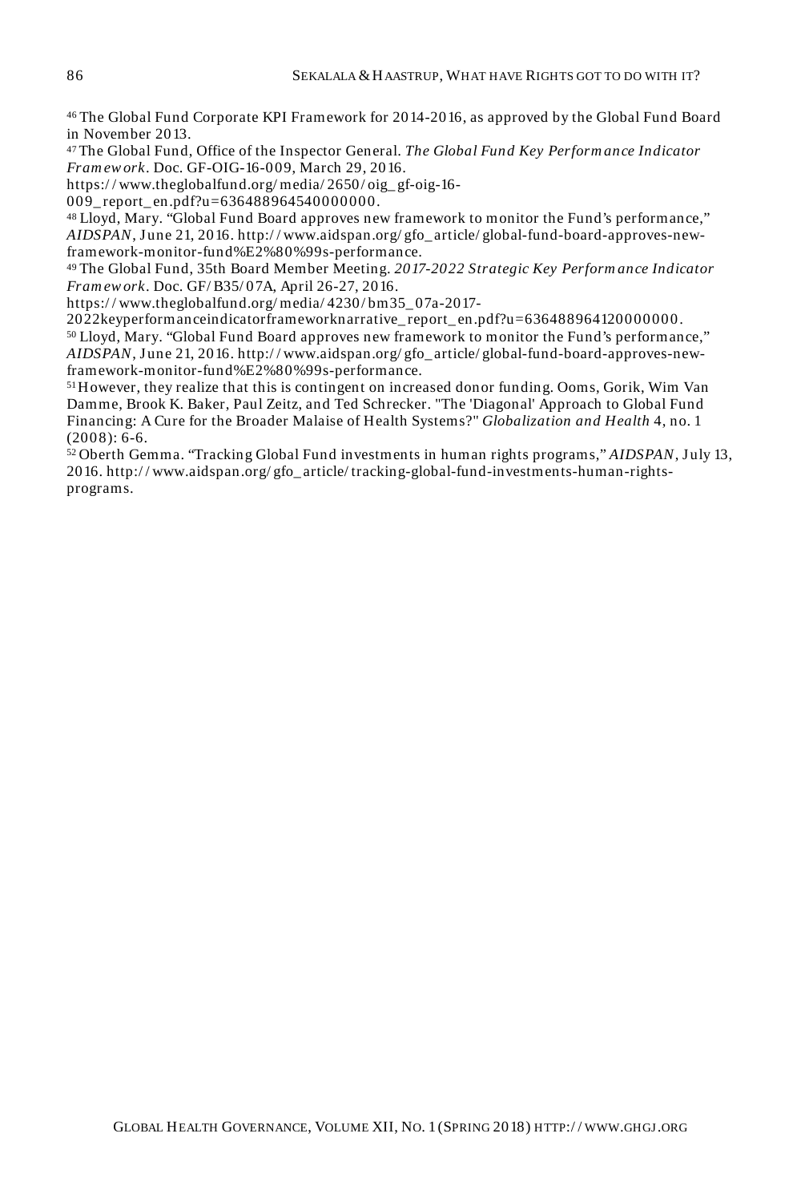[46] The Global Fund Corporate KPI Framework for 2014-2016, as approved by the Global Fund Board in November 2013.

[47] The Global Fund, Office of the Inspector General. *The Global Fund Key Performance Indicator Framework*. Doc. GF-OIG-16-009, March 29, 2016. https://www.theglobalfund.org/media/2650/oig_gf-oig-16-009_report_en.pdf?u=636488964540000000.

[48] Lloyd, Mary. "Global Fund Board approves new framework to monitor the Fund's performance," *AIDSPAN*, June 21, 2016. http://www.aidspan.org/gfo_article/global-fund-board-approves-new-framework-monitor-fund%E2%80%99s-performance.

[49] The Global Fund, 35th Board Member Meeting. *2017-2022 Strategic Key Performance Indicator Framework*. Doc. GF/B35/07A, April 26-27, 2016. https://www.theglobalfund.org/media/4230/bm35_07a-2017-2022keyperformanceindicatorframeworknarrative_report_en.pdf?u=636488964120000000.

[50] Lloyd, Mary. "Global Fund Board approves new framework to monitor the Fund's performance," *AIDSPAN*, June 21, 2016. http://www.aidspan.org/gfo_article/global-fund-board-approves-new-framework-monitor-fund%E2%80%99s-performance.

[51] However, they realize that this is contingent on increased donor funding. Ooms, Gorik, Wim Van Damme, Brook K. Baker, Paul Zeitz, and Ted Schrecker. "The 'Diagonal' Approach to Global Fund Financing: A Cure for the Broader Malaise of Health Systems?" *Globalization and Health* 4, no. 1 (2008): 6-6.

[52] Oberth Gemma. "Tracking Global Fund investments in human rights programs," *AIDSPAN*, July 13, 2016. http://www.aidspan.org/gfo_article/tracking-global-fund-investments-human-rights-programs.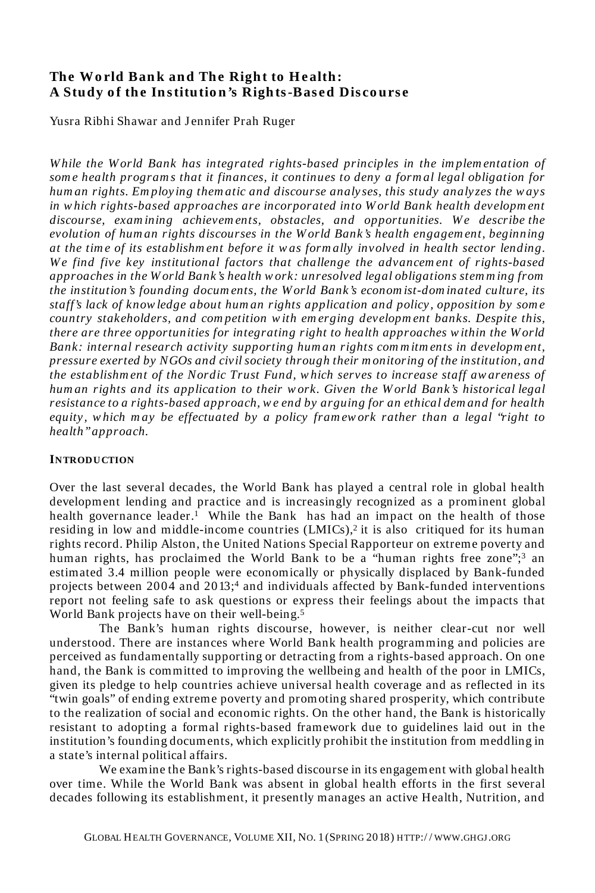## The World Bank and The Right to Health: A Study of the Institution's Rights-Based Discourse

Yusra Ribhi Shawar and Jennifer Prah Ruger

*While the World Bank has integrated rights-based principles in the implementation of some health programs that it finances, it continues to deny a formal legal obligation for human rights. Employing thematic and discourse analyses, this study analyzes the ways in which rights-based approaches are incorporated into World Bank health development discourse, examining achievements, obstacles, and opportunities. We describe the evolution of human rights discourses in the World Bank's health engagement, beginning at the time of its establishment before it was formally involved in health sector lending. We find five key institutional factors that challenge the advancement of rights-based approaches in the World Bank's health work: unresolved legal obligations stemming from the institution's founding documents, the World Bank's economist-dominated culture, its staff's lack of knowledge about human rights application and policy, opposition by some country stakeholders, and competition with emerging development banks. Despite this, there are three opportunities for integrating right to health approaches within the World Bank: internal research activity supporting human rights commitments in development, pressure exerted by NGOs and civil society through their monitoring of the institution, and the establishment of the Nordic Trust Fund, which serves to increase staff awareness of human rights and its application to their work. Given the World Bank's historical legal resistance to a rights-based approach, we end by arguing for an ethical demand for health equity, which may be effectuated by a policy framework rather than a legal "right to health" approach.*

### INTRODUCTION

Over the last several decades, the World Bank has played a central role in global health development lending and practice and is increasingly recognized as a prominent global health governance leader.[1] While the Bank has had an impact on the health of those residing in low and middle-income countries (LMICs),[2] it is also critiqued for its human rights record. Philip Alston, the United Nations Special Rapporteur on extreme poverty and human rights, has proclaimed the World Bank to be a "human rights free zone";[3] an estimated 3.4 million people were economically or physically displaced by Bank-funded projects between 2004 and 2013;[4] and individuals affected by Bank-funded interventions report not feeling safe to ask questions or express their feelings about the impacts that World Bank projects have on their well-being.[5]

The Bank's human rights discourse, however, is neither clear-cut nor well understood. There are instances where World Bank health programming and policies are perceived as fundamentally supporting or detracting from a rights-based approach. On one hand, the Bank is committed to improving the wellbeing and health of the poor in LMICs, given its pledge to help countries achieve universal health coverage and as reflected in its "twin goals" of ending extreme poverty and promoting shared prosperity, which contribute to the realization of social and economic rights. On the other hand, the Bank is historically resistant to adopting a formal rights-based framework due to guidelines laid out in the institution's founding documents, which explicitly prohibit the institution from meddling in a state's internal political affairs.

We examine the Bank's rights-based discourse in its engagement with global health over time. While the World Bank was absent in global health efforts in the first several decades following its establishment, it presently manages an active Health, Nutrition, and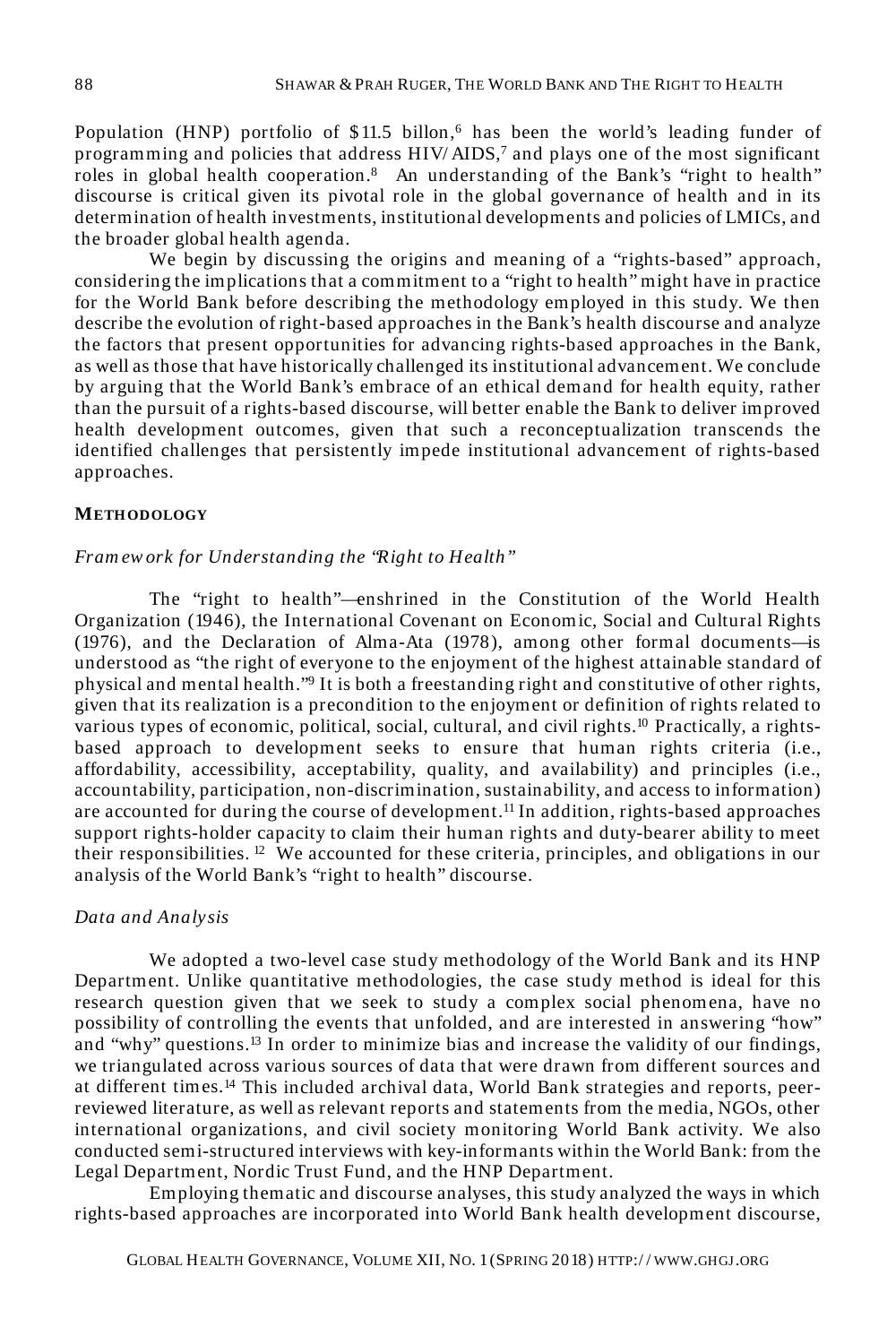Population (HNP) portfolio of $11.5 billon,[6] has been the world's leading funder of programming and policies that address HIV/AIDS,[7] and plays one of the most significant roles in global health cooperation.[8] An understanding of the Bank's "right to health" discourse is critical given its pivotal role in the global governance of health and in its determination of health investments, institutional developments and policies of LMICs, and the broader global health agenda.

We begin by discussing the origins and meaning of a "rights-based" approach, considering the implications that a commitment to a "right to health" might have in practice for the World Bank before describing the methodology employed in this study. We then describe the evolution of right-based approaches in the Bank's health discourse and analyze the factors that present opportunities for advancing rights-based approaches in the Bank, as well as those that have historically challenged its institutional advancement. We conclude by arguing that the World Bank's embrace of an ethical demand for health equity, rather than the pursuit of a rights-based discourse, will better enable the Bank to deliver improved health development outcomes, given that such a reconceptualization transcends the identified challenges that persistently impede institutional advancement of rights-based approaches.

## METHODOLOGY

### *Framework for Understanding the "Right to Health"*

The "right to health"—enshrined in the Constitution of the World Health Organization (1946), the International Covenant on Economic, Social and Cultural Rights (1976), and the Declaration of Alma-Ata (1978), among other formal documents—is understood as "the right of everyone to the enjoyment of the highest attainable standard of physical and mental health."[9] It is both a freestanding right and constitutive of other rights, given that its realization is a precondition to the enjoyment or definition of rights related to various types of economic, political, social, cultural, and civil rights.[10] Practically, a rights-based approach to development seeks to ensure that human rights criteria (i.e., affordability, accessibility, acceptability, quality, and availability) and principles (i.e., accountability, participation, non-discrimination, sustainability, and access to information) are accounted for during the course of development.[11] In addition, rights-based approaches support rights-holder capacity to claim their human rights and duty-bearer ability to meet their responsibilities.[12] We accounted for these criteria, principles, and obligations in our analysis of the World Bank's "right to health" discourse.

### *Data and Analysis*

We adopted a two-level case study methodology of the World Bank and its HNP Department. Unlike quantitative methodologies, the case study method is ideal for this research question given that we seek to study a complex social phenomena, have no possibility of controlling the events that unfolded, and are interested in answering "how" and "why" questions.[13] In order to minimize bias and increase the validity of our findings, we triangulated across various sources of data that were drawn from different sources and at different times.[14] This included archival data, World Bank strategies and reports, peer-reviewed literature, as well as relevant reports and statements from the media, NGOs, other international organizations, and civil society monitoring World Bank activity. We also conducted semi-structured interviews with key-informants within the World Bank: from the Legal Department, Nordic Trust Fund, and the HNP Department.

Employing thematic and discourse analyses, this study analyzed the ways in which rights-based approaches are incorporated into World Bank health development discourse,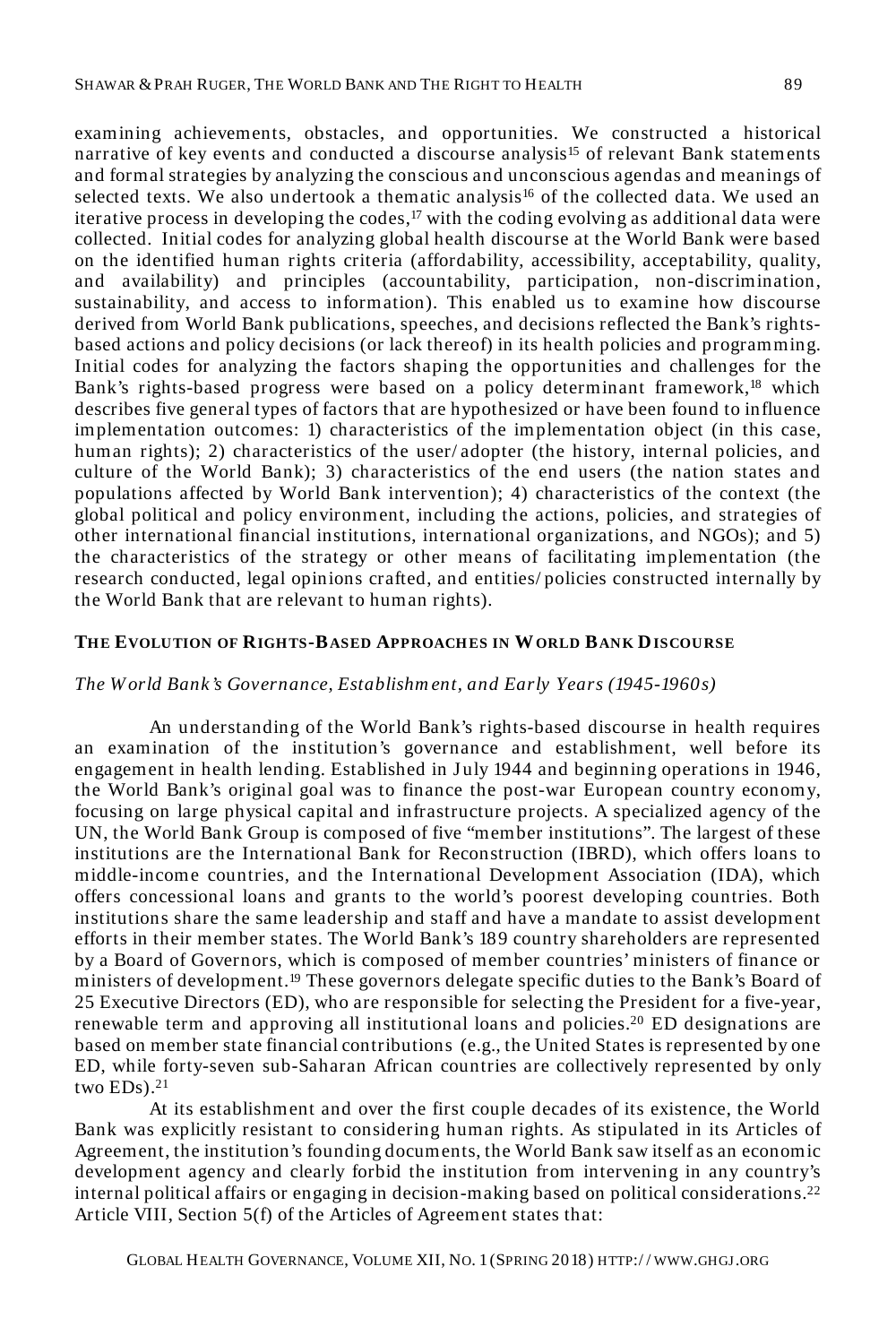examining achievements, obstacles, and opportunities. We constructed a historical narrative of key events and conducted a discourse analysis[15] of relevant Bank statements and formal strategies by analyzing the conscious and unconscious agendas and meanings of selected texts. We also undertook a thematic analysis[16] of the collected data. We used an iterative process in developing the codes,[17] with the coding evolving as additional data were collected. Initial codes for analyzing global health discourse at the World Bank were based on the identified human rights criteria (affordability, accessibility, acceptability, quality, and availability) and principles (accountability, participation, non-discrimination, sustainability, and access to information). This enabled us to examine how discourse derived from World Bank publications, speeches, and decisions reflected the Bank's rights-based actions and policy decisions (or lack thereof) in its health policies and programming. Initial codes for analyzing the factors shaping the opportunities and challenges for the Bank's rights-based progress were based on a policy determinant framework,[18] which describes five general types of factors that are hypothesized or have been found to influence implementation outcomes: 1) characteristics of the implementation object (in this case, human rights); 2) characteristics of the user/adopter (the history, internal policies, and culture of the World Bank); 3) characteristics of the end users (the nation states and populations affected by World Bank intervention); 4) characteristics of the context (the global political and policy environment, including the actions, policies, and strategies of other international financial institutions, international organizations, and NGOs); and 5) the characteristics of the strategy or other means of facilitating implementation (the research conducted, legal opinions crafted, and entities/policies constructed internally by the World Bank that are relevant to human rights).

## THE EVOLUTION OF RIGHTS-BASED APPROACHES IN WORLD BANK DISCOURSE

### *The World Bank's Governance, Establishment, and Early Years (1945-1960s)*

An understanding of the World Bank's rights-based discourse in health requires an examination of the institution's governance and establishment, well before its engagement in health lending. Established in July 1944 and beginning operations in 1946, the World Bank's original goal was to finance the post-war European country economy, focusing on large physical capital and infrastructure projects. A specialized agency of the UN, the World Bank Group is composed of five "member institutions". The largest of these institutions are the International Bank for Reconstruction (IBRD), which offers loans to middle-income countries, and the International Development Association (IDA), which offers concessional loans and grants to the world's poorest developing countries. Both institutions share the same leadership and staff and have a mandate to assist development efforts in their member states. The World Bank's 189 country shareholders are represented by a Board of Governors, which is composed of member countries' ministers of finance or ministers of development.[19] These governors delegate specific duties to the Bank's Board of 25 Executive Directors (ED), who are responsible for selecting the President for a five-year, renewable term and approving all institutional loans and policies.[20] ED designations are based on member state financial contributions (e.g., the United States is represented by one ED, while forty-seven sub-Saharan African countries are collectively represented by only two EDs).[21]

At its establishment and over the first couple decades of its existence, the World Bank was explicitly resistant to considering human rights. As stipulated in its Articles of Agreement, the institution's founding documents, the World Bank saw itself as an economic development agency and clearly forbid the institution from intervening in any country's internal political affairs or engaging in decision-making based on political considerations.[22] Article VIII, Section 5(f) of the Articles of Agreement states that: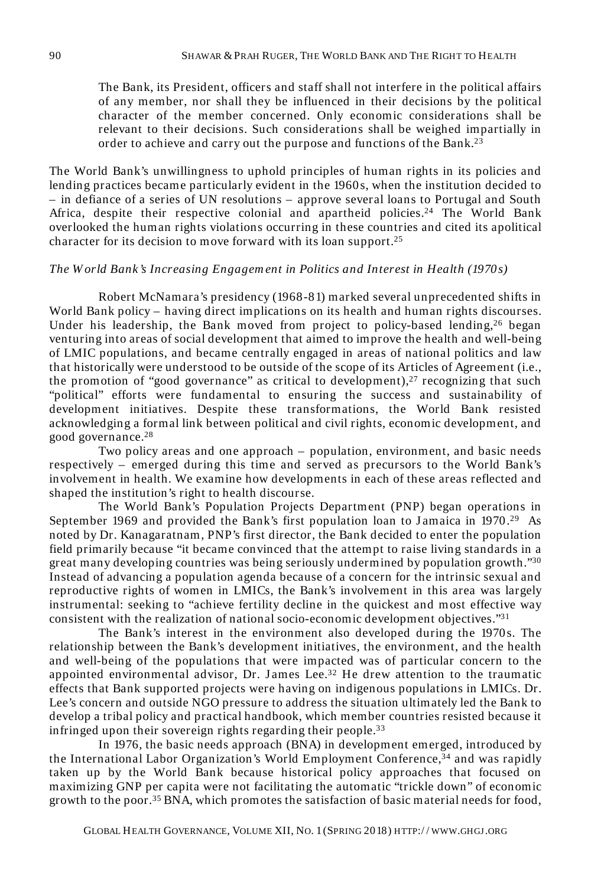> The Bank, its President, officers and staff shall not interfere in the political affairs of any member, nor shall they be influenced in their decisions by the political character of the member concerned. Only economic considerations shall be relevant to their decisions. Such considerations shall be weighed impartially in order to achieve and carry out the purpose and functions of the Bank.[23]

The World Bank's unwillingness to uphold principles of human rights in its policies and lending practices became particularly evident in the 1960s, when the institution decided to – in defiance of a series of UN resolutions – approve several loans to Portugal and South Africa, despite their respective colonial and apartheid policies.[24] The World Bank overlooked the human rights violations occurring in these countries and cited its apolitical character for its decision to move forward with its loan support.[25]

### *The World Bank's Increasing Engagement in Politics and Interest in Health (1970s)*

Robert McNamara's presidency (1968-81) marked several unprecedented shifts in World Bank policy – having direct implications on its health and human rights discourses. Under his leadership, the Bank moved from project to policy-based lending,[26] began venturing into areas of social development that aimed to improve the health and well-being of LMIC populations, and became centrally engaged in areas of national politics and law that historically were understood to be outside of the scope of its Articles of Agreement (i.e., the promotion of "good governance" as critical to development),[27] recognizing that such "political" efforts were fundamental to ensuring the success and sustainability of development initiatives. Despite these transformations, the World Bank resisted acknowledging a formal link between political and civil rights, economic development, and good governance.[28]

Two policy areas and one approach – population, environment, and basic needs respectively – emerged during this time and served as precursors to the World Bank's involvement in health. We examine how developments in each of these areas reflected and shaped the institution's right to health discourse.

The World Bank's Population Projects Department (PNP) began operations in September 1969 and provided the Bank's first population loan to Jamaica in 1970.[29] As noted by Dr. Kanagaratnam, PNP's first director, the Bank decided to enter the population field primarily because "it became convinced that the attempt to raise living standards in a great many developing countries was being seriously undermined by population growth."[30] Instead of advancing a population agenda because of a concern for the intrinsic sexual and reproductive rights of women in LMICs, the Bank's involvement in this area was largely instrumental: seeking to "achieve fertility decline in the quickest and most effective way consistent with the realization of national socio-economic development objectives."[31]

The Bank's interest in the environment also developed during the 1970s. The relationship between the Bank's development initiatives, the environment, and the health and well-being of the populations that were impacted was of particular concern to the appointed environmental advisor, Dr. James Lee.[32] He drew attention to the traumatic effects that Bank supported projects were having on indigenous populations in LMICs. Dr. Lee's concern and outside NGO pressure to address the situation ultimately led the Bank to develop a tribal policy and practical handbook, which member countries resisted because it infringed upon their sovereign rights regarding their people.[33]

In 1976, the basic needs approach (BNA) in development emerged, introduced by the International Labor Organization's World Employment Conference,[34] and was rapidly taken up by the World Bank because historical policy approaches that focused on maximizing GNP per capita were not facilitating the automatic "trickle down" of economic growth to the poor.[35] BNA, which promotes the satisfaction of basic material needs for food,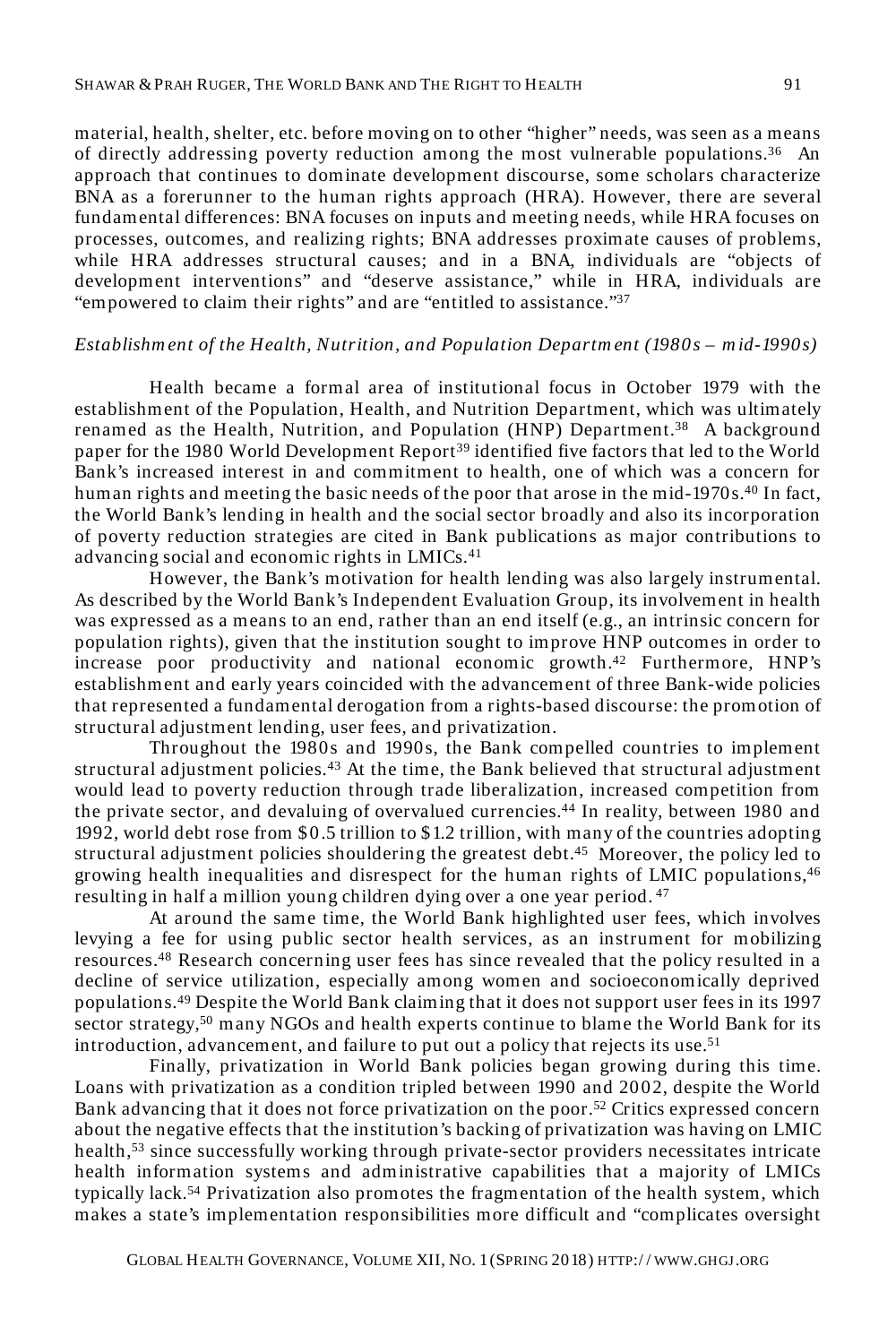material, health, shelter, etc. before moving on to other "higher" needs, was seen as a means of directly addressing poverty reduction among the most vulnerable populations.[36] An approach that continues to dominate development discourse, some scholars characterize BNA as a forerunner to the human rights approach (HRA). However, there are several fundamental differences: BNA focuses on inputs and meeting needs, while HRA focuses on processes, outcomes, and realizing rights; BNA addresses proximate causes of problems, while HRA addresses structural causes; and in a BNA, individuals are "objects of development interventions" and "deserve assistance," while in HRA, individuals are "empowered to claim their rights" and are "entitled to assistance."[37]

*Establishment of the Health, Nutrition, and Population Department (1980s – mid-1990s)*

Health became a formal area of institutional focus in October 1979 with the establishment of the Population, Health, and Nutrition Department, which was ultimately renamed as the Health, Nutrition, and Population (HNP) Department.[38] A background paper for the 1980 World Development Report[39] identified five factors that led to the World Bank's increased interest in and commitment to health, one of which was a concern for human rights and meeting the basic needs of the poor that arose in the mid-1970s.[40] In fact, the World Bank's lending in health and the social sector broadly and also its incorporation of poverty reduction strategies are cited in Bank publications as major contributions to advancing social and economic rights in LMICs.[41]

However, the Bank's motivation for health lending was also largely instrumental. As described by the World Bank's Independent Evaluation Group, its involvement in health was expressed as a means to an end, rather than an end itself (e.g., an intrinsic concern for population rights), given that the institution sought to improve HNP outcomes in order to increase poor productivity and national economic growth.[42] Furthermore, HNP's establishment and early years coincided with the advancement of three Bank-wide policies that represented a fundamental derogation from a rights-based discourse: the promotion of structural adjustment lending, user fees, and privatization.

Throughout the 1980s and 1990s, the Bank compelled countries to implement structural adjustment policies.[43] At the time, the Bank believed that structural adjustment would lead to poverty reduction through trade liberalization, increased competition from the private sector, and devaluing of overvalued currencies.[44] In reality, between 1980 and 1992, world debt rose from $0.5 trillion to $1.2 trillion, with many of the countries adopting structural adjustment policies shouldering the greatest debt.[45] Moreover, the policy led to growing health inequalities and disrespect for the human rights of LMIC populations,[46] resulting in half a million young children dying over a one year period.[47]

At around the same time, the World Bank highlighted user fees, which involves levying a fee for using public sector health services, as an instrument for mobilizing resources.[48] Research concerning user fees has since revealed that the policy resulted in a decline of service utilization, especially among women and socioeconomically deprived populations.[49] Despite the World Bank claiming that it does not support user fees in its 1997 sector strategy,[50] many NGOs and health experts continue to blame the World Bank for its introduction, advancement, and failure to put out a policy that rejects its use.[51]

Finally, privatization in World Bank policies began growing during this time. Loans with privatization as a condition tripled between 1990 and 2002, despite the World Bank advancing that it does not force privatization on the poor.[52] Critics expressed concern about the negative effects that the institution's backing of privatization was having on LMIC health,[53] since successfully working through private-sector providers necessitates intricate health information systems and administrative capabilities that a majority of LMICs typically lack.[54] Privatization also promotes the fragmentation of the health system, which makes a state's implementation responsibilities more difficult and "complicates oversight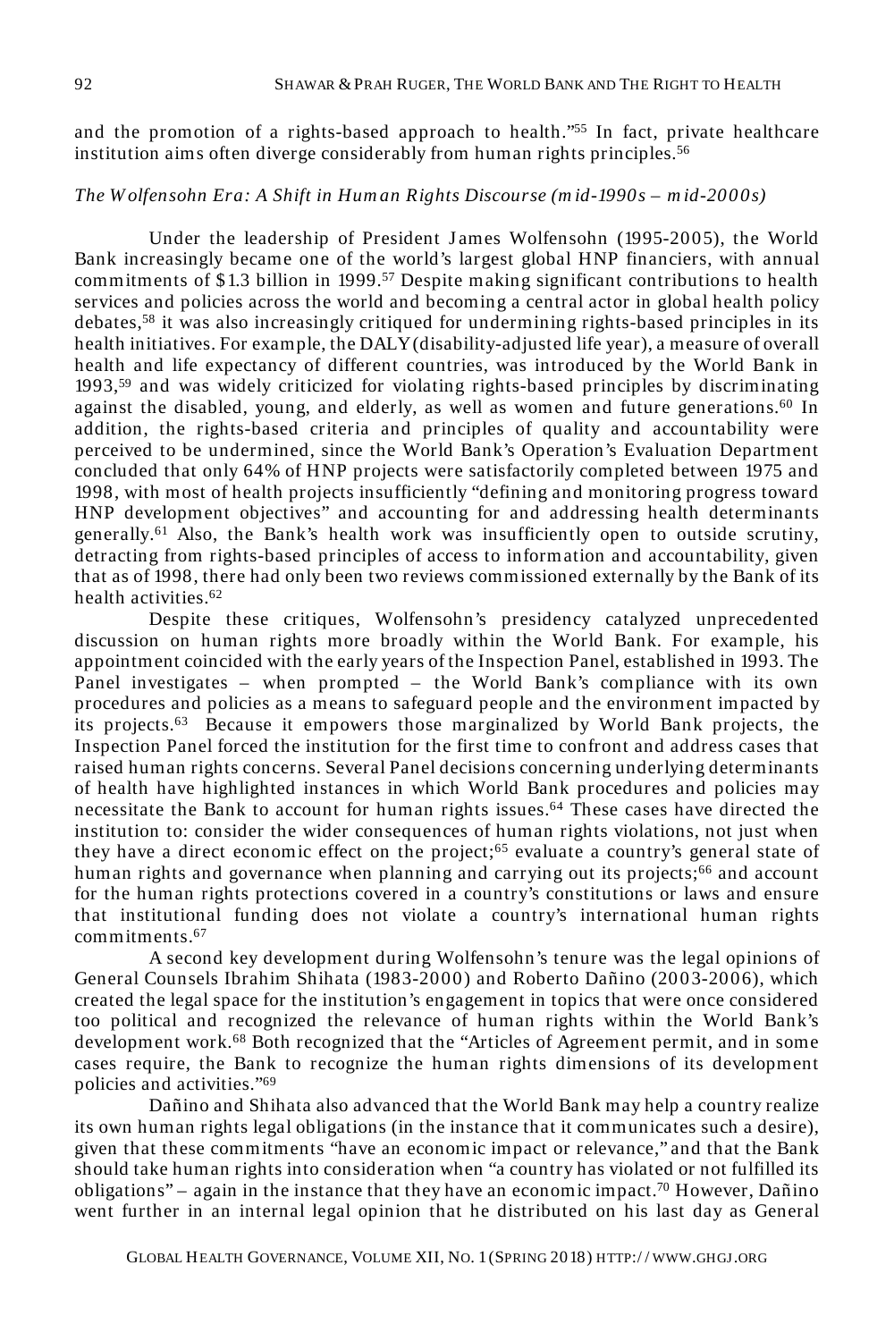and the promotion of a rights-based approach to health."[55] In fact, private healthcare institution aims often diverge considerably from human rights principles.[56]

*The Wolfensohn Era: A Shift in Human Rights Discourse (mid-1990s – mid-2000s)*

Under the leadership of President James Wolfensohn (1995-2005), the World Bank increasingly became one of the world's largest global HNP financiers, with annual commitments of $1.3 billion in 1999.[57] Despite making significant contributions to health services and policies across the world and becoming a central actor in global health policy debates,[58] it was also increasingly critiqued for undermining rights-based principles in its health initiatives. For example, the DALY (disability-adjusted life year), a measure of overall health and life expectancy of different countries, was introduced by the World Bank in 1993,[59] and was widely criticized for violating rights-based principles by discriminating against the disabled, young, and elderly, as well as women and future generations.[60] In addition, the rights-based criteria and principles of quality and accountability were perceived to be undermined, since the World Bank's Operation's Evaluation Department concluded that only 64% of HNP projects were satisfactorily completed between 1975 and 1998, with most of health projects insufficiently "defining and monitoring progress toward HNP development objectives" and accounting for and addressing health determinants generally.[61] Also, the Bank's health work was insufficiently open to outside scrutiny, detracting from rights-based principles of access to information and accountability, given that as of 1998, there had only been two reviews commissioned externally by the Bank of its health activities.[62]

Despite these critiques, Wolfensohn's presidency catalyzed unprecedented discussion on human rights more broadly within the World Bank. For example, his appointment coincided with the early years of the Inspection Panel, established in 1993. The Panel investigates – when prompted – the World Bank's compliance with its own procedures and policies as a means to safeguard people and the environment impacted by its projects.[63] Because it empowers those marginalized by World Bank projects, the Inspection Panel forced the institution for the first time to confront and address cases that raised human rights concerns. Several Panel decisions concerning underlying determinants of health have highlighted instances in which World Bank procedures and policies may necessitate the Bank to account for human rights issues.[64] These cases have directed the institution to: consider the wider consequences of human rights violations, not just when they have a direct economic effect on the project;[65] evaluate a country's general state of human rights and governance when planning and carrying out its projects;[66] and account for the human rights protections covered in a country's constitutions or laws and ensure that institutional funding does not violate a country's international human rights commitments.[67]

A second key development during Wolfensohn's tenure was the legal opinions of General Counsels Ibrahim Shihata (1983-2000) and Roberto Dañino (2003-2006), which created the legal space for the institution's engagement in topics that were once considered too political and recognized the relevance of human rights within the World Bank's development work.[68] Both recognized that the "Articles of Agreement permit, and in some cases require, the Bank to recognize the human rights dimensions of its development policies and activities."[69]

Dañino and Shihata also advanced that the World Bank may help a country realize its own human rights legal obligations (in the instance that it communicates such a desire), given that these commitments "have an economic impact or relevance," and that the Bank should take human rights into consideration when "a country has violated or not fulfilled its obligations" – again in the instance that they have an economic impact.[70] However, Dañino went further in an internal legal opinion that he distributed on his last day as General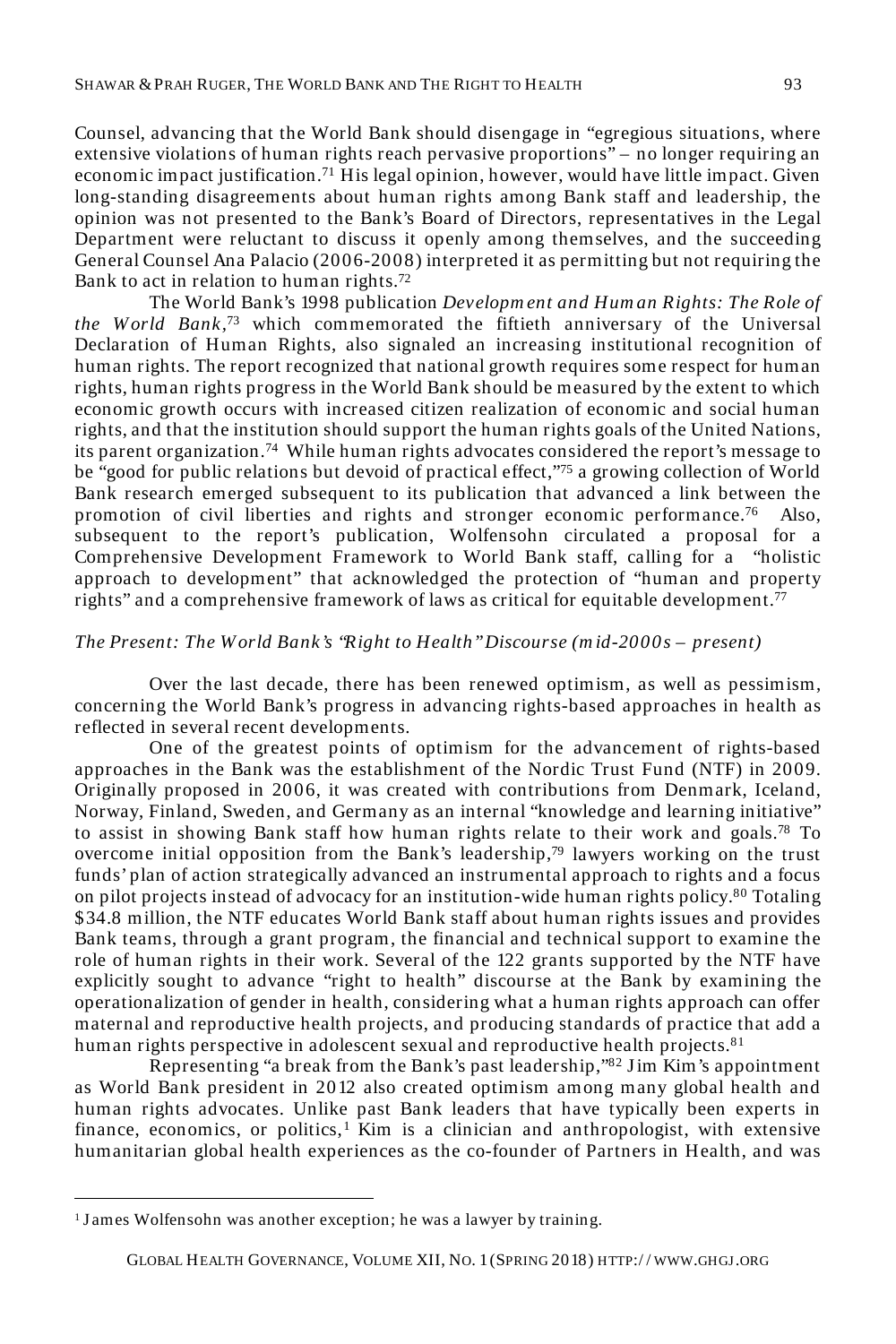Counsel, advancing that the World Bank should disengage in "egregious situations, where extensive violations of human rights reach pervasive proportions" – no longer requiring an economic impact justification.[71] His legal opinion, however, would have little impact. Given long-standing disagreements about human rights among Bank staff and leadership, the opinion was not presented to the Bank's Board of Directors, representatives in the Legal Department were reluctant to discuss it openly among themselves, and the succeeding General Counsel Ana Palacio (2006-2008) interpreted it as permitting but not requiring the Bank to act in relation to human rights.[72]

The World Bank's 1998 publication *Development and Human Rights: The Role of the World Bank*,[73] which commemorated the fiftieth anniversary of the Universal Declaration of Human Rights, also signaled an increasing institutional recognition of human rights. The report recognized that national growth requires some respect for human rights, human rights progress in the World Bank should be measured by the extent to which economic growth occurs with increased citizen realization of economic and social human rights, and that the institution should support the human rights goals of the United Nations, its parent organization.[74] While human rights advocates considered the report's message to be "good for public relations but devoid of practical effect,"[75] a growing collection of World Bank research emerged subsequent to its publication that advanced a link between the promotion of civil liberties and rights and stronger economic performance.[76] Also, subsequent to the report's publication, Wolfensohn circulated a proposal for a Comprehensive Development Framework to World Bank staff, calling for a "holistic approach to development" that acknowledged the protection of "human and property rights" and a comprehensive framework of laws as critical for equitable development.[77]

*The Present: The World Bank's "Right to Health" Discourse (mid-2000s – present)*

Over the last decade, there has been renewed optimism, as well as pessimism, concerning the World Bank's progress in advancing rights-based approaches in health as reflected in several recent developments.

One of the greatest points of optimism for the advancement of rights-based approaches in the Bank was the establishment of the Nordic Trust Fund (NTF) in 2009. Originally proposed in 2006, it was created with contributions from Denmark, Iceland, Norway, Finland, Sweden, and Germany as an internal "knowledge and learning initiative" to assist in showing Bank staff how human rights relate to their work and goals.[78] To overcome initial opposition from the Bank's leadership,[79] lawyers working on the trust funds' plan of action strategically advanced an instrumental approach to rights and a focus on pilot projects instead of advocacy for an institution-wide human rights policy.[80] Totaling $34.8 million, the NTF educates World Bank staff about human rights issues and provides Bank teams, through a grant program, the financial and technical support to examine the role of human rights in their work. Several of the 122 grants supported by the NTF have explicitly sought to advance "right to health" discourse at the Bank by examining the operationalization of gender in health, considering what a human rights approach can offer maternal and reproductive health projects, and producing standards of practice that add a human rights perspective in adolescent sexual and reproductive health projects.[81]

Representing "a break from the Bank's past leadership,"[82] Jim Kim's appointment as World Bank president in 2012 also created optimism among many global health and human rights advocates. Unlike past Bank leaders that have typically been experts in finance, economics, or politics,[1] Kim is a clinician and anthropologist, with extensive humanitarian global health experiences as the co-founder of Partners in Health, and was

[1] James Wolfensohn was another exception; he was a lawyer by training.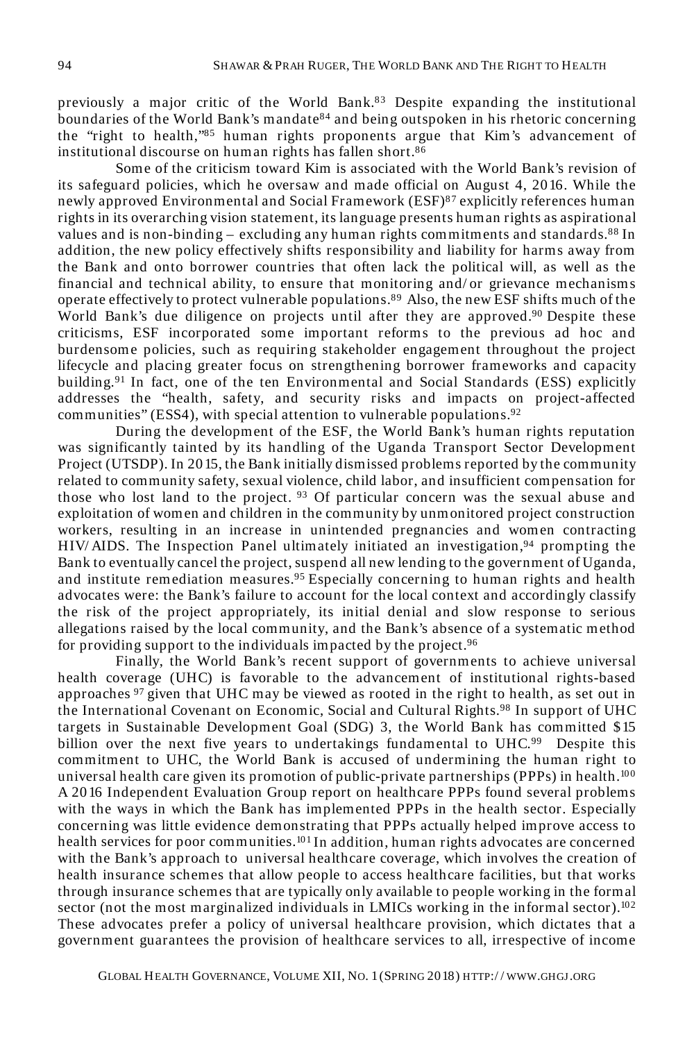previously a major critic of the World Bank.[83] Despite expanding the institutional boundaries of the World Bank's mandate[84] and being outspoken in his rhetoric concerning the "right to health,"[85] human rights proponents argue that Kim's advancement of institutional discourse on human rights has fallen short.[86]

Some of the criticism toward Kim is associated with the World Bank's revision of its safeguard policies, which he oversaw and made official on August 4, 2016. While the newly approved Environmental and Social Framework (ESF)[87] explicitly references human rights in its overarching vision statement, its language presents human rights as aspirational values and is non-binding – excluding any human rights commitments and standards.[88] In addition, the new policy effectively shifts responsibility and liability for harms away from the Bank and onto borrower countries that often lack the political will, as well as the financial and technical ability, to ensure that monitoring and/or grievance mechanisms operate effectively to protect vulnerable populations.[89] Also, the new ESF shifts much of the World Bank's due diligence on projects until after they are approved.[90] Despite these criticisms, ESF incorporated some important reforms to the previous ad hoc and burdensome policies, such as requiring stakeholder engagement throughout the project lifecycle and placing greater focus on strengthening borrower frameworks and capacity building.[91] In fact, one of the ten Environmental and Social Standards (ESS) explicitly addresses the "health, safety, and security risks and impacts on project-affected communities" (ESS4), with special attention to vulnerable populations.[92]

During the development of the ESF, the World Bank's human rights reputation was significantly tainted by its handling of the Uganda Transport Sector Development Project (UTSDP). In 2015, the Bank initially dismissed problems reported by the community related to community safety, sexual violence, child labor, and insufficient compensation for those who lost land to the project. [93] Of particular concern was the sexual abuse and exploitation of women and children in the community by unmonitored project construction workers, resulting in an increase in unintended pregnancies and women contracting HIV/AIDS. The Inspection Panel ultimately initiated an investigation,[94] prompting the Bank to eventually cancel the project, suspend all new lending to the government of Uganda, and institute remediation measures.[95] Especially concerning to human rights and health advocates were: the Bank's failure to account for the local context and accordingly classify the risk of the project appropriately, its initial denial and slow response to serious allegations raised by the local community, and the Bank's absence of a systematic method for providing support to the individuals impacted by the project.[96]

Finally, the World Bank's recent support of governments to achieve universal health coverage (UHC) is favorable to the advancement of institutional rights-based approaches [97] given that UHC may be viewed as rooted in the right to health, as set out in the International Covenant on Economic, Social and Cultural Rights.[98] In support of UHC targets in Sustainable Development Goal (SDG) 3, the World Bank has committed $15 billion over the next five years to undertakings fundamental to UHC.[99] Despite this commitment to UHC, the World Bank is accused of undermining the human right to universal health care given its promotion of public-private partnerships (PPPs) in health.[100] A 2016 Independent Evaluation Group report on healthcare PPPs found several problems with the ways in which the Bank has implemented PPPs in the health sector. Especially concerning was little evidence demonstrating that PPPs actually helped improve access to health services for poor communities.[101] In addition, human rights advocates are concerned with the Bank's approach to universal healthcare coverage, which involves the creation of health insurance schemes that allow people to access healthcare facilities, but that works through insurance schemes that are typically only available to people working in the formal sector (not the most marginalized individuals in LMICs working in the informal sector).[102] These advocates prefer a policy of universal healthcare provision, which dictates that a government guarantees the provision of healthcare services to all, irrespective of income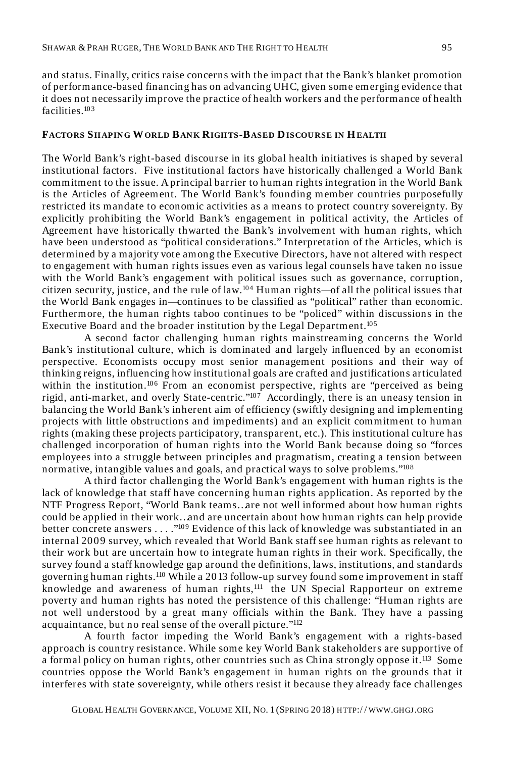and status. Finally, critics raise concerns with the impact that the Bank's blanket promotion of performance-based financing has on advancing UHC, given some emerging evidence that it does not necessarily improve the practice of health workers and the performance of health facilities.[103]

## FACTORS SHAPING WORLD BANK RIGHTS-BASED DISCOURSE IN HEALTH

The World Bank's right-based discourse in its global health initiatives is shaped by several institutional factors. Five institutional factors have historically challenged a World Bank commitment to the issue. A principal barrier to human rights integration in the World Bank is the Articles of Agreement. The World Bank's founding member countries purposefully restricted its mandate to economic activities as a means to protect country sovereignty. By explicitly prohibiting the World Bank's engagement in political activity, the Articles of Agreement have historically thwarted the Bank's involvement with human rights, which have been understood as "political considerations." Interpretation of the Articles, which is determined by a majority vote among the Executive Directors, have not altered with respect to engagement with human rights issues even as various legal counsels have taken no issue with the World Bank's engagement with political issues such as governance, corruption, citizen security, justice, and the rule of law.[104] Human rights—of all the political issues that the World Bank engages in—continues to be classified as "political" rather than economic. Furthermore, the human rights taboo continues to be "policed" within discussions in the Executive Board and the broader institution by the Legal Department.[105]

A second factor challenging human rights mainstreaming concerns the World Bank's institutional culture, which is dominated and largely influenced by an economist perspective. Economists occupy most senior management positions and their way of thinking reigns, influencing how institutional goals are crafted and justifications articulated within the institution.[106] From an economist perspective, rights are "perceived as being rigid, anti-market, and overly State-centric."[107] Accordingly, there is an uneasy tension in balancing the World Bank's inherent aim of efficiency (swiftly designing and implementing projects with little obstructions and impediments) and an explicit commitment to human rights (making these projects participatory, transparent, etc.). This institutional culture has challenged incorporation of human rights into the World Bank because doing so "forces employees into a struggle between principles and pragmatism, creating a tension between normative, intangible values and goals, and practical ways to solve problems."[108]

A third factor challenging the World Bank's engagement with human rights is the lack of knowledge that staff have concerning human rights application. As reported by the NTF Progress Report, "World Bank teams…are not well informed about how human rights could be applied in their work…and are uncertain about how human rights can help provide better concrete answers . . . ."[109] Evidence of this lack of knowledge was substantiated in an internal 2009 survey, which revealed that World Bank staff see human rights as relevant to their work but are uncertain how to integrate human rights in their work. Specifically, the survey found a staff knowledge gap around the definitions, laws, institutions, and standards governing human rights.[110] While a 2013 follow-up survey found some improvement in staff knowledge and awareness of human rights,[111] the UN Special Rapporteur on extreme poverty and human rights has noted the persistence of this challenge: "Human rights are not well understood by a great many officials within the Bank. They have a passing acquaintance, but no real sense of the overall picture."[112]

A fourth factor impeding the World Bank's engagement with a rights-based approach is country resistance. While some key World Bank stakeholders are supportive of a formal policy on human rights, other countries such as China strongly oppose it.[113] Some countries oppose the World Bank's engagement in human rights on the grounds that it interferes with state sovereignty, while others resist it because they already face challenges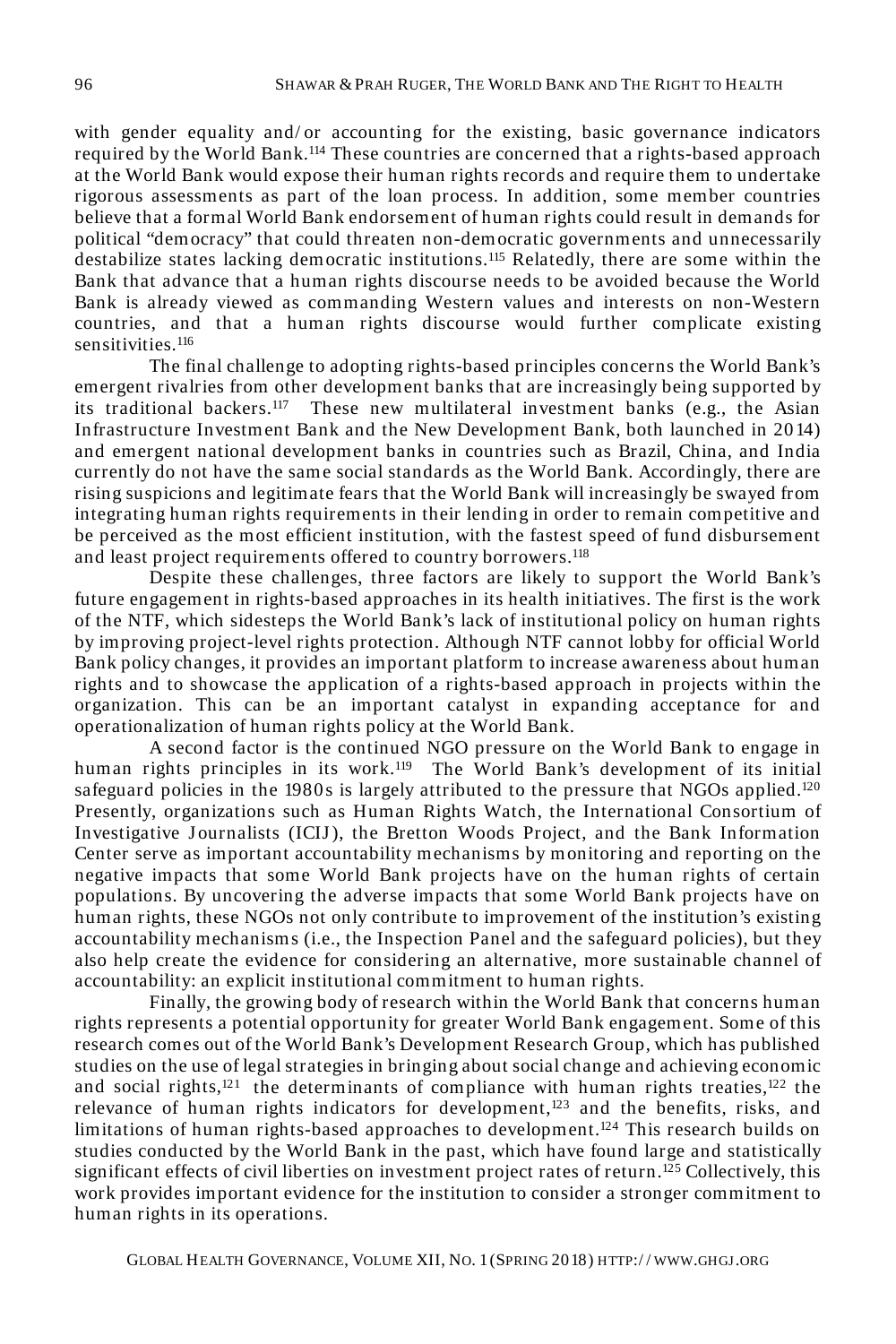with gender equality and/or accounting for the existing, basic governance indicators required by the World Bank.[114] These countries are concerned that a rights-based approach at the World Bank would expose their human rights records and require them to undertake rigorous assessments as part of the loan process. In addition, some member countries believe that a formal World Bank endorsement of human rights could result in demands for political "democracy" that could threaten non-democratic governments and unnecessarily destabilize states lacking democratic institutions.[115] Relatedly, there are some within the Bank that advance that a human rights discourse needs to be avoided because the World Bank is already viewed as commanding Western values and interests on non-Western countries, and that a human rights discourse would further complicate existing sensitivities.[116]

The final challenge to adopting rights-based principles concerns the World Bank's emergent rivalries from other development banks that are increasingly being supported by its traditional backers.[117] These new multilateral investment banks (e.g., the Asian Infrastructure Investment Bank and the New Development Bank, both launched in 2014) and emergent national development banks in countries such as Brazil, China, and India currently do not have the same social standards as the World Bank. Accordingly, there are rising suspicions and legitimate fears that the World Bank will increasingly be swayed from integrating human rights requirements in their lending in order to remain competitive and be perceived as the most efficient institution, with the fastest speed of fund disbursement and least project requirements offered to country borrowers.[118]

Despite these challenges, three factors are likely to support the World Bank's future engagement in rights-based approaches in its health initiatives. The first is the work of the NTF, which sidesteps the World Bank's lack of institutional policy on human rights by improving project-level rights protection. Although NTF cannot lobby for official World Bank policy changes, it provides an important platform to increase awareness about human rights and to showcase the application of a rights-based approach in projects within the organization. This can be an important catalyst in expanding acceptance for and operationalization of human rights policy at the World Bank.

A second factor is the continued NGO pressure on the World Bank to engage in human rights principles in its work.[119] The World Bank's development of its initial safeguard policies in the 1980s is largely attributed to the pressure that NGOs applied.[120] Presently, organizations such as Human Rights Watch, the International Consortium of Investigative Journalists (ICIJ), the Bretton Woods Project, and the Bank Information Center serve as important accountability mechanisms by monitoring and reporting on the negative impacts that some World Bank projects have on the human rights of certain populations. By uncovering the adverse impacts that some World Bank projects have on human rights, these NGOs not only contribute to improvement of the institution's existing accountability mechanisms (i.e., the Inspection Panel and the safeguard policies), but they also help create the evidence for considering an alternative, more sustainable channel of accountability: an explicit institutional commitment to human rights.

Finally, the growing body of research within the World Bank that concerns human rights represents a potential opportunity for greater World Bank engagement. Some of this research comes out of the World Bank's Development Research Group, which has published studies on the use of legal strategies in bringing about social change and achieving economic and social rights,[121] the determinants of compliance with human rights treaties,[122] the relevance of human rights indicators for development,[123] and the benefits, risks, and limitations of human rights-based approaches to development.[124] This research builds on studies conducted by the World Bank in the past, which have found large and statistically significant effects of civil liberties on investment project rates of return.[125] Collectively, this work provides important evidence for the institution to consider a stronger commitment to human rights in its operations.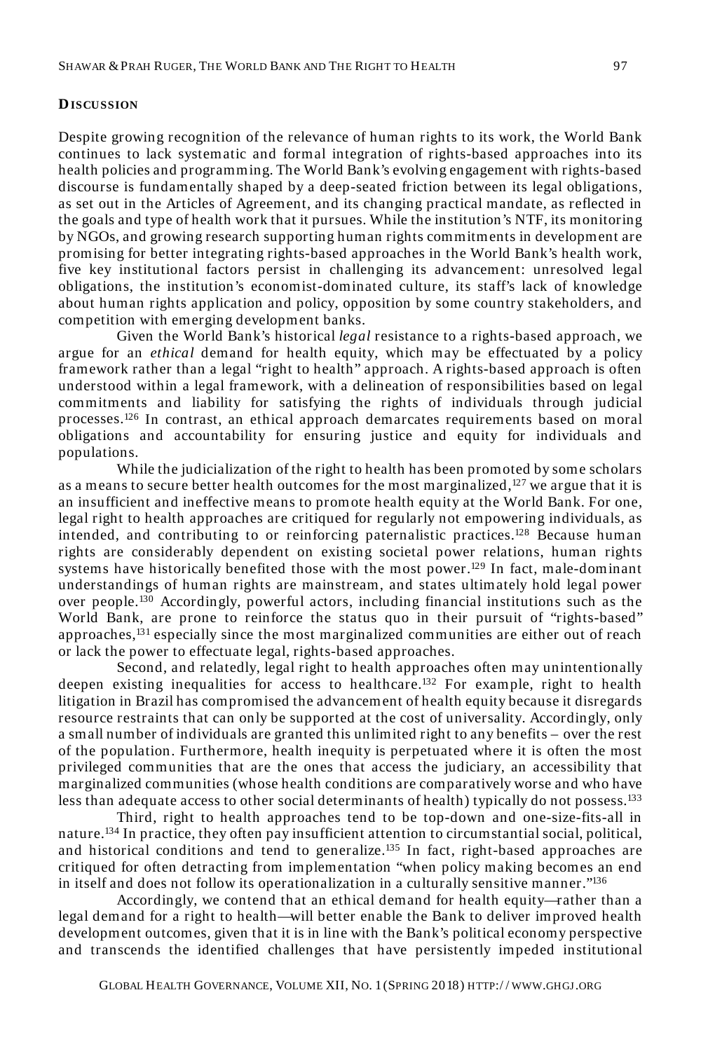## DISCUSSION

Despite growing recognition of the relevance of human rights to its work, the World Bank continues to lack systematic and formal integration of rights-based approaches into its health policies and programming. The World Bank's evolving engagement with rights-based discourse is fundamentally shaped by a deep-seated friction between its legal obligations, as set out in the Articles of Agreement, and its changing practical mandate, as reflected in the goals and type of health work that it pursues. While the institution's NTF, its monitoring by NGOs, and growing research supporting human rights commitments in development are promising for better integrating rights-based approaches in the World Bank's health work, five key institutional factors persist in challenging its advancement: unresolved legal obligations, the institution's economist-dominated culture, its staff's lack of knowledge about human rights application and policy, opposition by some country stakeholders, and competition with emerging development banks.

Given the World Bank's historical *legal* resistance to a rights-based approach, we argue for an *ethical* demand for health equity, which may be effectuated by a policy framework rather than a legal "right to health" approach. A rights-based approach is often understood within a legal framework, with a delineation of responsibilities based on legal commitments and liability for satisfying the rights of individuals through judicial processes.[126] In contrast, an ethical approach demarcates requirements based on moral obligations and accountability for ensuring justice and equity for individuals and populations.

While the judicialization of the right to health has been promoted by some scholars as a means to secure better health outcomes for the most marginalized,[127] we argue that it is an insufficient and ineffective means to promote health equity at the World Bank. For one, legal right to health approaches are critiqued for regularly not empowering individuals, as intended, and contributing to or reinforcing paternalistic practices.[128] Because human rights are considerably dependent on existing societal power relations, human rights systems have historically benefited those with the most power.[129] In fact, male-dominant understandings of human rights are mainstream, and states ultimately hold legal power over people.[130] Accordingly, powerful actors, including financial institutions such as the World Bank, are prone to reinforce the status quo in their pursuit of "rights-based" approaches,[131] especially since the most marginalized communities are either out of reach or lack the power to effectuate legal, rights-based approaches.

Second, and relatedly, legal right to health approaches often may unintentionally deepen existing inequalities for access to healthcare.[132] For example, right to health litigation in Brazil has compromised the advancement of health equity because it disregards resource restraints that can only be supported at the cost of universality. Accordingly, only a small number of individuals are granted this unlimited right to any benefits – over the rest of the population. Furthermore, health inequity is perpetuated where it is often the most privileged communities that are the ones that access the judiciary, an accessibility that marginalized communities (whose health conditions are comparatively worse and who have less than adequate access to other social determinants of health) typically do not possess.[133]

Third, right to health approaches tend to be top-down and one-size-fits-all in nature.[134] In practice, they often pay insufficient attention to circumstantial social, political, and historical conditions and tend to generalize.[135] In fact, right-based approaches are critiqued for often detracting from implementation "when policy making becomes an end in itself and does not follow its operationalization in a culturally sensitive manner."[136]

Accordingly, we contend that an ethical demand for health equity—rather than a legal demand for a right to health—will better enable the Bank to deliver improved health development outcomes, given that it is in line with the Bank's political economy perspective and transcends the identified challenges that have persistently impeded institutional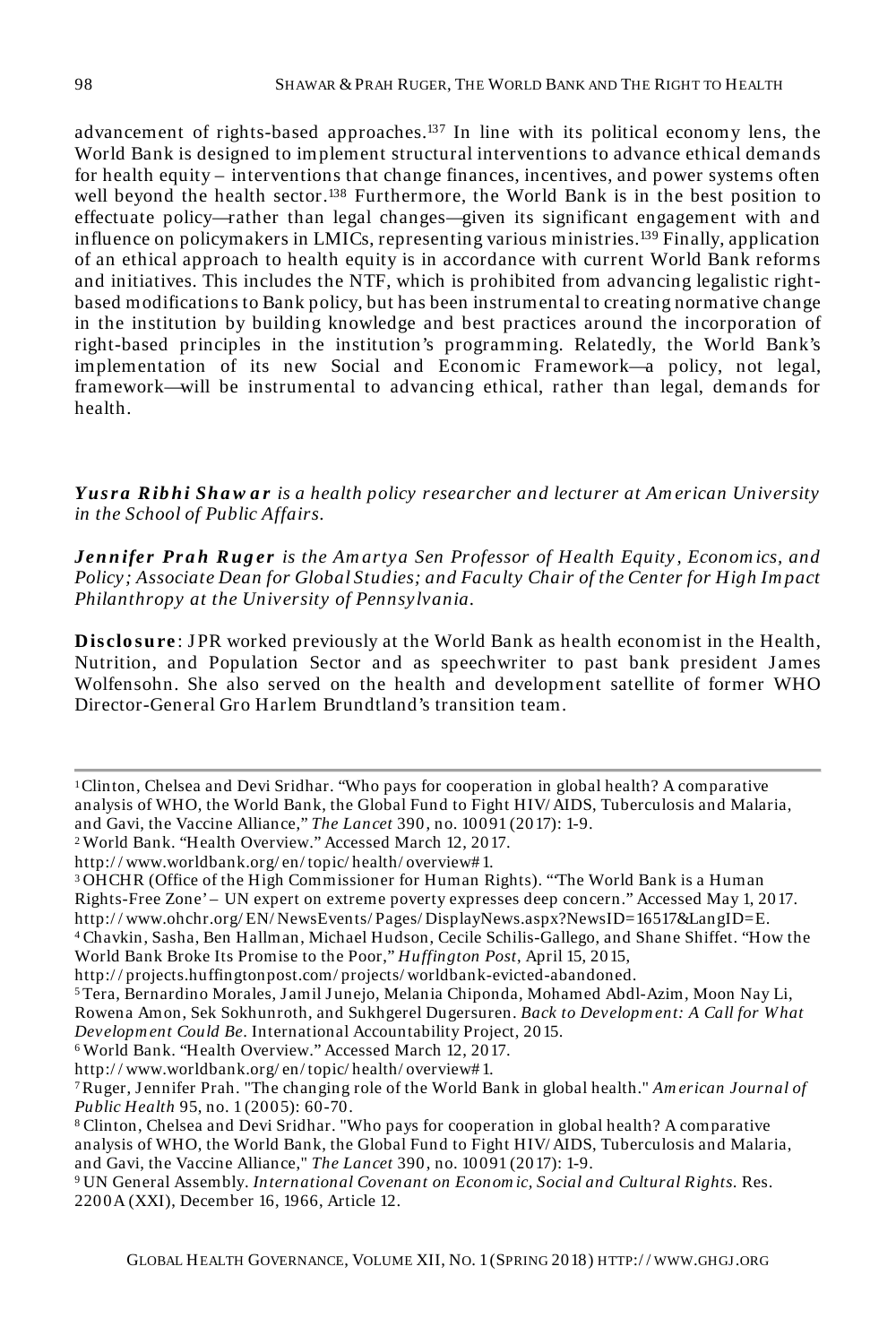advancement of rights-based approaches.[137] In line with its political economy lens, the World Bank is designed to implement structural interventions to advance ethical demands for health equity – interventions that change finances, incentives, and power systems often well beyond the health sector.[138] Furthermore, the World Bank is in the best position to effectuate policy—rather than legal changes—given its significant engagement with and influence on policymakers in LMICs, representing various ministries.[139] Finally, application of an ethical approach to health equity is in accordance with current World Bank reforms and initiatives. This includes the NTF, which is prohibited from advancing legalistic right-based modifications to Bank policy, but has been instrumental to creating normative change in the institution by building knowledge and best practices around the incorporation of right-based principles in the institution's programming. Relatedly, the World Bank's implementation of its new Social and Economic Framework—a policy, not legal, framework—will be instrumental to advancing ethical, rather than legal, demands for health.

***Yusra Ribhi Shawar*** *is a health policy researcher and lecturer at American University in the School of Public Affairs.*

***Jennifer Prah Ruger*** *is the Amartya Sen Professor of Health Equity, Economics, and Policy; Associate Dean for Global Studies; and Faculty Chair of the Center for High Impact Philanthropy at the University of Pennsylvania.*

**Disclosure**: JPR worked previously at the World Bank as health economist in the Health, Nutrition, and Population Sector and as speechwriter to past bank president James Wolfensohn. She also served on the health and development satellite of former WHO Director-General Gro Harlem Brundtland's transition team.

---

[1] Clinton, Chelsea and Devi Sridhar. "Who pays for cooperation in global health? A comparative analysis of WHO, the World Bank, the Global Fund to Fight HIV/AIDS, Tuberculosis and Malaria, and Gavi, the Vaccine Alliance," *The Lancet* 390, no. 10091 (2017): 1-9.

[2] World Bank. "Health Overview." Accessed March 12, 2017. http://www.worldbank.org/en/topic/health/overview#1.

[3] OHCHR (Office of the High Commissioner for Human Rights). "'The World Bank is a Human Rights-Free Zone' – UN expert on extreme poverty expresses deep concern." Accessed May 1, 2017. http://www.ohchr.org/EN/NewsEvents/Pages/DisplayNews.aspx?NewsID=16517&LangID=E.

[4] Chavkin, Sasha, Ben Hallman, Michael Hudson, Cecile Schilis-Gallego, and Shane Shiffet. "How the World Bank Broke Its Promise to the Poor," *Huffington Post*, April 15, 2015, http://projects.huffingtonpost.com/projects/worldbank-evicted-abandoned.

[5] Tera, Bernardino Morales, Jamil Junejo, Melania Chiponda, Mohamed Abdl-Azim, Moon Nay Li, Rowena Amon, Sek Sokhunroth, and Sukhgerel Dugersuren. *Back to Development: A Call for What Development Could Be*. International Accountability Project, 2015.

[6] World Bank. "Health Overview." Accessed March 12, 2017. http://www.worldbank.org/en/topic/health/overview#1.

[7] Ruger, Jennifer Prah. "The changing role of the World Bank in global health." *American Journal of Public Health* 95, no. 1 (2005): 60-70.

[8] Clinton, Chelsea and Devi Sridhar. "Who pays for cooperation in global health? A comparative analysis of WHO, the World Bank, the Global Fund to Fight HIV/AIDS, Tuberculosis and Malaria, and Gavi, the Vaccine Alliance," *The Lancet* 390, no. 10091 (2017): 1-9.

[9] UN General Assembly. *International Covenant on Economic, Social and Cultural Rights*. Res. 2200A (XXI), December 16, 1966, Article 12.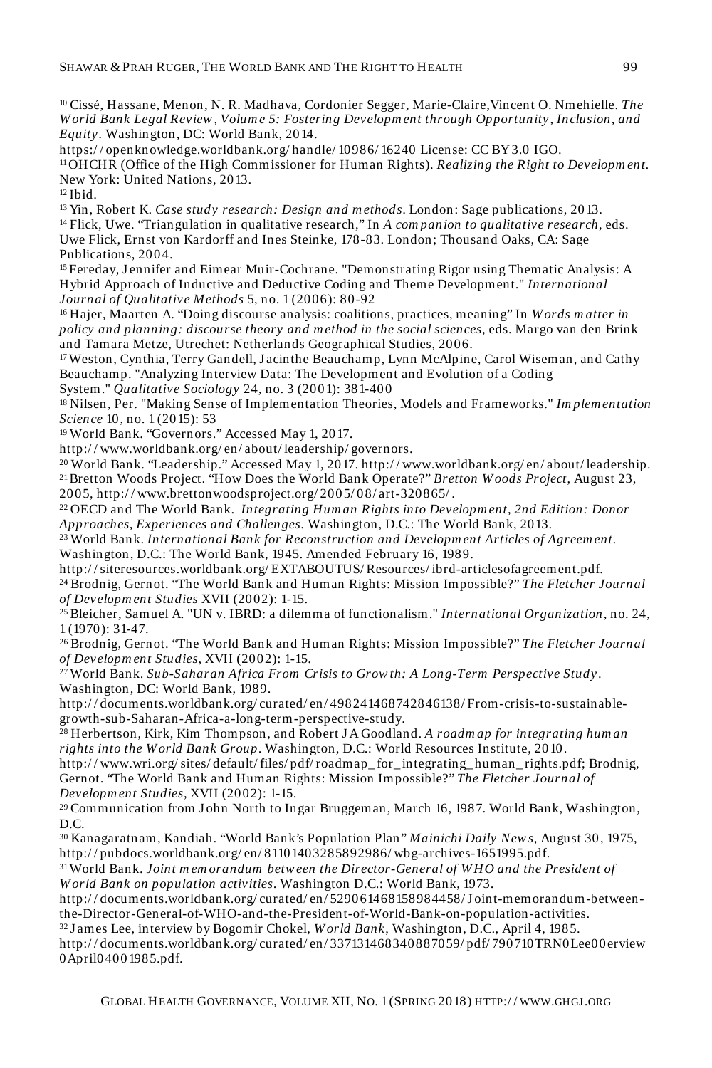[10] Cissé, Hassane, Menon, N. R. Madhava, Cordonier Segger, Marie-Claire,Vincent O. Nmehielle. *The World Bank Legal Review, Volume 5: Fostering Development through Opportunity, Inclusion, and Equity*. Washington, DC: World Bank, 2014.
https://openknowledge.worldbank.org/handle/10986/16240 License: CC BY 3.0 IGO.

[11] OHCHR (Office of the High Commissioner for Human Rights). *Realizing the Right to Development*. New York: United Nations, 2013.

[12] Ibid.

[13] Yin, Robert K. *Case study research: Design and methods*. London: Sage publications, 2013.

[14] Flick, Uwe. "Triangulation in qualitative research," In *A companion to qualitative research*, eds. Uwe Flick, Ernst von Kardorff and Ines Steinke, 178-83. London; Thousand Oaks, CA: Sage Publications, 2004.

[15] Fereday, Jennifer and Eimear Muir-Cochrane. "Demonstrating Rigor using Thematic Analysis: A Hybrid Approach of Inductive and Deductive Coding and Theme Development." *International Journal of Qualitative Methods* 5, no. 1 (2006): 80-92

[16] Hajer, Maarten A. "Doing discourse analysis: coalitions, practices, meaning" In *Words matter in policy and planning: discourse theory and method in the social sciences*, eds. Margo van den Brink and Tamara Metze, Utrecht: Netherlands Geographical Studies, 2006.

[17] Weston, Cynthia, Terry Gandell, Jacinthe Beauchamp, Lynn McAlpine, Carol Wiseman, and Cathy Beauchamp. "Analyzing Interview Data: The Development and Evolution of a Coding System." *Qualitative Sociology* 24, no. 3 (2001): 381-400

[18] Nilsen, Per. "Making Sense of Implementation Theories, Models and Frameworks." *Implementation Science* 10, no. 1 (2015): 53

[19] World Bank. "Governors." Accessed May 1, 2017.
http://www.worldbank.org/en/about/leadership/governors.

[20] World Bank. "Leadership." Accessed May 1, 2017. http://www.worldbank.org/en/about/leadership.

[21] Bretton Woods Project. "How Does the World Bank Operate?" *Bretton Woods Project*, August 23, 2005, http://www.brettonwoodsproject.org/2005/08/art-320865/.

[22] OECD and The World Bank. *Integrating Human Rights into Development, 2nd Edition: Donor Approaches, Experiences and Challenges*. Washington, D.C.: The World Bank, 2013.

[23] World Bank. *International Bank for Reconstruction and Development Articles of Agreement*. Washington, D.C.: The World Bank, 1945. Amended February 16, 1989.
http://siteresources.worldbank.org/EXTABOUTUS/Resources/ibrd-articlesofagreement.pdf.

[24] Brodnig, Gernot. "The World Bank and Human Rights: Mission Impossible?" *The Fletcher Journal of Development Studies* XVII (2002): 1-15.

[25] Bleicher, Samuel A. "UN v. IBRD: a dilemma of functionalism." *International Organization*, no. 24, 1 (1970): 31-47.

[26] Brodnig, Gernot. "The World Bank and Human Rights: Mission Impossible?" *The Fletcher Journal of Development Studies*, XVII (2002): 1-15.

[27] World Bank. *Sub-Saharan Africa From Crisis to Growth: A Long-Term Perspective Study*. Washington, DC: World Bank, 1989.
http://documents.worldbank.org/curated/en/498241468742846138/From-crisis-to-sustainable-growth-sub-Saharan-Africa-a-long-term-perspective-study.

[28] Herbertson, Kirk, Kim Thompson, and Robert J A Goodland. *A roadmap for integrating human rights into the World Bank Group*. Washington, D.C.: World Resources Institute, 2010.
http://www.wri.org/sites/default/files/pdf/roadmap_for_integrating_human_rights.pdf; Brodnig, Gernot. "The World Bank and Human Rights: Mission Impossible?" *The Fletcher Journal of Development Studies*, XVII (2002): 1-15.

[29] Communication from John North to Ingar Bruggeman, March 16, 1987. World Bank, Washington, D.C.

[30] Kanagaratnam, Kandiah. "World Bank's Population Plan" *Mainichi Daily News*, August 30, 1975, http://pubdocs.worldbank.org/en/811014032858922986/wbg-archives-1651995.pdf.

[31] World Bank. *Joint memorandum between the Director-General of WHO and the President of World Bank on population activities*. Washington D.C.: World Bank, 1973.
http://documents.worldbank.org/curated/en/529061468158984458/Joint-memorandum-between-the-Director-General-of-WHO-and-the-President-of-World-Bank-on-population-activities.

[32] James Lee, interview by Bogomir Chokel, *World Bank*, Washington, D.C., April 4, 1985.
http://documents.worldbank.org/curated/en/337131468340887059/pdf/790710TRN0Lee00erview0April04001985.pdf.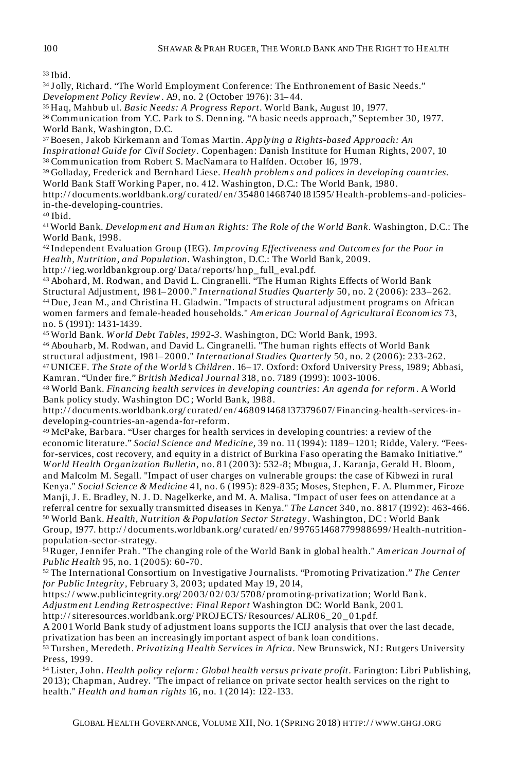[33] Ibid.

[34] Jolly, Richard. "The World Employment Conference: The Enthronement of Basic Needs." *Development Policy Review*. A9, no. 2 (October 1976): 31–44.

[35] Haq, Mahbub ul. *Basic Needs: A Progress Report*. World Bank, August 10, 1977.

[36] Communication from Y.C. Park to S. Denning. "A basic needs approach," September 30, 1977. World Bank, Washington, D.C.

[37] Boesen, Jakob Kirkemann and Tomas Martin. *Applying a Rights-based Approach: An Inspirational Guide for Civil Society*. Copenhagen: Danish Institute for Human Rights, 2007, 10

[38] Communication from Robert S. MacNamara to Halfden. October 16, 1979.

[39] Golladay, Frederick and Bernhard Liese. *Health problems and polices in developing countries*. World Bank Staff Working Paper, no. 412. Washington, D.C.: The World Bank, 1980. http://documents.worldbank.org/curated/en/354801468740181595/Health-problems-and-policies-in-the-developing-countries.

[40] Ibid.

[41] World Bank. *Development and Human Rights: The Role of the World Bank*. Washington, D.C.: The World Bank, 1998.

[42] Independent Evaluation Group (IEG). *Improving Effectiveness and Outcomes for the Poor in Health, Nutrition, and Population*. Washington, D.C.: The World Bank, 2009. http://ieg.worldbankgroup.org/Data/reports/hnp_full_eval.pdf.

[43] Abohard, M. Rodwan, and David L. Cingranelli. "The Human Rights Effects of World Bank Structural Adjustment, 1981–2000." *International Studies Quarterly* 50, no. 2 (2006): 233–262.

[44] Due, Jean M., and Christina H. Gladwin. "Impacts of structural adjustment programs on African women farmers and female-headed households." *American Journal of Agricultural Economics* 73, no. 5 (1991): 1431-1439.

[45] World Bank. *World Debt Tables, 1992-3*. Washington, DC: World Bank, 1993.

[46] Abouharb, M. Rodwan, and David L. Cingranelli. "The human rights effects of World Bank structural adjustment, 1981–2000." *International Studies Quarterly* 50, no. 2 (2006): 233-262.

[47] UNICEF. *The State of the World's Children*. 16–17. Oxford: Oxford University Press, 1989; Abbasi, Kamran. "Under fire." *British Medical Journal* 318, no. 7189 (1999): 1003-1006.

[48] World Bank. *Financing health services in developing countries: An agenda for reform*. A World Bank policy study. Washington DC; World Bank, 1988. http://documents.worldbank.org/curated/en/468091468137379607/Financing-health-services-in-developing-countries-an-agenda-for-reform.

[49] McPake, Barbara. "User charges for health services in developing countries: a review of the economic literature." *Social Science and Medicine*, 39 no. 11 (1994): 1189–1201; Ridde, Valery. "Fees-for-services, cost recovery, and equity in a district of Burkina Faso operating the Bamako Initiative." *World Health Organization Bulletin*, no. 81 (2003): 532-8; Mbugua, J. Karanja, Gerald H. Bloom, and Malcolm M. Segall. "Impact of user charges on vulnerable groups: the case of Kibwezi in rural Kenya." *Social Science & Medicine* 41, no. 6 (1995): 829-835; Moses, Stephen, F. A. Plummer, Firoze Manji, J. E. Bradley, N. J. D. Nagelkerke, and M. A. Malisa. "Impact of user fees on attendance at a referral centre for sexually transmitted diseases in Kenya." *The Lancet* 340, no. 8817 (1992): 463-466.

[50] World Bank. *Health, Nutrition & Population Sector Strategy*. Washington, DC: World Bank Group, 1977. http://documents.worldbank.org/curated/en/997651468779988699/Health-nutrition-population-sector-strategy.

[51] Ruger, Jennifer Prah. "The changing role of the World Bank in global health." *American Journal of Public Health* 95, no. 1 (2005): 60-70.

[52] The International Consortium on Investigative Journalists. "Promoting Privatization." *The Center for Public Integrity*, February 3, 2003; updated May 19, 2014, https://www.publicintegrity.org/2003/02/03/5708/promoting-privatization; World Bank. *Adjustment Lending Retrospective: Final Report* Washington DC: World Bank, 2001. http://siteresources.worldbank.org/PROJECTS/Resources/ALR06_20_01.pdf. A 2001 World Bank study of adjustment loans supports the ICIJ analysis that over the last decade, privatization has been an increasingly important aspect of bank loan conditions.

[53] Turshen, Meredeth. *Privatizing Health Services in Africa*. New Brunswick, NJ: Rutgers University Press, 1999.

[54] Lister, John. *Health policy reform: Global health versus private profit*. Farington: Libri Publishing, 2013); Chapman, Audrey. "The impact of reliance on private sector health services on the right to health." *Health and human rights* 16, no. 1 (2014): 122-133.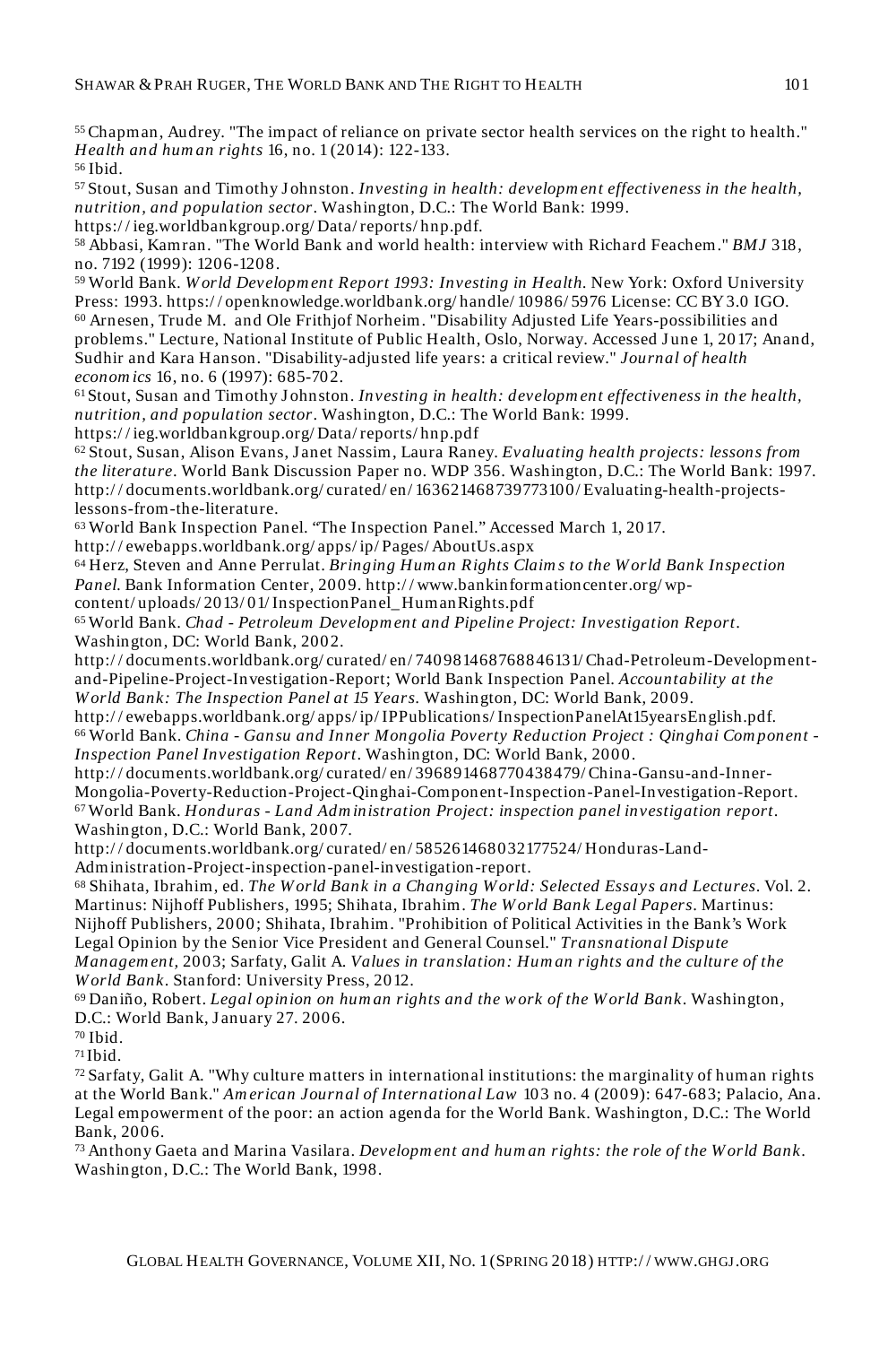[55] Chapman, Audrey. "The impact of reliance on private sector health services on the right to health." *Health and human rights* 16, no. 1 (2014): 122-133.

[56] Ibid.

[57] Stout, Susan and Timothy Johnston. *Investing in health: development effectiveness in the health, nutrition, and population sector*. Washington, D.C.: The World Bank: 1999. https://ieg.worldbankgroup.org/Data/reports/hnp.pdf.

[58] Abbasi, Kamran. "The World Bank and world health: interview with Richard Feachem." *BMJ* 318, no. 7192 (1999): 1206-1208.

[59] World Bank. *World Development Report 1993: Investing in Health*. New York: Oxford University Press: 1993. https://openknowledge.worldbank.org/handle/10986/5976 License: CC BY 3.0 IGO.

[60] Arnesen, Trude M. and Ole Frithjof Norheim. "Disability Adjusted Life Years-possibilities and problems." Lecture, National Institute of Public Health, Oslo, Norway. Accessed June 1, 2017; Anand, Sudhir and Kara Hanson. "Disability-adjusted life years: a critical review." *Journal of health economics* 16, no. 6 (1997): 685-702.

[61] Stout, Susan and Timothy Johnston. *Investing in health: development effectiveness in the health, nutrition, and population sector*. Washington, D.C.: The World Bank: 1999. https://ieg.worldbankgroup.org/Data/reports/hnp.pdf

[62] Stout, Susan, Alison Evans, Janet Nassim, Laura Raney. *Evaluating health projects: lessons from the literature*. World Bank Discussion Paper no. WDP 356. Washington, D.C.: The World Bank: 1997. http://documents.worldbank.org/curated/en/163621468739773100/Evaluating-health-projects-lessons-from-the-literature.

[63] World Bank Inspection Panel. "The Inspection Panel." Accessed March 1, 2017. http://ewebapps.worldbank.org/apps/ip/Pages/AboutUs.aspx

[64] Herz, Steven and Anne Perrulat. *Bringing Human Rights Claims to the World Bank Inspection Panel*. Bank Information Center, 2009. http://www.bankinformationcenter.org/wp-content/uploads/2013/01/InspectionPanel_HumanRights.pdf

[65] World Bank. *Chad - Petroleum Development and Pipeline Project: Investigation Report*. Washington, DC: World Bank, 2002. http://documents.worldbank.org/curated/en/740981468768846131/Chad-Petroleum-Development-and-Pipeline-Project-Investigation-Report; World Bank Inspection Panel. *Accountability at the World Bank: The Inspection Panel at 15 Years*. Washington, DC: World Bank, 2009. http://ewebapps.worldbank.org/apps/ip/IPPublications/InspectionPanelAt15yearsEnglish.pdf.

[66] World Bank. *China - Gansu and Inner Mongolia Poverty Reduction Project : Qinghai Component - Inspection Panel Investigation Report*. Washington, DC: World Bank, 2000. http://documents.worldbank.org/curated/en/396891468770438479/China-Gansu-and-Inner-Mongolia-Poverty-Reduction-Project-Qinghai-Component-Inspection-Panel-Investigation-Report.

[67] World Bank. *Honduras - Land Administration Project: inspection panel investigation report*. Washington, D.C.: World Bank, 2007. http://documents.worldbank.org/curated/en/585261468032177524/Honduras-Land-Administration-Project-inspection-panel-investigation-report.

[68] Shihata, Ibrahim, ed. *The World Bank in a Changing World: Selected Essays and Lectures*. Vol. 2. Martinus: Nijhoff Publishers, 1995; Shihata, Ibrahim. *The World Bank Legal Papers*. Martinus: Nijhoff Publishers, 2000; Shihata, Ibrahim. "Prohibition of Political Activities in the Bank's Work Legal Opinion by the Senior Vice President and General Counsel." *Transnational Dispute Management*, 2003; Sarfaty, Galit A. *Values in translation: Human rights and the culture of the World Bank*. Stanford: University Press, 2012.

[69] Daniño, Robert. *Legal opinion on human rights and the work of the World Bank*. Washington, D.C.: World Bank, January 27. 2006.

[70] Ibid.

[71] Ibid.

[72] Sarfaty, Galit A. "Why culture matters in international institutions: the marginality of human rights at the World Bank." *American Journal of International Law* 103 no. 4 (2009): 647-683; Palacio, Ana. Legal empowerment of the poor: an action agenda for the World Bank. Washington, D.C.: The World Bank, 2006.

[73] Anthony Gaeta and Marina Vasilara. *Development and human rights: the role of the World Bank*. Washington, D.C.: The World Bank, 1998.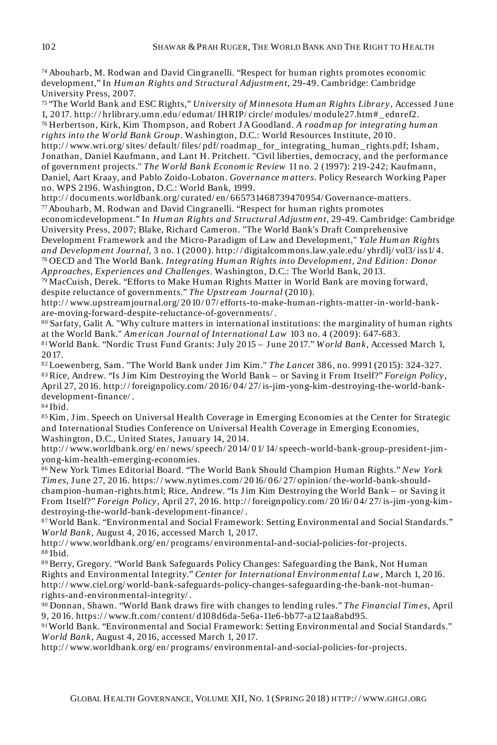[74] Abouharb, M. Rodwan and David Cingranelli. "Respect for human rights promotes economic development," In *Human Rights and Structural Adjustment*, 29-49. Cambridge: Cambridge University Press, 2007.

[75] "The World Bank and ESC Rights," *University of Minnesota Human Rights Library*, Accessed June 1, 2017. http://hrlibrary.umn.edu/edumat/IHRIP/circle/modules/module27.htm#_ednref2.

[76] Herbertson, Kirk, Kim Thompson, and Robert J A Goodland. *A roadmap for integrating human rights into the World Bank Group*. Washington, D.C.: World Resources Institute, 2010. http://www.wri.org/sites/default/files/pdf/roadmap_for_integrating_human_rights.pdf; Isham, Jonathan, Daniel Kaufmann, and Lant H. Pritchett. "Civil liberties, democracy, and the performance of government projects." *The World Bank Economic Review* 11 no. 2 (1997): 219-242; Kaufmann, Daniel, Aart Kraay, and Pablo Zoido-Lobaton. *Governance matters*. Policy Research Working Paper no. WPS 2196. Washington, D.C.: World Bank, 1999. http://documents.worldbank.org/curated/en/665731468739470954/Governance-matters.

[77] Abouharb, M. Rodwan and David Cingranelli. "Respect for human rights promotes economicdevelopment." In *Human Rights and Structural Adjustment*, 29-49. Cambridge: Cambridge University Press, 2007; Blake, Richard Cameron. "The World Bank's Draft Comprehensive Development Framework and the Micro-Paradigm of Law and Development," *Yale Human Rights and Development Journal*, 3 no. 1 (2000). http://digitalcommons.law.yale.edu/yhrdlj/vol3/iss1/4.

[78] OECD and The World Bank. *Integrating Human Rights into Development, 2nd Edition: Donor Approaches, Experiences and Challenges*. Washington, D.C.: The World Bank, 2013.

[79] MacCuish, Derek. "Efforts to Make Human Rights Matter in World Bank are moving forward, despite reluctance of governments." *The Upstream Journal* (2010). http://www.upstreamjournal.org/2010/07/efforts-to-make-human-rights-matter-in-world-bank-are-moving-forward-despite-reluctance-of-governments/.

[80] Sarfaty, Galit A. "Why culture matters in international institutions: the marginality of human rights at the World Bank." *American Journal of International Law* 103 no. 4 (2009): 647-683.

[81] World Bank. "Nordic Trust Fund Grants: July 2015 – June 2017." *World Bank*, Accessed March 1, 2017.

[82] Loewenberg, Sam. "The World Bank under Jim Kim." *The Lancet* 386, no. 9991 (2015): 324-327.

[83] Rice, Andrew. "Is Jim Kim Destroying the World Bank – or Saving it From Itself?" *Foreign Policy*, April 27, 2016. http://foreignpolicy.com/2016/04/27/is-jim-yong-kim-destroying-the-world-bank-development-finance/.

[84] Ibid.

[85] Kim, Jim. Speech on Universal Health Coverage in Emerging Economies at the Center for Strategic and International Studies Conference on Universal Health Coverage in Emerging Economies, Washington, D.C., United States, January 14, 2014. http://www.worldbank.org/en/news/speech/2014/01/14/speech-world-bank-group-president-jim-yong-kim-health-emerging-economies.

[86] New York Times Editorial Board. "The World Bank Should Champion Human Rights." *New York Times*, June 27, 2016. https://www.nytimes.com/2016/06/27/opinion/the-world-bank-should-champion-human-rights.html; Rice, Andrew. "Is Jim Kim Destroying the World Bank – or Saving it From Itself?" *Foreign Policy*, April 27, 2016. http://foreignpolicy.com/2016/04/27/is-jim-yong-kim-destroying-the-world-bank-development-finance/.

[87] World Bank. "Environmental and Social Framework: Setting Environmental and Social Standards." *World Bank*, August 4, 2016, accessed March 1, 2017. http://www.worldbank.org/en/programs/environmental-and-social-policies-for-projects.

[88] Ibid.

[89] Berry, Gregory. "World Bank Safeguards Policy Changes: Safeguarding the Bank, Not Human Rights and Environmental Integrity." *Center for International Environmental Law*, March 1, 2016. http://www.ciel.org/world-bank-safeguards-policy-changes-safeguarding-the-bank-not-human-rights-and-environmental-integrity/.

[90] Donnan, Shawn. "World Bank draws fire with changes to lending rules." *The Financial Times*, April 9, 2016. https://www.ft.com/content/d108d6da-5e6a-11e6-bb77-a121aa8abd95.

[91] World Bank. "Environmental and Social Framework: Setting Environmental and Social Standards." *World Bank*, August 4, 2016, accessed March 1, 2017. http://www.worldbank.org/en/programs/environmental-and-social-policies-for-projects.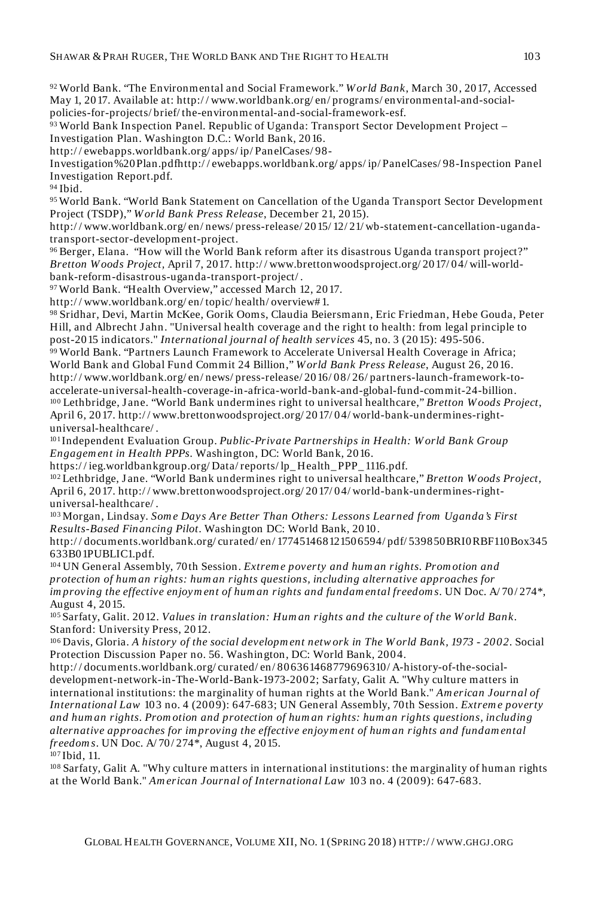[92] World Bank. "The Environmental and Social Framework." *World Bank*, March 30, 2017, Accessed May 1, 2017. Available at: http://www.worldbank.org/en/programs/environmental-and-social-policies-for-projects/brief/the-environmental-and-social-framework-esf.

[93] World Bank Inspection Panel. Republic of Uganda: Transport Sector Development Project – Investigation Plan. Washington D.C.: World Bank, 2016.
http://ewebapps.worldbank.org/apps/ip/PanelCases/98-Investigation%20Plan.pdfhttp://ewebapps.worldbank.org/apps/ip/PanelCases/98-Inspection Panel Investigation Report.pdf.

[94] Ibid.

[95] World Bank. "World Bank Statement on Cancellation of the Uganda Transport Sector Development Project (TSDP)," *World Bank Press Release*, December 21, 2015).
http://www.worldbank.org/en/news/press-release/2015/12/21/wb-statement-cancellation-uganda-transport-sector-development-project.

[96] Berger, Elana. "How will the World Bank reform after its disastrous Uganda transport project?" *Bretton Woods Project*, April 7, 2017. http://www.brettonwoodsproject.org/2017/04/will-world-bank-reform-disastrous-uganda-transport-project/.

[97] World Bank. "Health Overview," accessed March 12, 2017.
http://www.worldbank.org/en/topic/health/overview#1.

[98] Sridhar, Devi, Martin McKee, Gorik Ooms, Claudia Beiersmann, Eric Friedman, Hebe Gouda, Peter Hill, and Albrecht Jahn. "Universal health coverage and the right to health: from legal principle to post-2015 indicators." *International journal of health services* 45, no. 3 (2015): 495-506.

[99] World Bank. "Partners Launch Framework to Accelerate Universal Health Coverage in Africa; World Bank and Global Fund Commit 24 Billion," *World Bank Press Release*, August 26, 2016.
http://www.worldbank.org/en/news/press-release/2016/08/26/partners-launch-framework-to-accelerate-universal-health-coverage-in-africa-world-bank-and-global-fund-commit-24-billion.

[100] Lethbridge, Jane. "World Bank undermines right to universal healthcare," *Bretton Woods Project*, April 6, 2017. http://www.brettonwoodsproject.org/2017/04/world-bank-undermines-right-universal-healthcare/.

[101] Independent Evaluation Group. *Public-Private Partnerships in Health: World Bank Group Engagement in Health PPPs*. Washington, DC: World Bank, 2016.
https://ieg.worldbankgroup.org/Data/reports/lp_Health_PPP_1116.pdf.

[102] Lethbridge, Jane. "World Bank undermines right to universal healthcare," *Bretton Woods Project,* April 6, 2017. http://www.brettonwoodsproject.org/2017/04/world-bank-undermines-right-universal-healthcare/.

[103] Morgan, Lindsay. *Some Days Are Better Than Others: Lessons Learned from Uganda's First Results-Based Financing Pilot*. Washington DC: World Bank, 2010.
http://documents.worldbank.org/curated/en/177451468121506594/pdf/539850BRI0RBF110Box345633B01PUBLIC1.pdf.

[104] UN General Assembly, 70th Session. *Extreme poverty and human rights. Promotion and protection of human rights: human rights questions, including alternative approaches for improving the effective enjoyment of human rights and fundamental freedoms*. UN Doc. A/70/274*, August 4, 2015.

[105] Sarfaty, Galit. 2012. *Values in translation: Human rights and the culture of the World Bank*. Stanford: University Press, 2012.

[106] Davis, Gloria. *A history of the social development network in The World Bank, 1973 - 2002*. Social Protection Discussion Paper no. 56. Washington, DC: World Bank, 2004.
http://documents.worldbank.org/curated/en/806361468779696310/A-history-of-the-social-development-network-in-The-World-Bank-1973-2002; Sarfaty, Galit A. "Why culture matters in international institutions: the marginality of human rights at the World Bank." *American Journal of International Law* 103 no. 4 (2009): 647-683; UN General Assembly, 70th Session. *Extreme poverty and human rights. Promotion and protection of human rights: human rights questions, including alternative approaches for improving the effective enjoyment of human rights and fundamental freedoms*. UN Doc. A/70/274*, August 4, 2015.

[107] Ibid, 11.

[108] Sarfaty, Galit A. "Why culture matters in international institutions: the marginality of human rights at the World Bank." *American Journal of International Law* 103 no. 4 (2009): 647-683.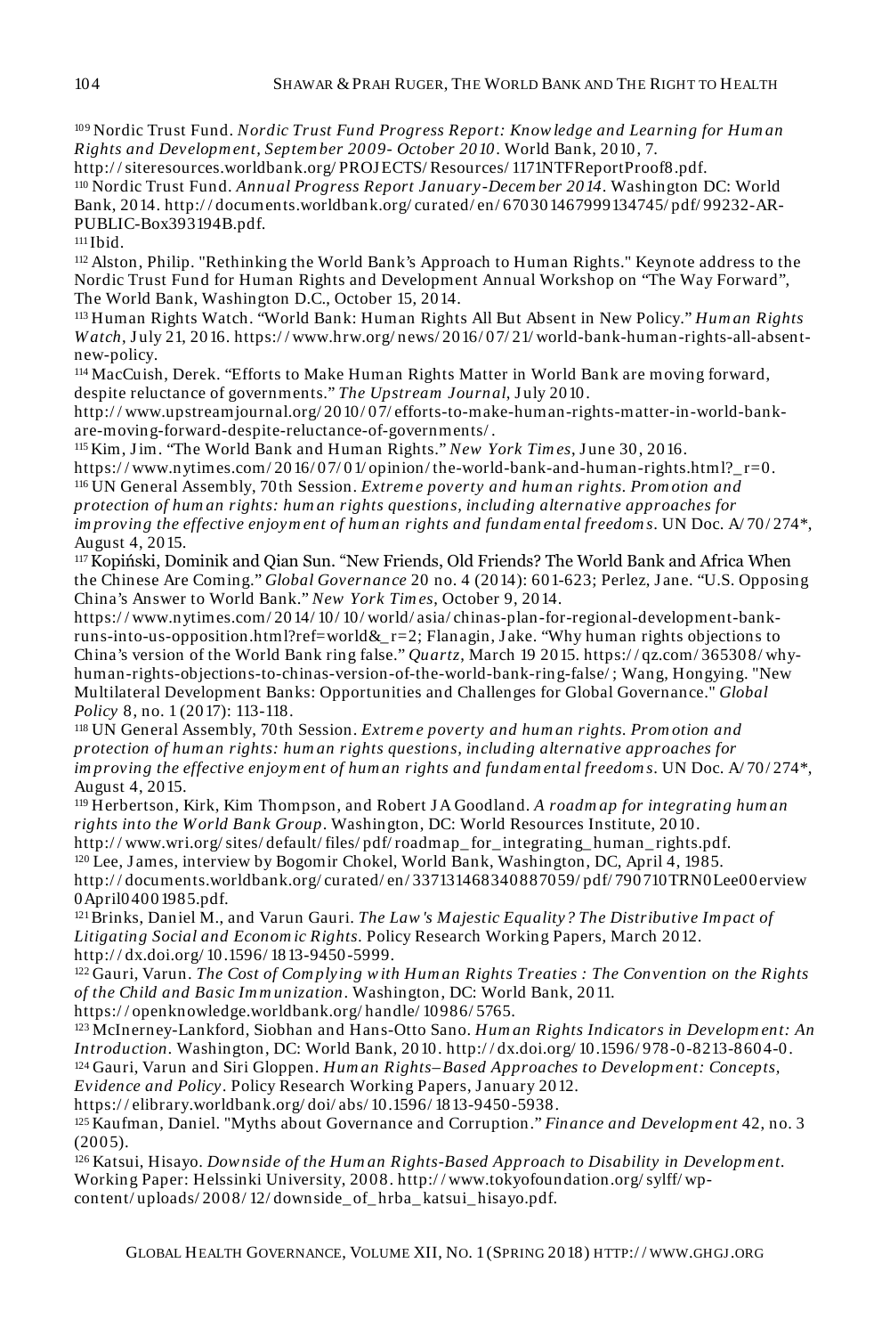[109] Nordic Trust Fund. *Nordic Trust Fund Progress Report: Knowledge and Learning for Human Rights and Development, September 2009- October 2010*. World Bank, 2010, 7. http://siteresources.worldbank.org/PROJECTS/Resources/1171NTFReportProof8.pdf.

[110] Nordic Trust Fund. *Annual Progress Report January-December 2014*. Washington DC: World Bank, 2014. http://documents.worldbank.org/curated/en/670301467999134745/pdf/99232-AR-PUBLIC-Box393194B.pdf.

[111] Ibid.

[112] Alston, Philip. "Rethinking the World Bank's Approach to Human Rights." Keynote address to the Nordic Trust Fund for Human Rights and Development Annual Workshop on "The Way Forward", The World Bank, Washington D.C., October 15, 2014.

[113] Human Rights Watch. "World Bank: Human Rights All But Absent in New Policy." *Human Rights Watch*, July 21, 2016. https://www.hrw.org/news/2016/07/21/world-bank-human-rights-all-absent-new-policy.

[114] MacCuish, Derek. "Efforts to Make Human Rights Matter in World Bank are moving forward, despite reluctance of governments." *The Upstream Journal*, July 2010. http://www.upstreamjournal.org/2010/07/efforts-to-make-human-rights-matter-in-world-bank-are-moving-forward-despite-reluctance-of-governments/.

[115] Kim, Jim. "The World Bank and Human Rights." *New York Times*, June 30, 2016. https://www.nytimes.com/2016/07/01/opinion/the-world-bank-and-human-rights.html?_r=0.

[116] UN General Assembly, 70th Session. *Extreme poverty and human rights. Promotion and protection of human rights: human rights questions, including alternative approaches for improving the effective enjoyment of human rights and fundamental freedoms*. UN Doc. A/70/274*, August 4, 2015.

[117] Kopiński, Dominik and Qian Sun. "New Friends, Old Friends? The World Bank and Africa When the Chinese Are Coming." *Global Governance* 20 no. 4 (2014): 601-623; Perlez, Jane. "U.S. Opposing China's Answer to World Bank." *New York Times*, October 9, 2014. https://www.nytimes.com/2014/10/10/world/asia/chinas-plan-for-regional-development-bank-runs-into-us-opposition.html?ref=world&_r=2; Flanagin, Jake. "Why human rights objections to China's version of the World Bank ring false." *Quartz*, March 19 2015. https://qz.com/365308/why-human-rights-objections-to-chinas-version-of-the-world-bank-ring-false/; Wang, Hongying. "New Multilateral Development Banks: Opportunities and Challenges for Global Governance." *Global Policy* 8, no. 1 (2017): 113-118.

[118] UN General Assembly, 70th Session. *Extreme poverty and human rights. Promotion and protection of human rights: human rights questions, including alternative approaches for improving the effective enjoyment of human rights and fundamental freedoms*. UN Doc. A/70/274*, August 4, 2015.

[119] Herbertson, Kirk, Kim Thompson, and Robert JA Goodland. *A roadmap for integrating human rights into the World Bank Group*. Washington, DC: World Resources Institute, 2010. http://www.wri.org/sites/default/files/pdf/roadmap_for_integrating_human_rights.pdf.

[120] Lee, James, interview by Bogomir Chokel, World Bank, Washington, DC, April 4, 1985. http://documents.worldbank.org/curated/en/337131468340887059/pdf/790710TRN0Lee00erview0April04001985.pdf.

[121] Brinks, Daniel M., and Varun Gauri. *The Law's Majestic Equality? The Distributive Impact of Litigating Social and Economic Rights*. Policy Research Working Papers, March 2012. http://dx.doi.org/10.1596/1813-9450-5999.

[122] Gauri, Varun. *The Cost of Complying with Human Rights Treaties : The Convention on the Rights of the Child and Basic Immunization*. Washington, DC: World Bank, 2011. https://openknowledge.worldbank.org/handle/10986/5765.

[123] McInerney-Lankford, Siobhan and Hans-Otto Sano. *Human Rights Indicators in Development: An Introduction*. Washington, DC: World Bank, 2010. http://dx.doi.org/10.1596/978-0-8213-8604-0.

[124] Gauri, Varun and Siri Gloppen. *Human Rights–Based Approaches to Development: Concepts, Evidence and Policy*. Policy Research Working Papers, January 2012. https://elibrary.worldbank.org/doi/abs/10.1596/1813-9450-5938.

[125] Kaufman, Daniel. "Myths about Governance and Corruption." *Finance and Development* 42, no. 3 (2005).

[126] Katsui, Hisayo. *Downside of the Human Rights-Based Approach to Disability in Development*. Working Paper: Helssinki University, 2008. http://www.tokyofoundation.org/sylff/wp-content/uploads/2008/12/downside_of_hrba_katsui_hisayo.pdf.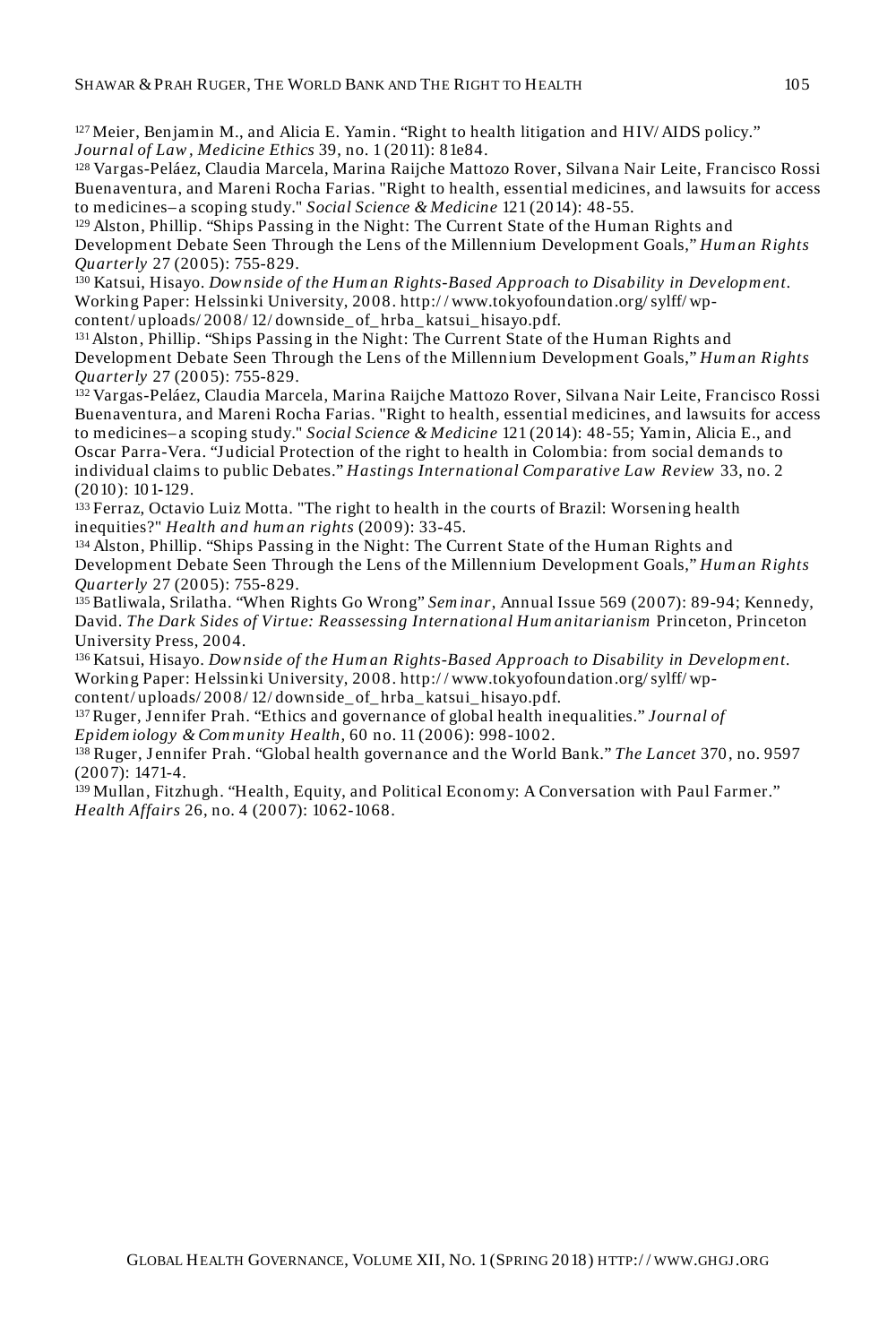[127] Meier, Benjamin M., and Alicia E. Yamin. “Right to health litigation and HIV/AIDS policy.” *Journal of Law, Medicine Ethics* 39, no. 1 (2011): 81e84.

[128] Vargas-Peláez, Claudia Marcela, Marina Raijche Mattozo Rover, Silvana Nair Leite, Francisco Rossi Buenaventura, and Mareni Rocha Farias. "Right to health, essential medicines, and lawsuits for access to medicines–a scoping study." *Social Science & Medicine* 121 (2014): 48-55.

[129] Alston, Phillip. “Ships Passing in the Night: The Current State of the Human Rights and Development Debate Seen Through the Lens of the Millennium Development Goals,” *Human Rights Quarterly* 27 (2005): 755-829.

[130] Katsui, Hisayo. *Downside of the Human Rights-Based Approach to Disability in Development.* Working Paper: Helssinki University, 2008. http://www.tokyofoundation.org/sylff/wp-content/uploads/2008/12/downside_of_hrba_katsui_hisayo.pdf.

[131] Alston, Phillip. “Ships Passing in the Night: The Current State of the Human Rights and Development Debate Seen Through the Lens of the Millennium Development Goals,” *Human Rights Quarterly* 27 (2005): 755-829.

[132] Vargas-Peláez, Claudia Marcela, Marina Raijche Mattozo Rover, Silvana Nair Leite, Francisco Rossi Buenaventura, and Mareni Rocha Farias. "Right to health, essential medicines, and lawsuits for access to medicines–a scoping study." *Social Science & Medicine* 121 (2014): 48-55; Yamin, Alicia E., and Oscar Parra-Vera. “Judicial Protection of the right to health in Colombia: from social demands to individual claims to public Debates.” *Hastings International Comparative Law Review* 33, no. 2 (2010): 101-129.

[133] Ferraz, Octavio Luiz Motta. "The right to health in the courts of Brazil: Worsening health inequities?" *Health and human rights* (2009): 33-45.

[134] Alston, Phillip. “Ships Passing in the Night: The Current State of the Human Rights and Development Debate Seen Through the Lens of the Millennium Development Goals,” *Human Rights Quarterly* 27 (2005): 755-829.

[135] Batliwala, Srilatha. “When Rights Go Wrong” *Seminar*, Annual Issue 569 (2007): 89-94; Kennedy, David. *The Dark Sides of Virtue: Reassessing International Humanitarianism* Princeton, Princeton University Press, 2004.

[136] Katsui, Hisayo. *Downside of the Human Rights-Based Approach to Disability in Development.* Working Paper: Helssinki University, 2008. http://www.tokyofoundation.org/sylff/wp-content/uploads/2008/12/downside_of_hrba_katsui_hisayo.pdf.

[137] Ruger, Jennifer Prah. “Ethics and governance of global health inequalities.” *Journal of Epidemiology & Community Health*, 60 no. 11 (2006): 998-1002.

[138] Ruger, Jennifer Prah. “Global health governance and the World Bank.” *The Lancet* 370, no. 9597 (2007): 1471-4.

[139] Mullan, Fitzhugh. “Health, Equity, and Political Economy: A Conversation with Paul Farmer.” *Health Affairs* 26, no. 4 (2007): 1062-1068.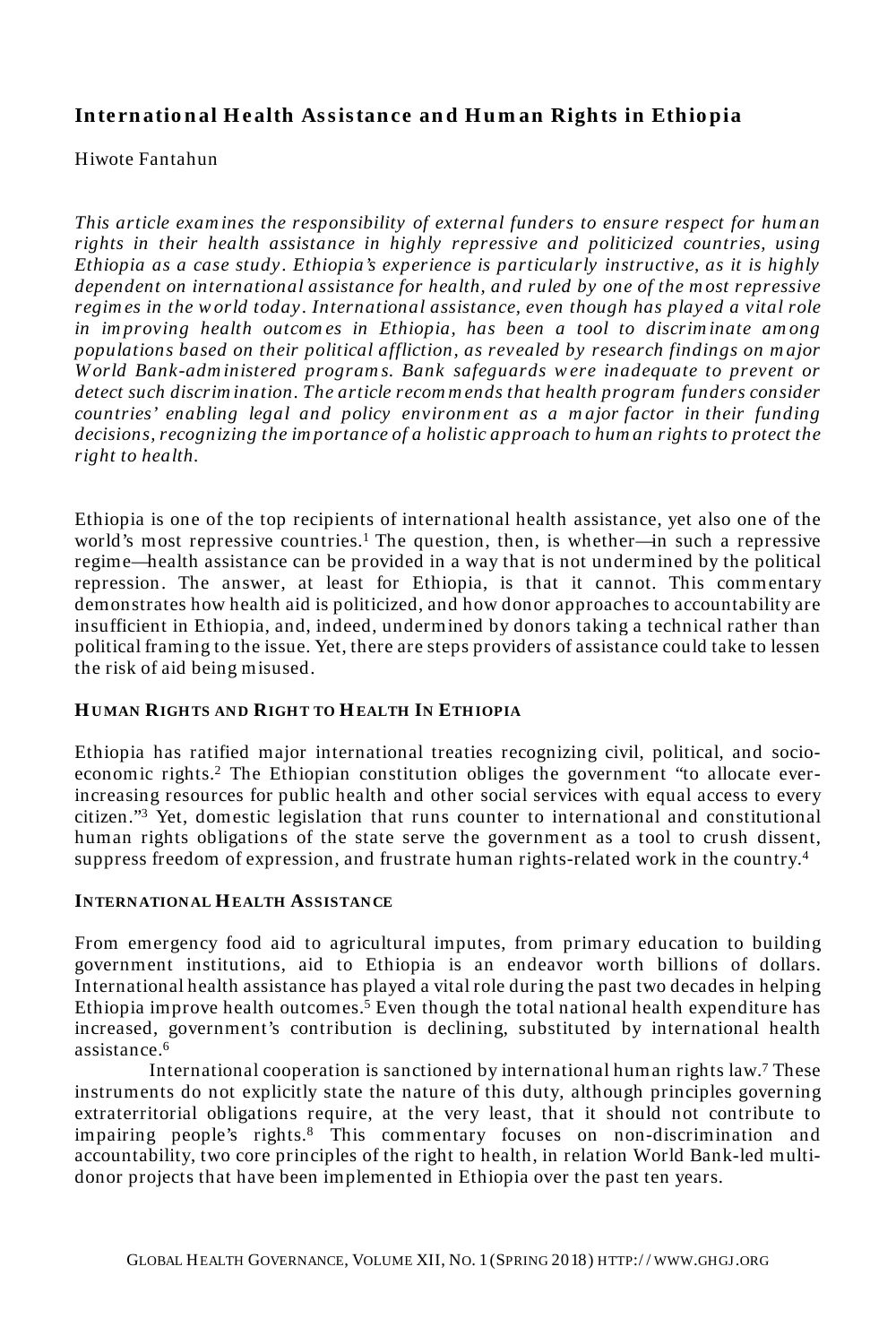## International Health Assistance and Human Rights in Ethiopia

Hiwote Fantahun

*This article examines the responsibility of external funders to ensure respect for human rights in their health assistance in highly repressive and politicized countries, using Ethiopia as a case study. Ethiopia's experience is particularly instructive, as it is highly dependent on international assistance for health, and ruled by one of the most repressive regimes in the world today. International assistance, even though has played a vital role in improving health outcomes in Ethiopia, has been a tool to discriminate among populations based on their political affliction, as revealed by research findings on major World Bank-administered programs. Bank safeguards were inadequate to prevent or detect such discrimination. The article recommends that health program funders consider countries' enabling legal and policy environment as a major factor in their funding decisions, recognizing the importance of a holistic approach to human rights to protect the right to health.*

Ethiopia is one of the top recipients of international health assistance, yet also one of the world's most repressive countries.[1] The question, then, is whether—in such a repressive regime—health assistance can be provided in a way that is not undermined by the political repression. The answer, at least for Ethiopia, is that it cannot. This commentary demonstrates how health aid is politicized, and how donor approaches to accountability are insufficient in Ethiopia, and, indeed, undermined by donors taking a technical rather than political framing to the issue. Yet, there are steps providers of assistance could take to lessen the risk of aid being misused.

### Human Rights and Right to Health In Ethiopia

Ethiopia has ratified major international treaties recognizing civil, political, and socio-economic rights.[2] The Ethiopian constitution obliges the government "to allocate ever-increasing resources for public health and other social services with equal access to every citizen."[3] Yet, domestic legislation that runs counter to international and constitutional human rights obligations of the state serve the government as a tool to crush dissent, suppress freedom of expression, and frustrate human rights-related work in the country.[4]

### International Health Assistance

From emergency food aid to agricultural imputes, from primary education to building government institutions, aid to Ethiopia is an endeavor worth billions of dollars. International health assistance has played a vital role during the past two decades in helping Ethiopia improve health outcomes.[5] Even though the total national health expenditure has increased, government's contribution is declining, substituted by international health assistance.[6]

International cooperation is sanctioned by international human rights law.[7] These instruments do not explicitly state the nature of this duty, although principles governing extraterritorial obligations require, at the very least, that it should not contribute to impairing people's rights.[8] This commentary focuses on non-discrimination and accountability, two core principles of the right to health, in relation World Bank-led multi-donor projects that have been implemented in Ethiopia over the past ten years.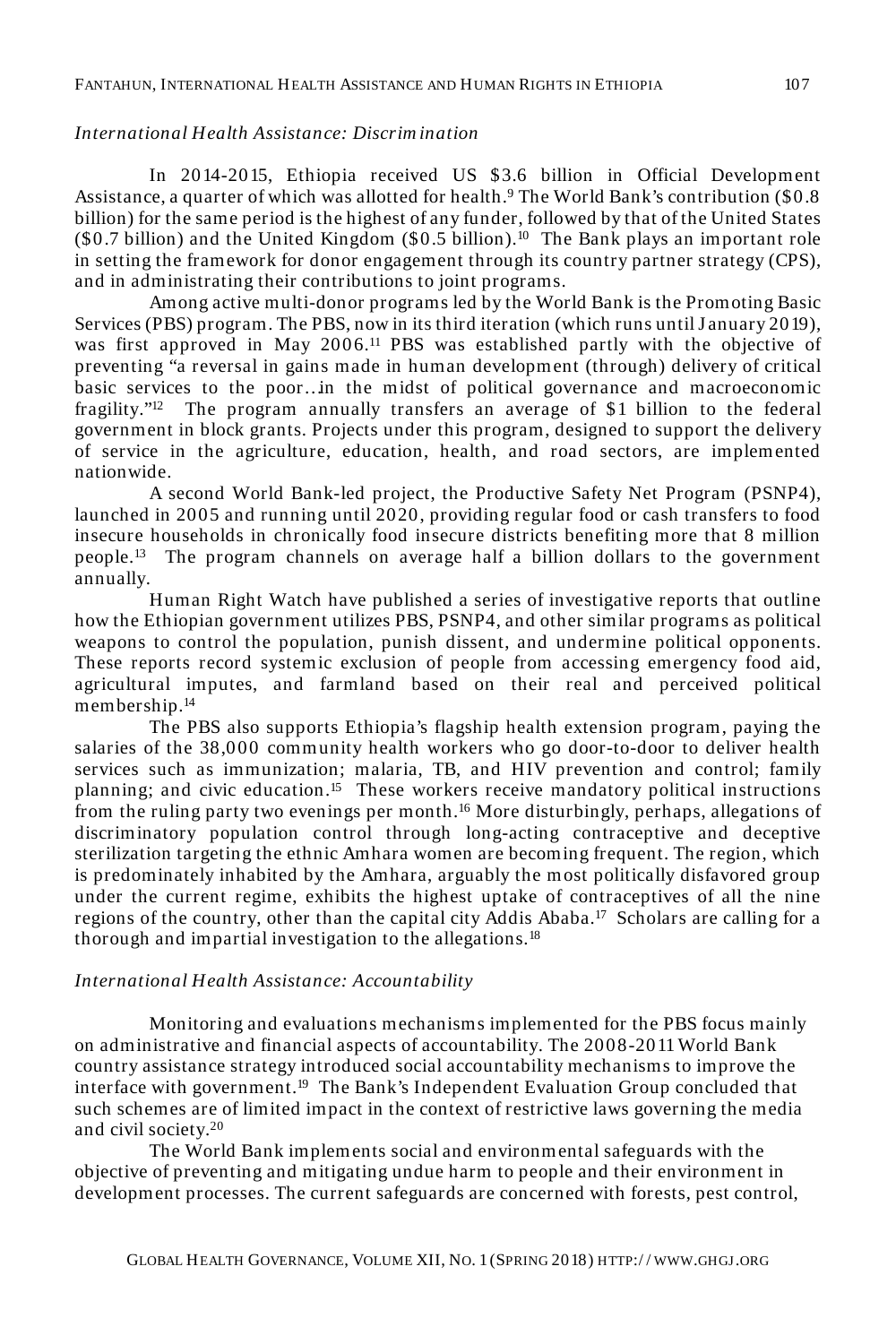*International Health Assistance: Discrimination*

In 2014-2015, Ethiopia received US $3.6 billion in Official Development Assistance, a quarter of which was allotted for health.[9] The World Bank's contribution ($0.8 billion) for the same period is the highest of any funder, followed by that of the United States ($0.7 billion) and the United Kingdom ($0.5 billion).[10] The Bank plays an important role in setting the framework for donor engagement through its country partner strategy (CPS), and in administrating their contributions to joint programs.

Among active multi-donor programs led by the World Bank is the Promoting Basic Services (PBS) program. The PBS, now in its third iteration (which runs until January 2019), was first approved in May 2006.[11] PBS was established partly with the objective of preventing "a reversal in gains made in human development (through) delivery of critical basic services to the poor…in the midst of political governance and macroeconomic fragility."[12] The program annually transfers an average of $1 billion to the federal government in block grants. Projects under this program, designed to support the delivery of service in the agriculture, education, health, and road sectors, are implemented nationwide.

A second World Bank-led project, the Productive Safety Net Program (PSNP4), launched in 2005 and running until 2020, providing regular food or cash transfers to food insecure households in chronically food insecure districts benefiting more that 8 million people.[13] The program channels on average half a billion dollars to the government annually.

Human Right Watch have published a series of investigative reports that outline how the Ethiopian government utilizes PBS, PSNP4, and other similar programs as political weapons to control the population, punish dissent, and undermine political opponents. These reports record systemic exclusion of people from accessing emergency food aid, agricultural imputes, and farmland based on their real and perceived political membership.[14]

The PBS also supports Ethiopia's flagship health extension program, paying the salaries of the 38,000 community health workers who go door-to-door to deliver health services such as immunization; malaria, TB, and HIV prevention and control; family planning; and civic education.[15] These workers receive mandatory political instructions from the ruling party two evenings per month.[16] More disturbingly, perhaps, allegations of discriminatory population control through long-acting contraceptive and deceptive sterilization targeting the ethnic Amhara women are becoming frequent. The region, which is predominately inhabited by the Amhara, arguably the most politically disfavored group under the current regime, exhibits the highest uptake of contraceptives of all the nine regions of the country, other than the capital city Addis Ababa.[17] Scholars are calling for a thorough and impartial investigation to the allegations.[18]

*International Health Assistance: Accountability*

Monitoring and evaluations mechanisms implemented for the PBS focus mainly on administrative and financial aspects of accountability. The 2008-2011 World Bank country assistance strategy introduced social accountability mechanisms to improve the interface with government.[19] The Bank's Independent Evaluation Group concluded that such schemes are of limited impact in the context of restrictive laws governing the media and civil society.[20]

The World Bank implements social and environmental safeguards with the objective of preventing and mitigating undue harm to people and their environment in development processes. The current safeguards are concerned with forests, pest control,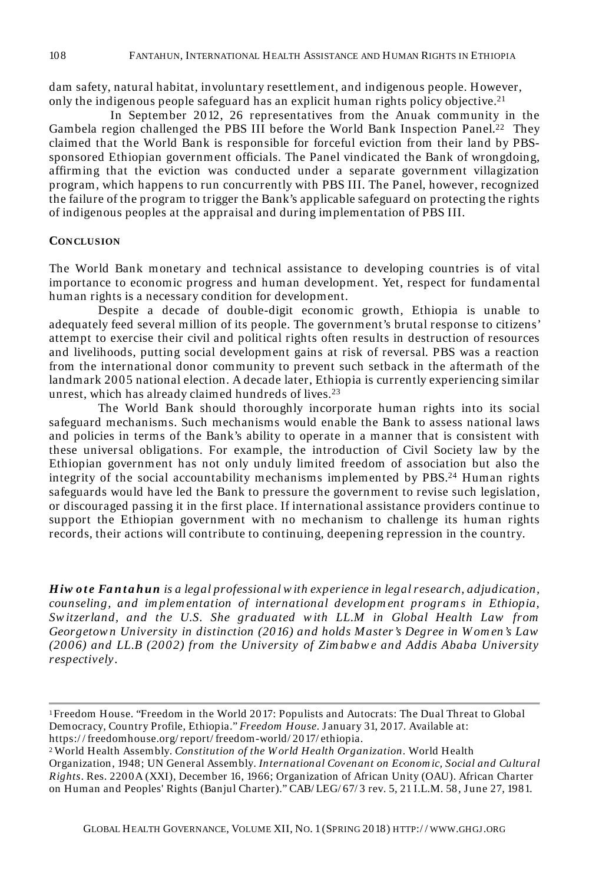dam safety, natural habitat, involuntary resettlement, and indigenous people. However, only the indigenous people safeguard has an explicit human rights policy objective.[21]

In September 2012, 26 representatives from the Anuak community in the Gambela region challenged the PBS III before the World Bank Inspection Panel.[22] They claimed that the World Bank is responsible for forceful eviction from their land by PBS-sponsored Ethiopian government officials. The Panel vindicated the Bank of wrongdoing, affirming that the eviction was conducted under a separate government villagization program, which happens to run concurrently with PBS III. The Panel, however, recognized the failure of the program to trigger the Bank's applicable safeguard on protecting the rights of indigenous peoples at the appraisal and during implementation of PBS III.

## CONCLUSION

The World Bank monetary and technical assistance to developing countries is of vital importance to economic progress and human development. Yet, respect for fundamental human rights is a necessary condition for development.

Despite a decade of double-digit economic growth, Ethiopia is unable to adequately feed several million of its people. The government's brutal response to citizens' attempt to exercise their civil and political rights often results in destruction of resources and livelihoods, putting social development gains at risk of reversal. PBS was a reaction from the international donor community to prevent such setback in the aftermath of the landmark 2005 national election. A decade later, Ethiopia is currently experiencing similar unrest, which has already claimed hundreds of lives.[23]

The World Bank should thoroughly incorporate human rights into its social safeguard mechanisms. Such mechanisms would enable the Bank to assess national laws and policies in terms of the Bank's ability to operate in a manner that is consistent with these universal obligations. For example, the introduction of Civil Society law by the Ethiopian government has not only unduly limited freedom of association but also the integrity of the social accountability mechanisms implemented by PBS.[24] Human rights safeguards would have led the Bank to pressure the government to revise such legislation, or discouraged passing it in the first place. If international assistance providers continue to support the Ethiopian government with no mechanism to challenge its human rights records, their actions will contribute to continuing, deepening repression in the country.

***Hiwote Fantahun** is a legal professional with experience in legal research, adjudication, counseling, and implementation of international development programs in Ethiopia, Switzerland, and the U.S. She graduated with LL.M in Global Health Law from Georgetown University in distinction (2016) and holds Master's Degree in Women's Law (2006) and LL.B (2002) from the University of Zimbabwe and Addis Ababa University respectively.*

---

[1] Freedom House. "Freedom in the World 2017: Populists and Autocrats: The Dual Threat to Global Democracy, Country Profile, Ethiopia." *Freedom House*. January 31, 2017. Available at: https://freedomhouse.org/report/freedom-world/2017/ethiopia.

[2] World Health Assembly. *Constitution of the World Health Organization*. World Health Organization, 1948; UN General Assembly. *International Covenant on Economic, Social and Cultural Rights*. Res. 2200A (XXI), December 16, 1966; Organization of African Unity (OAU). African Charter on Human and Peoples' Rights (Banjul Charter)." CAB/LEG/67/3 rev. 5, 21 I.L.M. 58, June 27, 1981.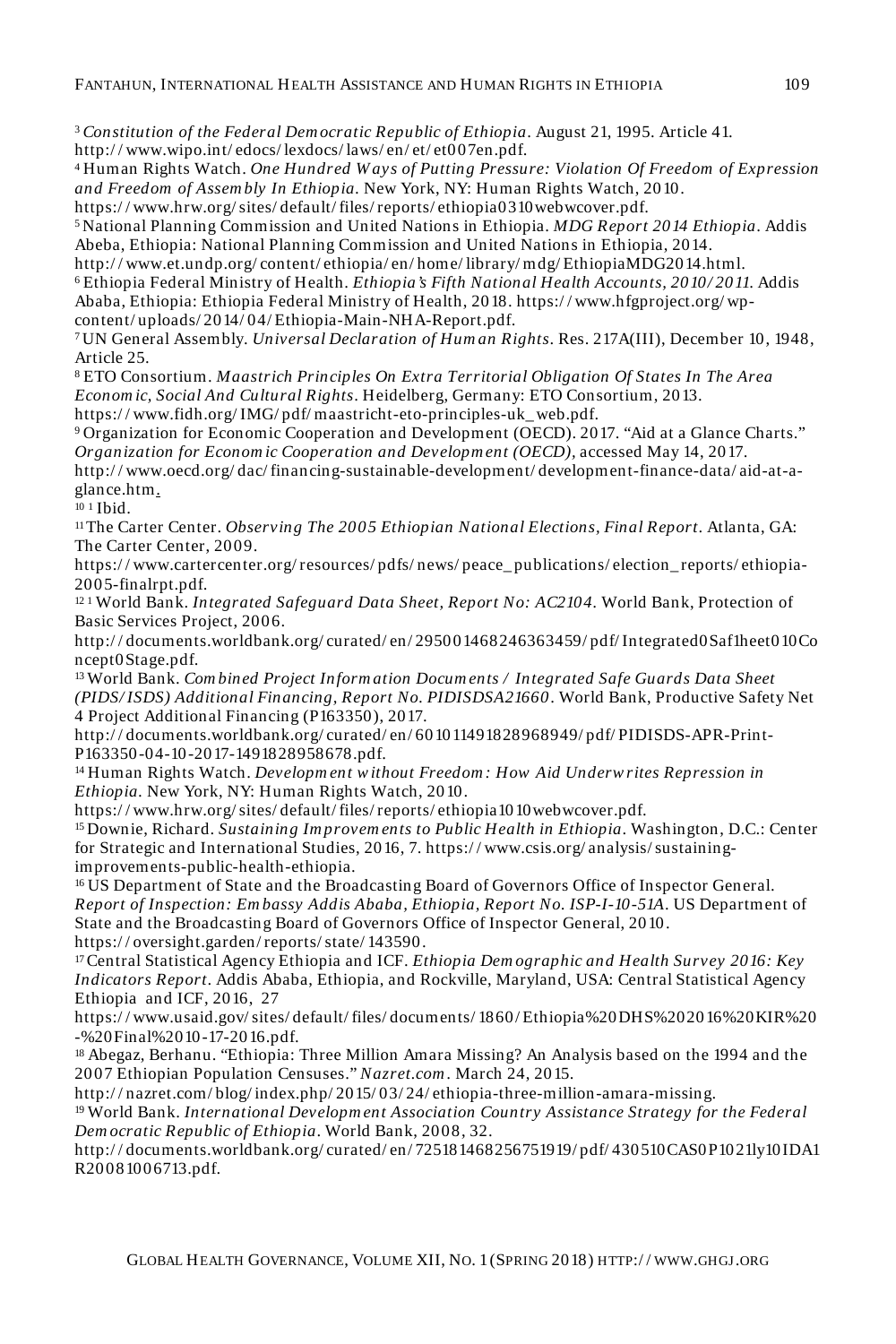[3] *Constitution of the Federal Democratic Republic of Ethiopia*. August 21, 1995. Article 41. http://www.wipo.int/edocs/lexdocs/laws/en/et/et007en.pdf.

[4] Human Rights Watch. *One Hundred Ways of Putting Pressure: Violation Of Freedom of Expression and Freedom of Assembly In Ethiopia*. New York, NY: Human Rights Watch, 2010. https://www.hrw.org/sites/default/files/reports/ethiopia0310webwcover.pdf.

[5] National Planning Commission and United Nations in Ethiopia. *MDG Report 2014 Ethiopia*. Addis Abeba, Ethiopia: National Planning Commission and United Nations in Ethiopia, 2014. http://www.et.undp.org/content/ethiopia/en/home/library/mdg/EthiopiaMDG2014.html.

[6] Ethiopia Federal Ministry of Health. *Ethiopia's Fifth National Health Accounts, 2010/2011*. Addis Ababa, Ethiopia: Ethiopia Federal Ministry of Health, 2018. https://www.hfgproject.org/wp-content/uploads/2014/04/Ethiopia-Main-NHA-Report.pdf.

[7] UN General Assembly. *Universal Declaration of Human Rights*. Res. 217A(III), December 10, 1948, Article 25.

[8] ETO Consortium. *Maastrich Principles On Extra Territorial Obligation Of States In The Area Economic, Social And Cultural Rights*. Heidelberg, Germany: ETO Consortium, 2013. https://www.fidh.org/IMG/pdf/maastricht-eto-principles-uk_web.pdf.

[9] Organization for Economic Cooperation and Development (OECD). 2017. "Aid at a Glance Charts." *Organization for Economic Cooperation and Development (OECD)*, accessed May 14, 2017. http://www.oecd.org/dac/financing-sustainable-development/development-finance-data/aid-at-a-glance.htm.

[10] 1 Ibid.

[11] The Carter Center. *Observing The 2005 Ethiopian National Elections, Final Report*. Atlanta, GA: The Carter Center, 2009. https://www.cartercenter.org/resources/pdfs/news/peace_publications/election_reports/ethiopia-2005-finalrpt.pdf.

[12] 1 World Bank. *Integrated Safeguard Data Sheet, Report No: AC2104*. World Bank, Protection of Basic Services Project, 2006. http://documents.worldbank.org/curated/en/295001468246363459/pdf/Integrated0Saf1heet010Concept0Stage.pdf.

[13] World Bank. *Combined Project Information Documents / Integrated Safe Guards Data Sheet (PIDS/ISDS) Additional Financing, Report No. PIDISDSA21660*. World Bank, Productive Safety Net 4 Project Additional Financing (P163350), 2017. http://documents.worldbank.org/curated/en/601011491828968949/pdf/PIDISDS-APR-Print-P163350-04-10-2017-1491828958678.pdf.

[14] Human Rights Watch. *Development without Freedom: How Aid Underwrites Repression in Ethiopia*. New York, NY: Human Rights Watch, 2010. https://www.hrw.org/sites/default/files/reports/ethiopia1010webwcover.pdf.

[15] Downie, Richard. *Sustaining Improvements to Public Health in Ethiopia*. Washington, D.C.: Center for Strategic and International Studies, 2016, 7. https://www.csis.org/analysis/sustaining-improvements-public-health-ethiopia.

[16] US Department of State and the Broadcasting Board of Governors Office of Inspector General. *Report of Inspection: Embassy Addis Ababa, Ethiopia, Report No. ISP-I-10-51A*. US Department of State and the Broadcasting Board of Governors Office of Inspector General, 2010. https://oversight.garden/reports/state/143590.

[17] Central Statistical Agency Ethiopia and ICF. *Ethiopia Demographic and Health Survey 2016: Key Indicators Report*. Addis Ababa, Ethiopia, and Rockville, Maryland, USA: Central Statistical Agency Ethiopia and ICF, 2016, 27 https://www.usaid.gov/sites/default/files/documents/1860/Ethiopia%20DHS%202016%20KIR%20-%20Final%2010-17-2016.pdf.

[18] Abegaz, Berhanu. "Ethiopia: Three Million Amara Missing? An Analysis based on the 1994 and the 2007 Ethiopian Population Censuses." *Nazret.com*. March 24, 2015. http://nazret.com/blog/index.php/2015/03/24/ethiopia-three-million-amara-missing.

[19] World Bank. *International Development Association Country Assistance Strategy for the Federal Democratic Republic of Ethiopia*. World Bank, 2008, 32. http://documents.worldbank.org/curated/en/725181468256751919/pdf/430510CAS0P1021ly10IDA1R20081006713.pdf.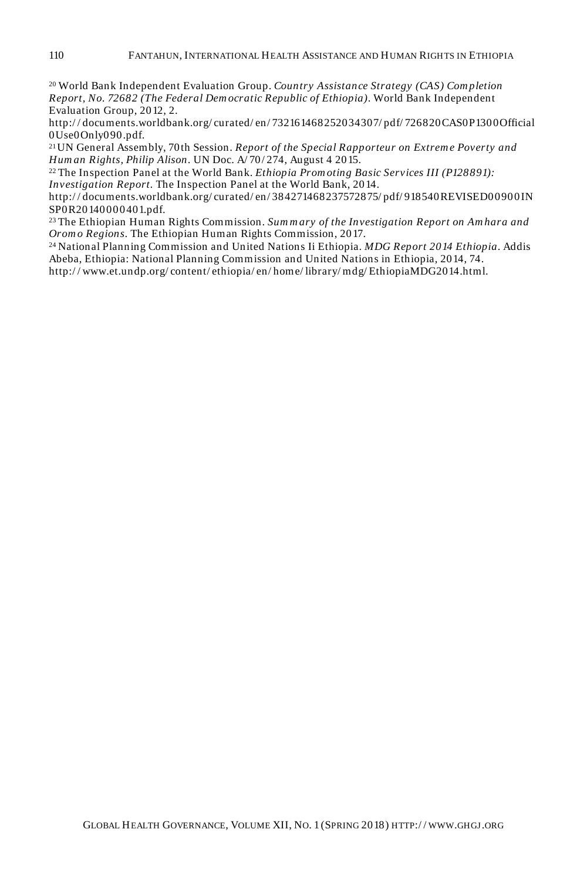[20] World Bank Independent Evaluation Group. *Country Assistance Strategy (CAS) Completion Report, No. 72682 (The Federal Democratic Republic of Ethiopia)*. World Bank Independent Evaluation Group, 2012, 2. http://documents.worldbank.org/curated/en/732161468252034307/pdf/726820CAS0P1300Official0Use0Only090.pdf.

[21] UN General Assembly, 70th Session. *Report of the Special Rapporteur on Extreme Poverty and Human Rights, Philip Alison*. UN Doc. A/70/274, August 4 2015.

[22] The Inspection Panel at the World Bank. *Ethiopia Promoting Basic Services III (P128891): Investigation Report*. The Inspection Panel at the World Bank, 2014. http://documents.worldbank.org/curated/en/384271468237572875/pdf/918540REVISED00900INSP0R20140000401.pdf.

[23] The Ethiopian Human Rights Commission. *Summary of the Investigation Report on Amhara and Oromo Regions*. The Ethiopian Human Rights Commission, 2017.

[24] National Planning Commission and United Nations Ii Ethiopia. *MDG Report 2014 Ethiopia*. Addis Abeba, Ethiopia: National Planning Commission and United Nations in Ethiopia, 2014, 74. http://www.et.undp.org/content/ethiopia/en/home/library/mdg/EthiopiaMDG2014.html.